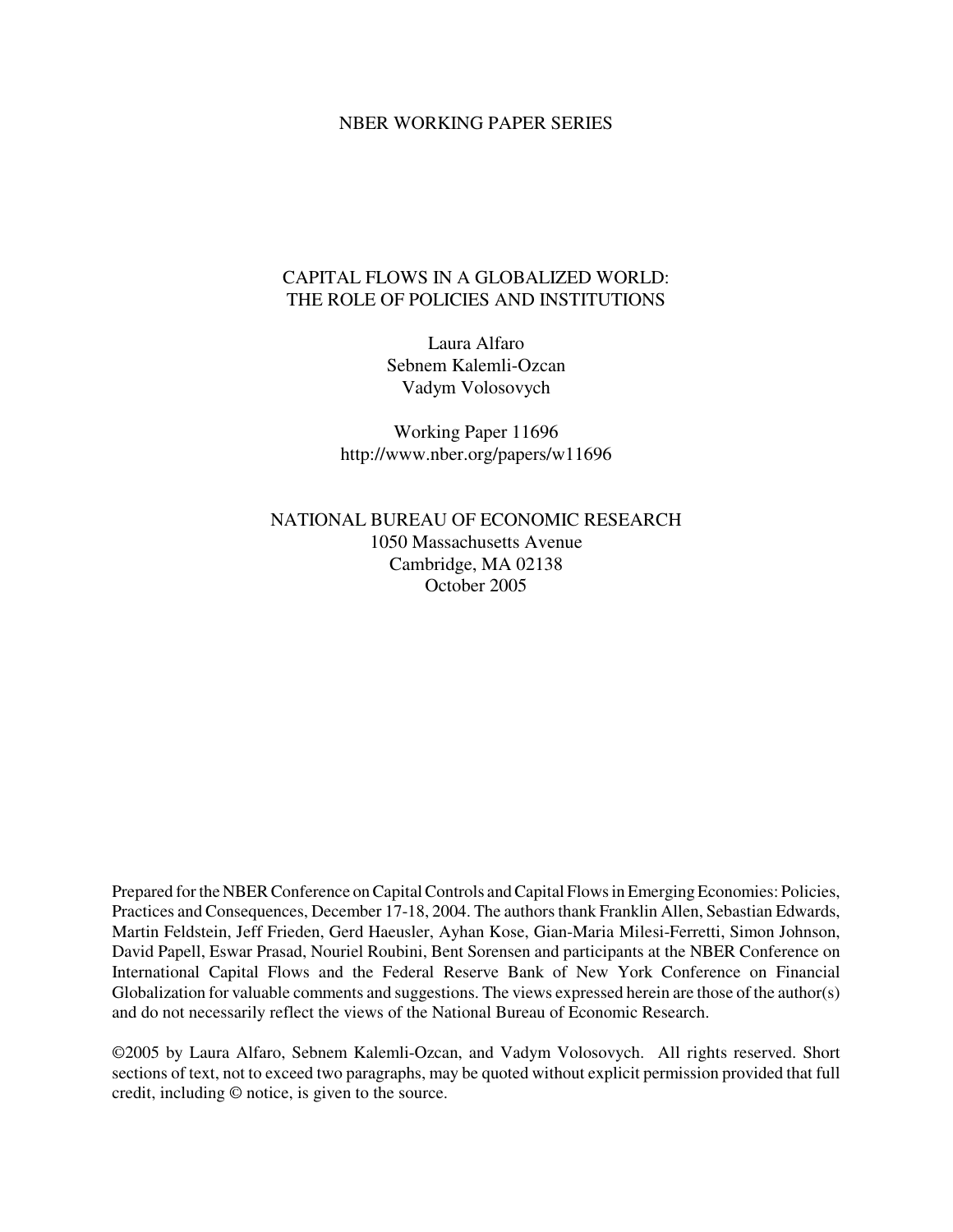NBER WORKING PAPER SERIES

# CAPITAL FLOWS IN A GLOBALIZED WORLD: THE ROLE OF POLICIES AND INSTITUTIONS

Laura Alfaro
Sebnem Kalemli-Ozcan
Vadym Volosovych

Working Paper 11696
http://www.nber.org/papers/w11696

NATIONAL BUREAU OF ECONOMIC RESEARCH
1050 Massachusetts Avenue
Cambridge, MA 02138
October 2005

Prepared for the NBER Conference on Capital Controls and Capital Flows in Emerging Economies: Policies, Practices and Consequences, December 17-18, 2004. The authors thank Franklin Allen, Sebastian Edwards, Martin Feldstein, Jeff Frieden, Gerd Haeusler, Ayhan Kose, Gian-Maria Milesi-Ferretti, Simon Johnson, David Papell, Eswar Prasad, Nouriel Roubini, Bent Sorensen and participants at the NBER Conference on International Capital Flows and the Federal Reserve Bank of New York Conference on Financial Globalization for valuable comments and suggestions. The views expressed herein are those of the author(s) and do not necessarily reflect the views of the National Bureau of Economic Research.

©2005 by Laura Alfaro, Sebnem Kalemli-Ozcan, and Vadym Volosovych. All rights reserved. Short sections of text, not to exceed two paragraphs, may be quoted without explicit permission provided that full credit, including © notice, is given to the source.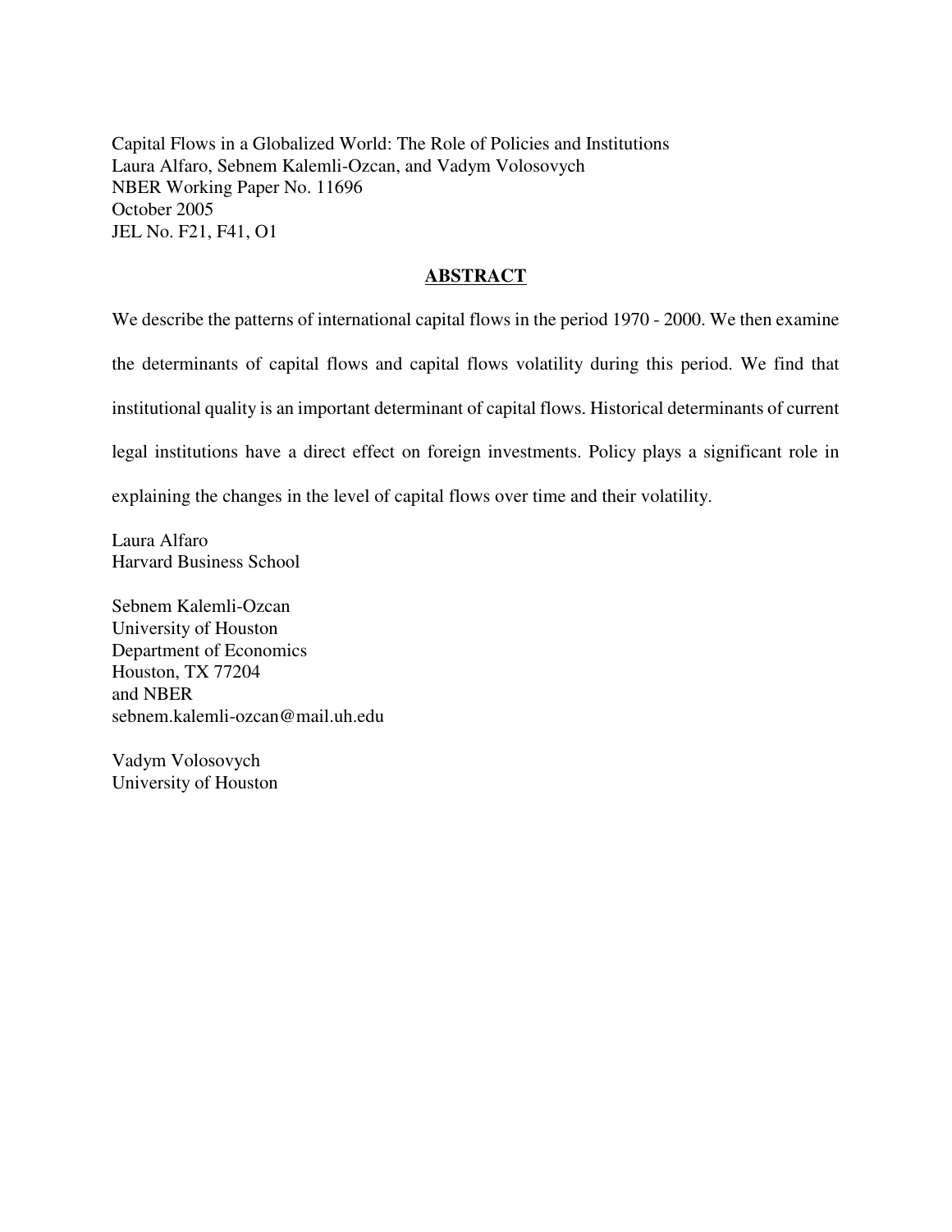Capital Flows in a Globalized World: The Role of Policies and Institutions
Laura Alfaro, Sebnem Kalemli-Ozcan, and Vadym Volosovych
NBER Working Paper No. 11696
October 2005
JEL No. F21, F41, O1

## ABSTRACT

We describe the patterns of international capital flows in the period 1970 - 2000. We then examine the determinants of capital flows and capital flows volatility during this period. We find that institutional quality is an important determinant of capital flows. Historical determinants of current legal institutions have a direct effect on foreign investments. Policy plays a significant role in explaining the changes in the level of capital flows over time and their volatility.

Laura Alfaro
Harvard Business School

Sebnem Kalemli-Ozcan
University of Houston
Department of Economics
Houston, TX 77204
and NBER
sebnem.kalemli-ozcan@mail.uh.edu

Vadym Volosovych
University of Houston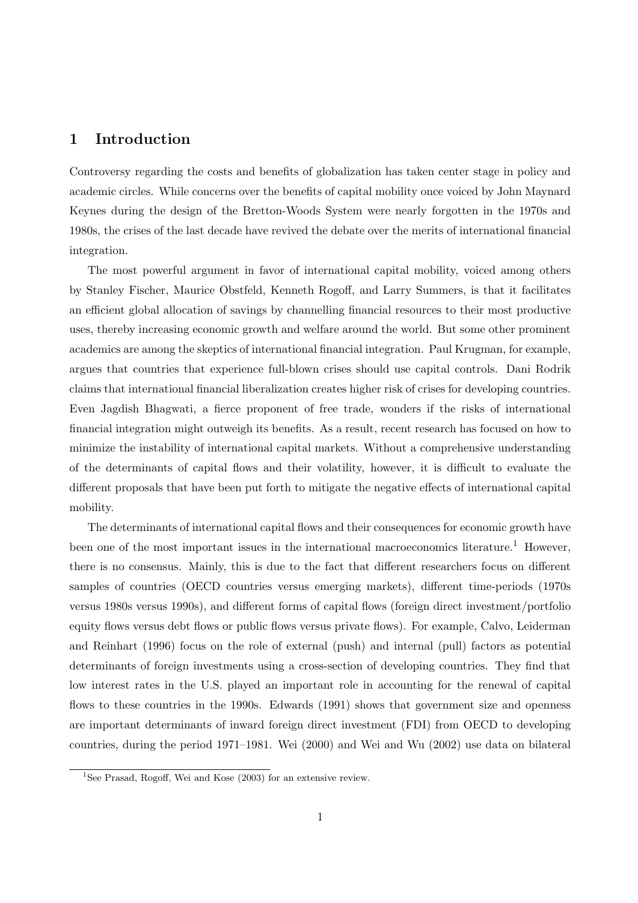## 1 Introduction

Controversy regarding the costs and benefits of globalization has taken center stage in policy and academic circles. While concerns over the benefits of capital mobility once voiced by John Maynard Keynes during the design of the Bretton-Woods System were nearly forgotten in the 1970s and 1980s, the crises of the last decade have revived the debate over the merits of international financial integration.

The most powerful argument in favor of international capital mobility, voiced among others by Stanley Fischer, Maurice Obstfeld, Kenneth Rogoff, and Larry Summers, is that it facilitates an efficient global allocation of savings by channelling financial resources to their most productive uses, thereby increasing economic growth and welfare around the world. But some other prominent academics are among the skeptics of international financial integration. Paul Krugman, for example, argues that countries that experience full-blown crises should use capital controls. Dani Rodrik claims that international financial liberalization creates higher risk of crises for developing countries. Even Jagdish Bhagwati, a fierce proponent of free trade, wonders if the risks of international financial integration might outweigh its benefits. As a result, recent research has focused on how to minimize the instability of international capital markets. Without a comprehensive understanding of the determinants of capital flows and their volatility, however, it is difficult to evaluate the different proposals that have been put forth to mitigate the negative effects of international capital mobility.

The determinants of international capital flows and their consequences for economic growth have been one of the most important issues in the international macroeconomics literature.[1] However, there is no consensus. Mainly, this is due to the fact that different researchers focus on different samples of countries (OECD countries versus emerging markets), different time-periods (1970s versus 1980s versus 1990s), and different forms of capital flows (foreign direct investment/portfolio equity flows versus debt flows or public flows versus private flows). For example, Calvo, Leiderman and Reinhart (1996) focus on the role of external (push) and internal (pull) factors as potential determinants of foreign investments using a cross-section of developing countries. They find that low interest rates in the U.S. played an important role in accounting for the renewal of capital flows to these countries in the 1990s. Edwards (1991) shows that government size and openness are important determinants of inward foreign direct investment (FDI) from OECD to developing countries, during the period 1971–1981. Wei (2000) and Wei and Wu (2002) use data on bilateral

[1] See Prasad, Rogoff, Wei and Kose (2003) for an extensive review.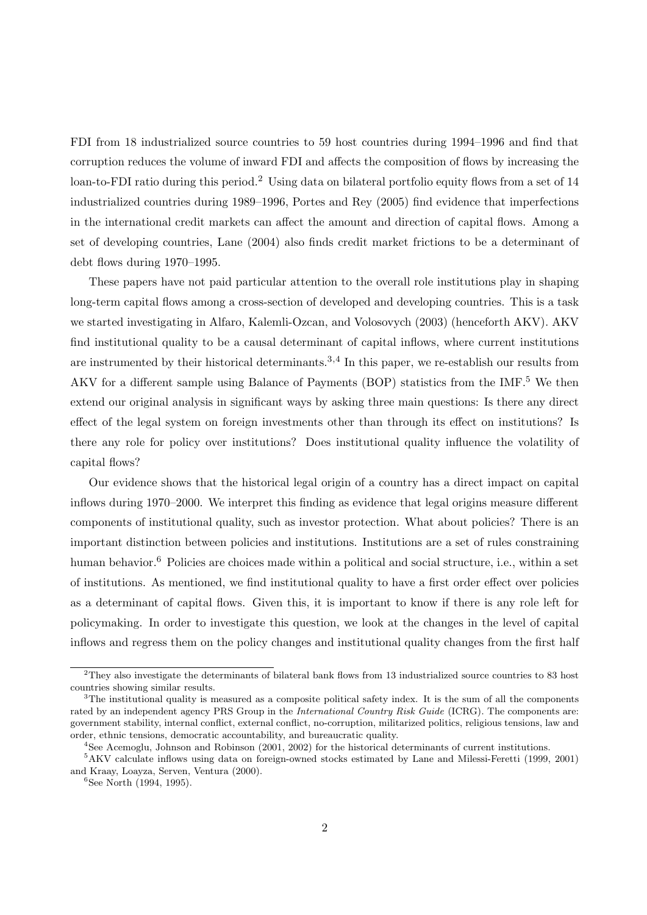FDI from 18 industrialized source countries to 59 host countries during 1994–1996 and find that corruption reduces the volume of inward FDI and affects the composition of flows by increasing the loan-to-FDI ratio during this period.[2] Using data on bilateral portfolio equity flows from a set of 14 industrialized countries during 1989–1996, Portes and Rey (2005) find evidence that imperfections in the international credit markets can affect the amount and direction of capital flows. Among a set of developing countries, Lane (2004) also finds credit market frictions to be a determinant of debt flows during 1970–1995.

These papers have not paid particular attention to the overall role institutions play in shaping long-term capital flows among a cross-section of developed and developing countries. This is a task we started investigating in Alfaro, Kalemli-Ozcan, and Volosovych (2003) (henceforth AKV). AKV find institutional quality to be a causal determinant of capital inflows, where current institutions are instrumented by their historical determinants.[3,4] In this paper, we re-establish our results from AKV for a different sample using Balance of Payments (BOP) statistics from the IMF.[5] We then extend our original analysis in significant ways by asking three main questions: Is there any direct effect of the legal system on foreign investments other than through its effect on institutions? Is there any role for policy over institutions? Does institutional quality influence the volatility of capital flows?

Our evidence shows that the historical legal origin of a country has a direct impact on capital inflows during 1970–2000. We interpret this finding as evidence that legal origins measure different components of institutional quality, such as investor protection. What about policies? There is an important distinction between policies and institutions. Institutions are a set of rules constraining human behavior.[6] Policies are choices made within a political and social structure, i.e., within a set of institutions. As mentioned, we find institutional quality to have a first order effect over policies as a determinant of capital flows. Given this, it is important to know if there is any role left for policymaking. In order to investigate this question, we look at the changes in the level of capital inflows and regress them on the policy changes and institutional quality changes from the first half

---

[2] They also investigate the determinants of bilateral bank flows from 13 industrialized source countries to 83 host countries showing similar results.

[3] The institutional quality is measured as a composite political safety index. It is the sum of all the components rated by an independent agency PRS Group in the *International Country Risk Guide* (ICRG). The components are: government stability, internal conflict, external conflict, no-corruption, militarized politics, religious tensions, law and order, ethnic tensions, democratic accountability, and bureaucratic quality.

[4] See Acemoglu, Johnson and Robinson (2001, 2002) for the historical determinants of current institutions.

[5] AKV calculate inflows using data on foreign-owned stocks estimated by Lane and Milessi-Feretti (1999, 2001) and Kraay, Loayza, Serven, Ventura (2000).

[6] See North (1994, 1995).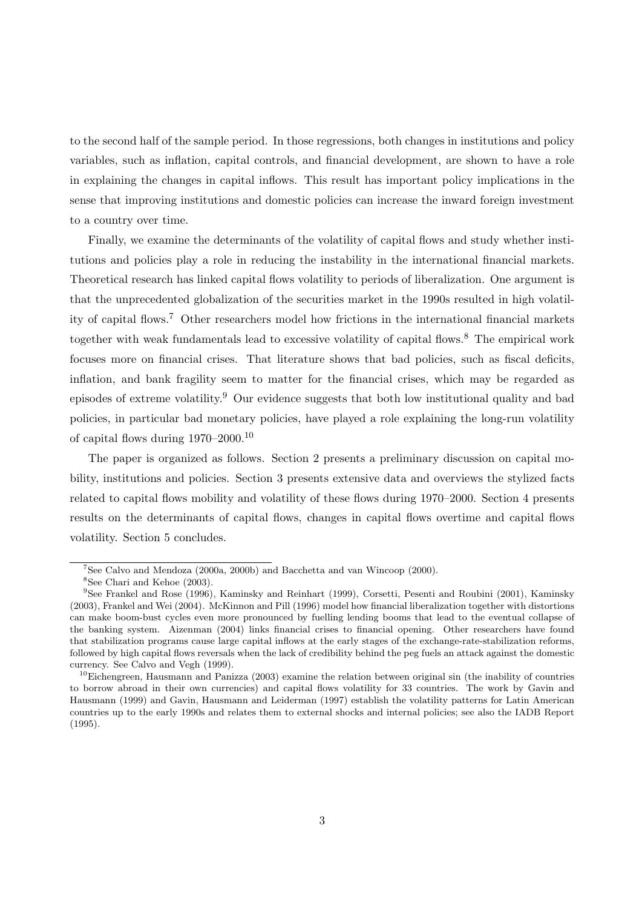to the second half of the sample period. In those regressions, both changes in institutions and policy variables, such as inflation, capital controls, and financial development, are shown to have a role in explaining the changes in capital inflows. This result has important policy implications in the sense that improving institutions and domestic policies can increase the inward foreign investment to a country over time.

Finally, we examine the determinants of the volatility of capital flows and study whether institutions and policies play a role in reducing the instability in the international financial markets. Theoretical research has linked capital flows volatility to periods of liberalization. One argument is that the unprecedented globalization of the securities market in the 1990s resulted in high volatility of capital flows.[7] Other researchers model how frictions in the international financial markets together with weak fundamentals lead to excessive volatility of capital flows.[8] The empirical work focuses more on financial crises. That literature shows that bad policies, such as fiscal deficits, inflation, and bank fragility seem to matter for the financial crises, which may be regarded as episodes of extreme volatility.[9] Our evidence suggests that both low institutional quality and bad policies, in particular bad monetary policies, have played a role explaining the long-run volatility of capital flows during 1970–2000.[10]

The paper is organized as follows. Section 2 presents a preliminary discussion on capital mobility, institutions and policies. Section 3 presents extensive data and overviews the stylized facts related to capital flows mobility and volatility of these flows during 1970–2000. Section 4 presents results on the determinants of capital flows, changes in capital flows overtime and capital flows volatility. Section 5 concludes.

---

[7] See Calvo and Mendoza (2000a, 2000b) and Bacchetta and van Wincoop (2000).

[8] See Chari and Kehoe (2003).

[9] See Frankel and Rose (1996), Kaminsky and Reinhart (1999), Corsetti, Pesenti and Roubini (2001), Kaminsky (2003), Frankel and Wei (2004). McKinnon and Pill (1996) model how financial liberalization together with distortions can make boom-bust cycles even more pronounced by fuelling lending booms that lead to the eventual collapse of the banking system. Aizenman (2004) links financial crises to financial opening. Other researchers have found that stabilization programs cause large capital inflows at the early stages of the exchange-rate-stabilization reforms, followed by high capital flows reversals when the lack of credibility behind the peg fuels an attack against the domestic currency. See Calvo and Vegh (1999).

[10] Eichengreen, Hausmann and Panizza (2003) examine the relation between original sin (the inability of countries to borrow abroad in their own currencies) and capital flows volatility for 33 countries. The work by Gavin and Hausmann (1999) and Gavin, Hausmann and Leiderman (1997) establish the volatility patterns for Latin American countries up to the early 1990s and relates them to external shocks and internal policies; see also the IADB Report (1995).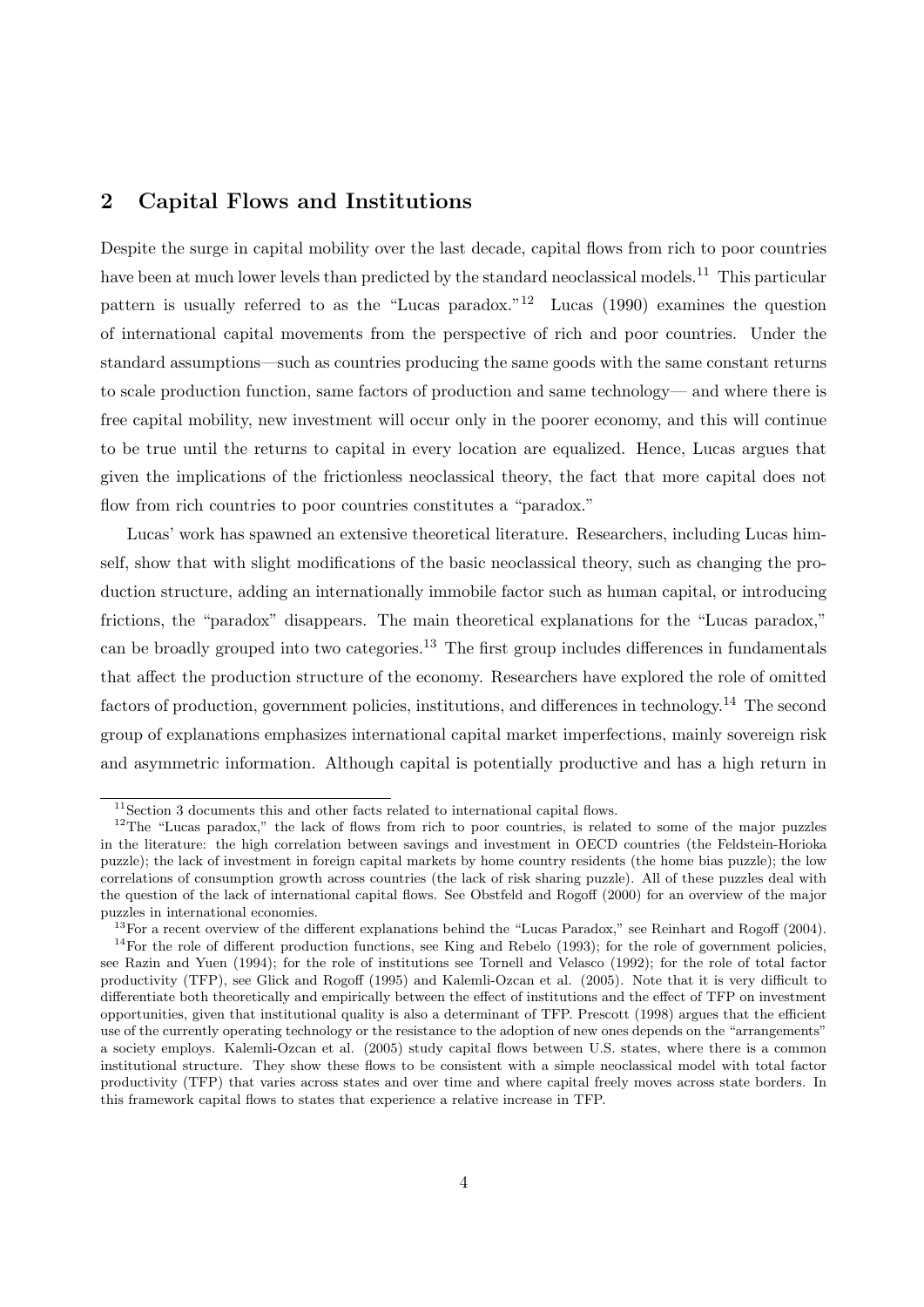## 2 Capital Flows and Institutions

Despite the surge in capital mobility over the last decade, capital flows from rich to poor countries have been at much lower levels than predicted by the standard neoclassical models.[11] This particular pattern is usually referred to as the "Lucas paradox."[12] Lucas (1990) examines the question of international capital movements from the perspective of rich and poor countries. Under the standard assumptions—such as countries producing the same goods with the same constant returns to scale production function, same factors of production and same technology— and where there is free capital mobility, new investment will occur only in the poorer economy, and this will continue to be true until the returns to capital in every location are equalized. Hence, Lucas argues that given the implications of the frictionless neoclassical theory, the fact that more capital does not flow from rich countries to poor countries constitutes a "paradox."

Lucas' work has spawned an extensive theoretical literature. Researchers, including Lucas himself, show that with slight modifications of the basic neoclassical theory, such as changing the production structure, adding an internationally immobile factor such as human capital, or introducing frictions, the "paradox" disappears. The main theoretical explanations for the "Lucas paradox," can be broadly grouped into two categories.[13] The first group includes differences in fundamentals that affect the production structure of the economy. Researchers have explored the role of omitted factors of production, government policies, institutions, and differences in technology.[14] The second group of explanations emphasizes international capital market imperfections, mainly sovereign risk and asymmetric information. Although capital is potentially productive and has a high return in

---

[11] Section 3 documents this and other facts related to international capital flows.

[12] The "Lucas paradox," the lack of flows from rich to poor countries, is related to some of the major puzzles in the literature: the high correlation between savings and investment in OECD countries (the Feldstein-Horioka puzzle); the lack of investment in foreign capital markets by home country residents (the home bias puzzle); the low correlations of consumption growth across countries (the lack of risk sharing puzzle). All of these puzzles deal with the question of the lack of international capital flows. See Obstfeld and Rogoff (2000) for an overview of the major puzzles in international economies.

[13] For a recent overview of the different explanations behind the "Lucas Paradox," see Reinhart and Rogoff (2004).

[14] For the role of different production functions, see King and Rebelo (1993); for the role of government policies, see Razin and Yuen (1994); for the role of institutions see Tornell and Velasco (1992); for the role of total factor productivity (TFP), see Glick and Rogoff (1995) and Kalemli-Ozcan et al. (2005). Note that it is very difficult to differentiate both theoretically and empirically between the effect of institutions and the effect of TFP on investment opportunities, given that institutional quality is also a determinant of TFP. Prescott (1998) argues that the efficient use of the currently operating technology or the resistance to the adoption of new ones depends on the "arrangements" a society employs. Kalemli-Ozcan et al. (2005) study capital flows between U.S. states, where there is a common institutional structure. They show these flows to be consistent with a simple neoclassical model with total factor productivity (TFP) that varies across states and over time and where capital freely moves across state borders. In this framework capital flows to states that experience a relative increase in TFP.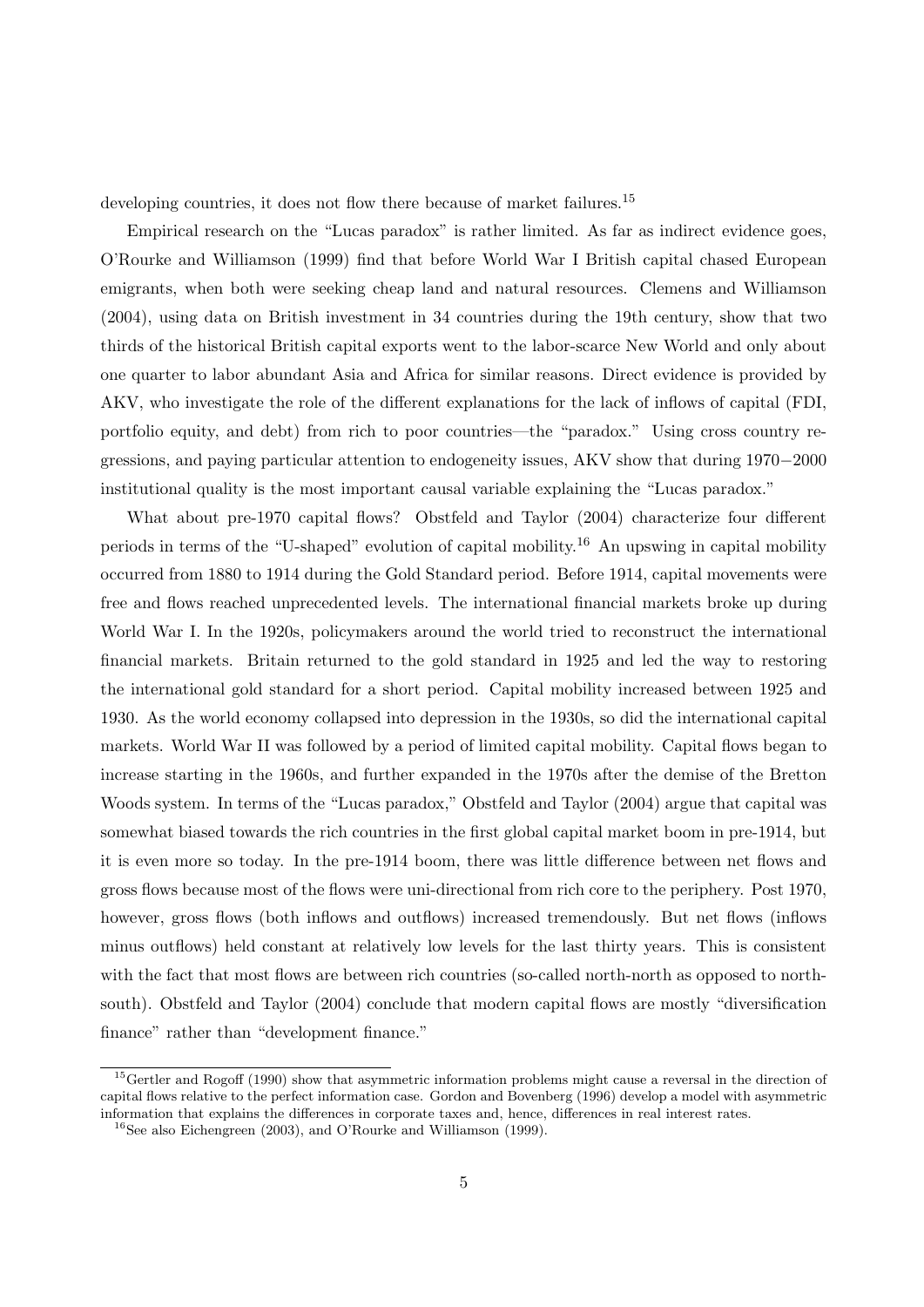developing countries, it does not flow there because of market failures.[15]

Empirical research on the "Lucas paradox" is rather limited. As far as indirect evidence goes, O'Rourke and Williamson (1999) find that before World War I British capital chased European emigrants, when both were seeking cheap land and natural resources. Clemens and Williamson (2004), using data on British investment in 34 countries during the 19th century, show that two thirds of the historical British capital exports went to the labor-scarce New World and only about one quarter to labor abundant Asia and Africa for similar reasons. Direct evidence is provided by AKV, who investigate the role of the different explanations for the lack of inflows of capital (FDI, portfolio equity, and debt) from rich to poor countries—the "paradox." Using cross country regressions, and paying particular attention to endogeneity issues, AKV show that during 1970−2000 institutional quality is the most important causal variable explaining the "Lucas paradox."

What about pre-1970 capital flows? Obstfeld and Taylor (2004) characterize four different periods in terms of the "U-shaped" evolution of capital mobility.[16] An upswing in capital mobility occurred from 1880 to 1914 during the Gold Standard period. Before 1914, capital movements were free and flows reached unprecedented levels. The international financial markets broke up during World War I. In the 1920s, policymakers around the world tried to reconstruct the international financial markets. Britain returned to the gold standard in 1925 and led the way to restoring the international gold standard for a short period. Capital mobility increased between 1925 and 1930. As the world economy collapsed into depression in the 1930s, so did the international capital markets. World War II was followed by a period of limited capital mobility. Capital flows began to increase starting in the 1960s, and further expanded in the 1970s after the demise of the Bretton Woods system. In terms of the "Lucas paradox," Obstfeld and Taylor (2004) argue that capital was somewhat biased towards the rich countries in the first global capital market boom in pre-1914, but it is even more so today. In the pre-1914 boom, there was little difference between net flows and gross flows because most of the flows were uni-directional from rich core to the periphery. Post 1970, however, gross flows (both inflows and outflows) increased tremendously. But net flows (inflows minus outflows) held constant at relatively low levels for the last thirty years. This is consistent with the fact that most flows are between rich countries (so-called north-north as opposed to north-south). Obstfeld and Taylor (2004) conclude that modern capital flows are mostly "diversification finance" rather than "development finance."

[15] Gertler and Rogoff (1990) show that asymmetric information problems might cause a reversal in the direction of capital flows relative to the perfect information case. Gordon and Bovenberg (1996) develop a model with asymmetric information that explains the differences in corporate taxes and, hence, differences in real interest rates.

[16] See also Eichengreen (2003), and O'Rourke and Williamson (1999).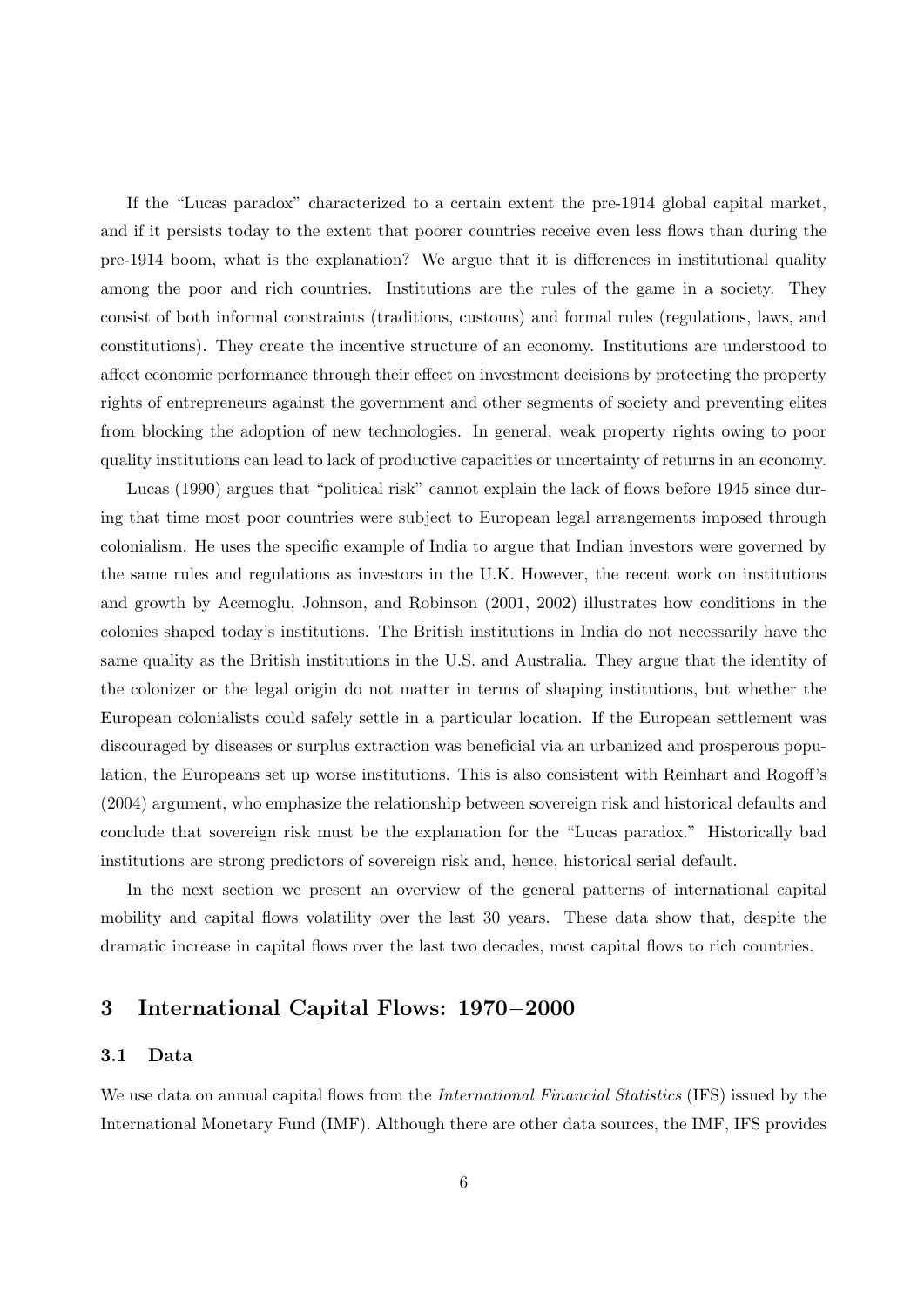If the "Lucas paradox" characterized to a certain extent the pre-1914 global capital market, and if it persists today to the extent that poorer countries receive even less flows than during the pre-1914 boom, what is the explanation? We argue that it is differences in institutional quality among the poor and rich countries. Institutions are the rules of the game in a society. They consist of both informal constraints (traditions, customs) and formal rules (regulations, laws, and constitutions). They create the incentive structure of an economy. Institutions are understood to affect economic performance through their effect on investment decisions by protecting the property rights of entrepreneurs against the government and other segments of society and preventing elites from blocking the adoption of new technologies. In general, weak property rights owing to poor quality institutions can lead to lack of productive capacities or uncertainty of returns in an economy.

Lucas (1990) argues that "political risk" cannot explain the lack of flows before 1945 since during that time most poor countries were subject to European legal arrangements imposed through colonialism. He uses the specific example of India to argue that Indian investors were governed by the same rules and regulations as investors in the U.K. However, the recent work on institutions and growth by Acemoglu, Johnson, and Robinson (2001, 2002) illustrates how conditions in the colonies shaped today's institutions. The British institutions in India do not necessarily have the same quality as the British institutions in the U.S. and Australia. They argue that the identity of the colonizer or the legal origin do not matter in terms of shaping institutions, but whether the European colonialists could safely settle in a particular location. If the European settlement was discouraged by diseases or surplus extraction was beneficial via an urbanized and prosperous population, the Europeans set up worse institutions. This is also consistent with Reinhart and Rogoff's (2004) argument, who emphasize the relationship between sovereign risk and historical defaults and conclude that sovereign risk must be the explanation for the "Lucas paradox." Historically bad institutions are strong predictors of sovereign risk and, hence, historical serial default.

In the next section we present an overview of the general patterns of international capital mobility and capital flows volatility over the last 30 years. These data show that, despite the dramatic increase in capital flows over the last two decades, most capital flows to rich countries.

## 3 International Capital Flows: 1970−2000

### 3.1 Data

We use data on annual capital flows from the *International Financial Statistics* (IFS) issued by the International Monetary Fund (IMF). Although there are other data sources, the IMF, IFS provides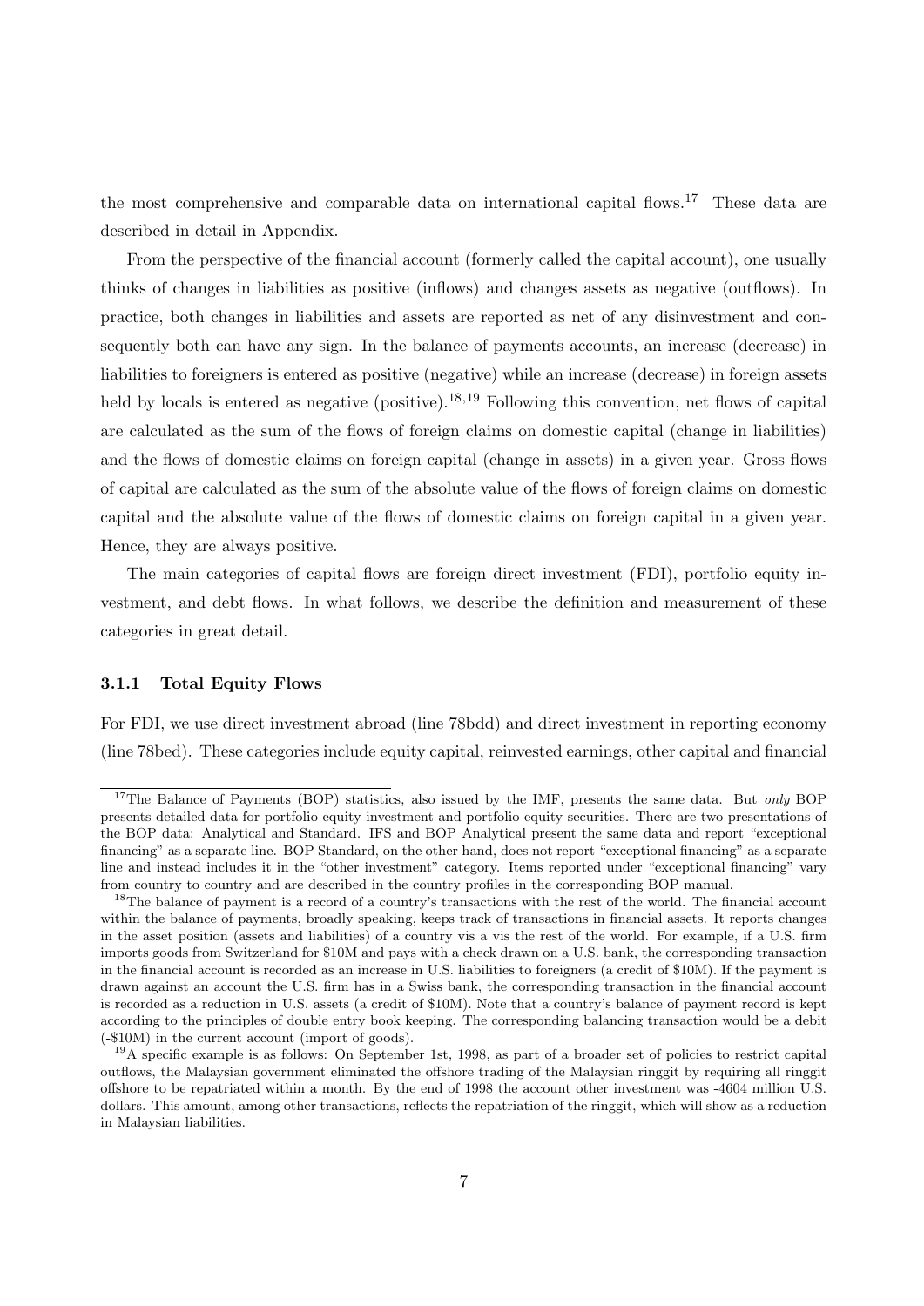the most comprehensive and comparable data on international capital flows.[17] These data are described in detail in Appendix.

From the perspective of the financial account (formerly called the capital account), one usually thinks of changes in liabilities as positive (inflows) and changes assets as negative (outflows). In practice, both changes in liabilities and assets are reported as net of any disinvestment and consequently both can have any sign. In the balance of payments accounts, an increase (decrease) in liabilities to foreigners is entered as positive (negative) while an increase (decrease) in foreign assets held by locals is entered as negative (positive).[18,19] Following this convention, net flows of capital are calculated as the sum of the flows of foreign claims on domestic capital (change in liabilities) and the flows of domestic claims on foreign capital (change in assets) in a given year. Gross flows of capital are calculated as the sum of the absolute value of the flows of foreign claims on domestic capital and the absolute value of the flows of domestic claims on foreign capital in a given year. Hence, they are always positive.

The main categories of capital flows are foreign direct investment (FDI), portfolio equity investment, and debt flows. In what follows, we describe the definition and measurement of these categories in great detail.

### 3.1.1 Total Equity Flows

For FDI, we use direct investment abroad (line 78bdd) and direct investment in reporting economy (line 78bed). These categories include equity capital, reinvested earnings, other capital and financial

---

[17] The Balance of Payments (BOP) statistics, also issued by the IMF, presents the same data. But *only* BOP presents detailed data for portfolio equity investment and portfolio equity securities. There are two presentations of the BOP data: Analytical and Standard. IFS and BOP Analytical present the same data and report "exceptional financing" as a separate line. BOP Standard, on the other hand, does not report "exceptional financing" as a separate line and instead includes it in the "other investment" category. Items reported under "exceptional financing" vary from country to country and are described in the country profiles in the corresponding BOP manual.

[18] The balance of payment is a record of a country's transactions with the rest of the world. The financial account within the balance of payments, broadly speaking, keeps track of transactions in financial assets. It reports changes in the asset position (assets and liabilities) of a country vis a vis the rest of the world. For example, if a U.S. firm imports goods from Switzerland for \$10M and pays with a check drawn on a U.S. bank, the corresponding transaction in the financial account is recorded as an increase in U.S. liabilities to foreigners (a credit of \$10M). If the payment is drawn against an account the U.S. firm has in a Swiss bank, the corresponding transaction in the financial account is recorded as a reduction in U.S. assets (a credit of \$10M). Note that a country's balance of payment record is kept according to the principles of double entry book keeping. The corresponding balancing transaction would be a debit (-\$10M) in the current account (import of goods).

[19] A specific example is as follows: On September 1st, 1998, as part of a broader set of policies to restrict capital outflows, the Malaysian government eliminated the offshore trading of the Malaysian ringgit by requiring all ringgit offshore to be repatriated within a month. By the end of 1998 the account other investment was -4604 million U.S. dollars. This amount, among other transactions, reflects the repatriation of the ringgit, which will show as a reduction in Malaysian liabilities.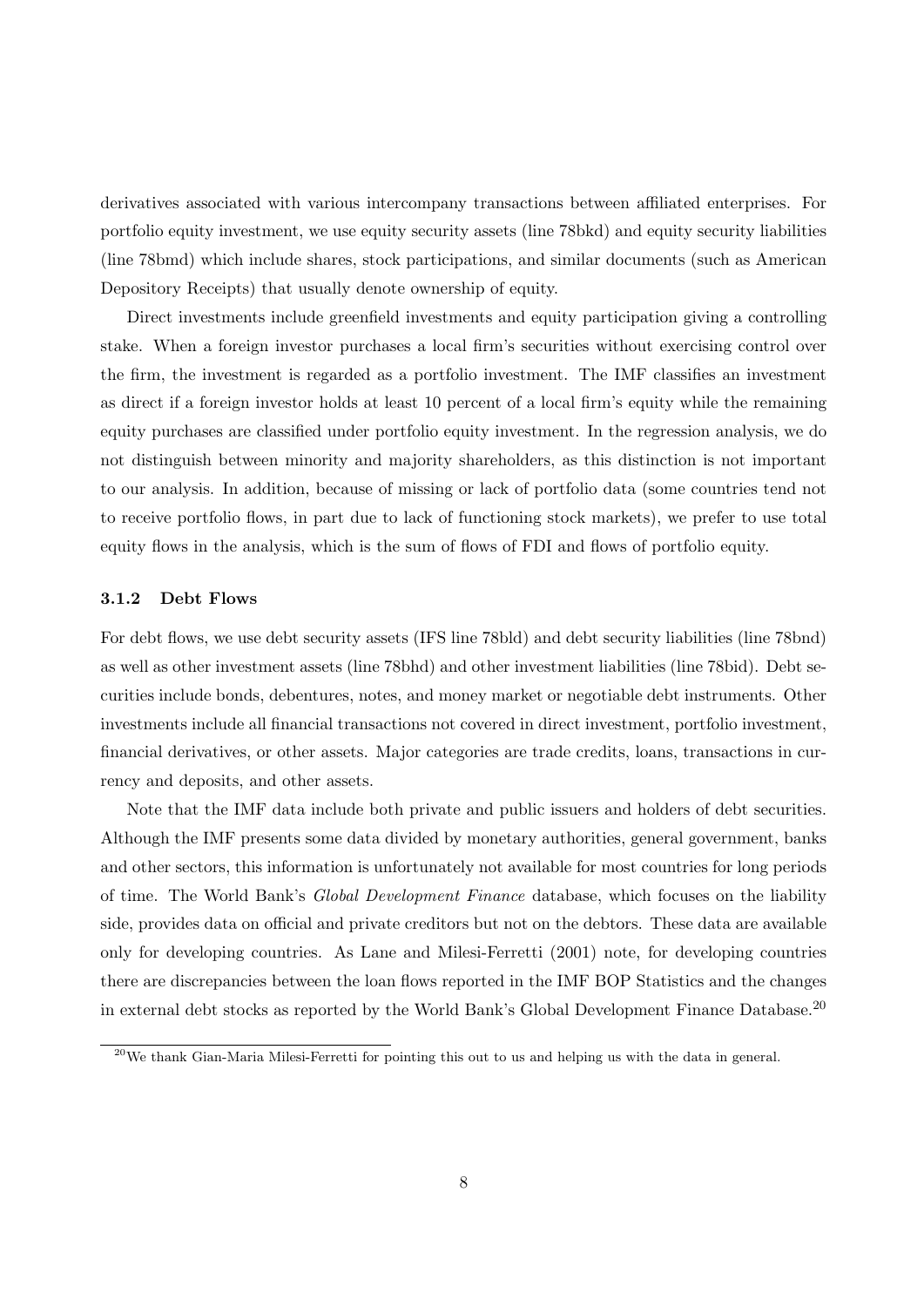derivatives associated with various intercompany transactions between affiliated enterprises. For portfolio equity investment, we use equity security assets (line 78bkd) and equity security liabilities (line 78bmd) which include shares, stock participations, and similar documents (such as American Depository Receipts) that usually denote ownership of equity.

Direct investments include greenfield investments and equity participation giving a controlling stake. When a foreign investor purchases a local firm's securities without exercising control over the firm, the investment is regarded as a portfolio investment. The IMF classifies an investment as direct if a foreign investor holds at least 10 percent of a local firm's equity while the remaining equity purchases are classified under portfolio equity investment. In the regression analysis, we do not distinguish between minority and majority shareholders, as this distinction is not important to our analysis. In addition, because of missing or lack of portfolio data (some countries tend not to receive portfolio flows, in part due to lack of functioning stock markets), we prefer to use total equity flows in the analysis, which is the sum of flows of FDI and flows of portfolio equity.

### 3.1.2 Debt Flows

For debt flows, we use debt security assets (IFS line 78bld) and debt security liabilities (line 78bnd) as well as other investment assets (line 78bhd) and other investment liabilities (line 78bid). Debt securities include bonds, debentures, notes, and money market or negotiable debt instruments. Other investments include all financial transactions not covered in direct investment, portfolio investment, financial derivatives, or other assets. Major categories are trade credits, loans, transactions in currency and deposits, and other assets.

Note that the IMF data include both private and public issuers and holders of debt securities. Although the IMF presents some data divided by monetary authorities, general government, banks and other sectors, this information is unfortunately not available for most countries for long periods of time. The World Bank's *Global Development Finance* database, which focuses on the liability side, provides data on official and private creditors but not on the debtors. These data are available only for developing countries. As Lane and Milesi-Ferretti (2001) note, for developing countries there are discrepancies between the loan flows reported in the IMF BOP Statistics and the changes in external debt stocks as reported by the World Bank's Global Development Finance Database.[20]

[20] We thank Gian-Maria Milesi-Ferretti for pointing this out to us and helping us with the data in general.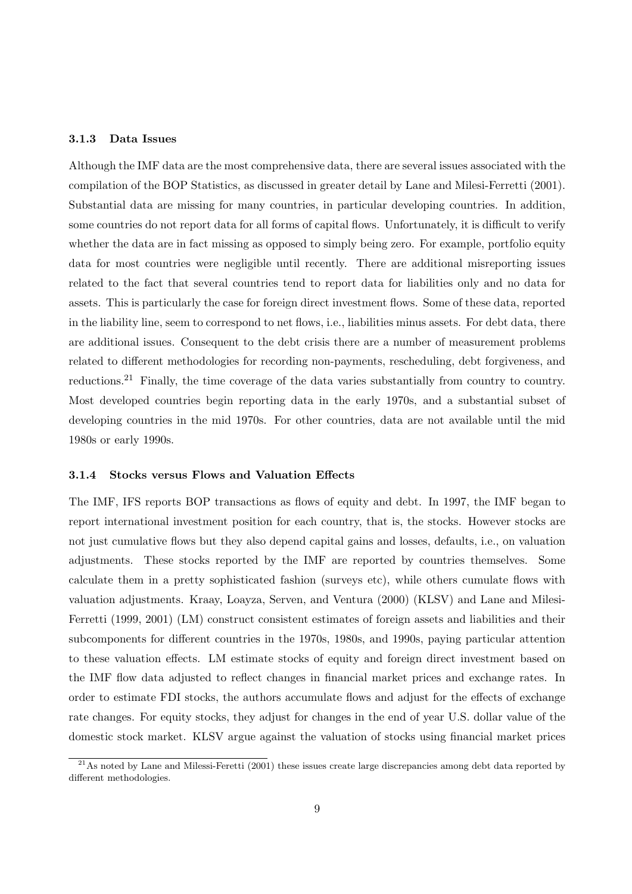### 3.1.3 Data Issues

Although the IMF data are the most comprehensive data, there are several issues associated with the compilation of the BOP Statistics, as discussed in greater detail by Lane and Milesi-Ferretti (2001). Substantial data are missing for many countries, in particular developing countries. In addition, some countries do not report data for all forms of capital flows. Unfortunately, it is difficult to verify whether the data are in fact missing as opposed to simply being zero. For example, portfolio equity data for most countries were negligible until recently. There are additional misreporting issues related to the fact that several countries tend to report data for liabilities only and no data for assets. This is particularly the case for foreign direct investment flows. Some of these data, reported in the liability line, seem to correspond to net flows, i.e., liabilities minus assets. For debt data, there are additional issues. Consequent to the debt crisis there are a number of measurement problems related to different methodologies for recording non-payments, rescheduling, debt forgiveness, and reductions.[21] Finally, the time coverage of the data varies substantially from country to country. Most developed countries begin reporting data in the early 1970s, and a substantial subset of developing countries in the mid 1970s. For other countries, data are not available until the mid 1980s or early 1990s.

### 3.1.4 Stocks versus Flows and Valuation Effects

The IMF, IFS reports BOP transactions as flows of equity and debt. In 1997, the IMF began to report international investment position for each country, that is, the stocks. However stocks are not just cumulative flows but they also depend capital gains and losses, defaults, i.e., on valuation adjustments. These stocks reported by the IMF are reported by countries themselves. Some calculate them in a pretty sophisticated fashion (surveys etc), while others cumulate flows with valuation adjustments. Kraay, Loayza, Serven, and Ventura (2000) (KLSV) and Lane and Milesi-Ferretti (1999, 2001) (LM) construct consistent estimates of foreign assets and liabilities and their subcomponents for different countries in the 1970s, 1980s, and 1990s, paying particular attention to these valuation effects. LM estimate stocks of equity and foreign direct investment based on the IMF flow data adjusted to reflect changes in financial market prices and exchange rates. In order to estimate FDI stocks, the authors accumulate flows and adjust for the effects of exchange rate changes. For equity stocks, they adjust for changes in the end of year U.S. dollar value of the domestic stock market. KLSV argue against the valuation of stocks using financial market prices

[21] As noted by Lane and Milessi-Ferretti (2001) these issues create large discrepancies among debt data reported by different methodologies.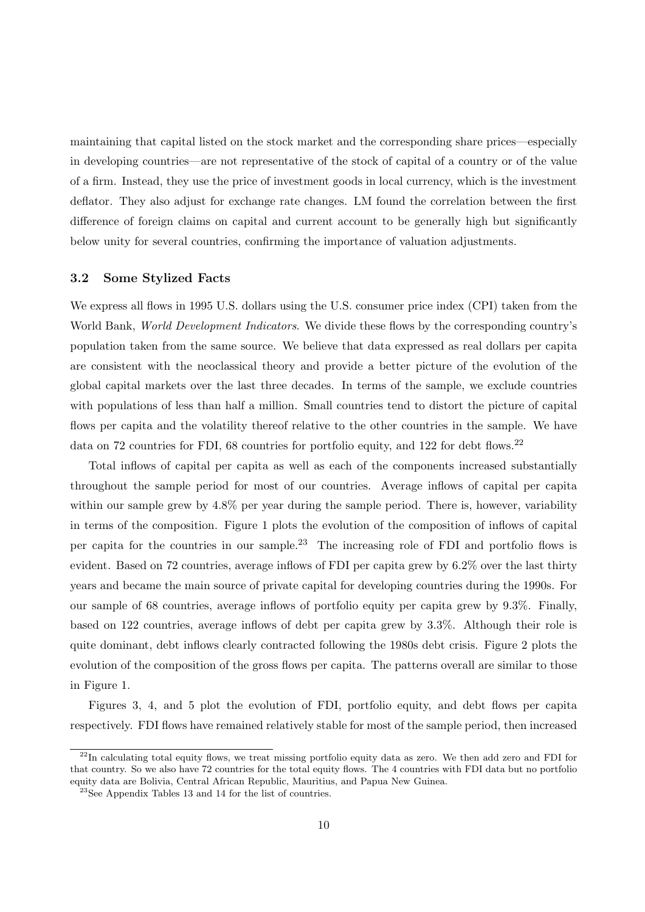maintaining that capital listed on the stock market and the corresponding share prices—especially in developing countries—are not representative of the stock of capital of a country or of the value of a firm. Instead, they use the price of investment goods in local currency, which is the investment deflator. They also adjust for exchange rate changes. LM found the correlation between the first difference of foreign claims on capital and current account to be generally high but significantly below unity for several countries, confirming the importance of valuation adjustments.

### 3.2 Some Stylized Facts

We express all flows in 1995 U.S. dollars using the U.S. consumer price index (CPI) taken from the World Bank, *World Development Indicators*. We divide these flows by the corresponding country's population taken from the same source. We believe that data expressed as real dollars per capita are consistent with the neoclassical theory and provide a better picture of the evolution of the global capital markets over the last three decades. In terms of the sample, we exclude countries with populations of less than half a million. Small countries tend to distort the picture of capital flows per capita and the volatility thereof relative to the other countries in the sample. We have data on 72 countries for FDI, 68 countries for portfolio equity, and 122 for debt flows.[22]

Total inflows of capital per capita as well as each of the components increased substantially throughout the sample period for most of our countries. Average inflows of capital per capita within our sample grew by 4.8% per year during the sample period. There is, however, variability in terms of the composition. Figure 1 plots the evolution of the composition of inflows of capital per capita for the countries in our sample.[23] The increasing role of FDI and portfolio flows is evident. Based on 72 countries, average inflows of FDI per capita grew by 6.2% over the last thirty years and became the main source of private capital for developing countries during the 1990s. For our sample of 68 countries, average inflows of portfolio equity per capita grew by 9.3%. Finally, based on 122 countries, average inflows of debt per capita grew by 3.3%. Although their role is quite dominant, debt inflows clearly contracted following the 1980s debt crisis. Figure 2 plots the evolution of the composition of the gross flows per capita. The patterns overall are similar to those in Figure 1.

Figures 3, 4, and 5 plot the evolution of FDI, portfolio equity, and debt flows per capita respectively. FDI flows have remained relatively stable for most of the sample period, then increased

[22] In calculating total equity flows, we treat missing portfolio equity data as zero. We then add zero and FDI for that country. So we also have 72 countries for the total equity flows. The 4 countries with FDI data but no portfolio equity data are Bolivia, Central African Republic, Mauritius, and Papua New Guinea.

[23] See Appendix Tables 13 and 14 for the list of countries.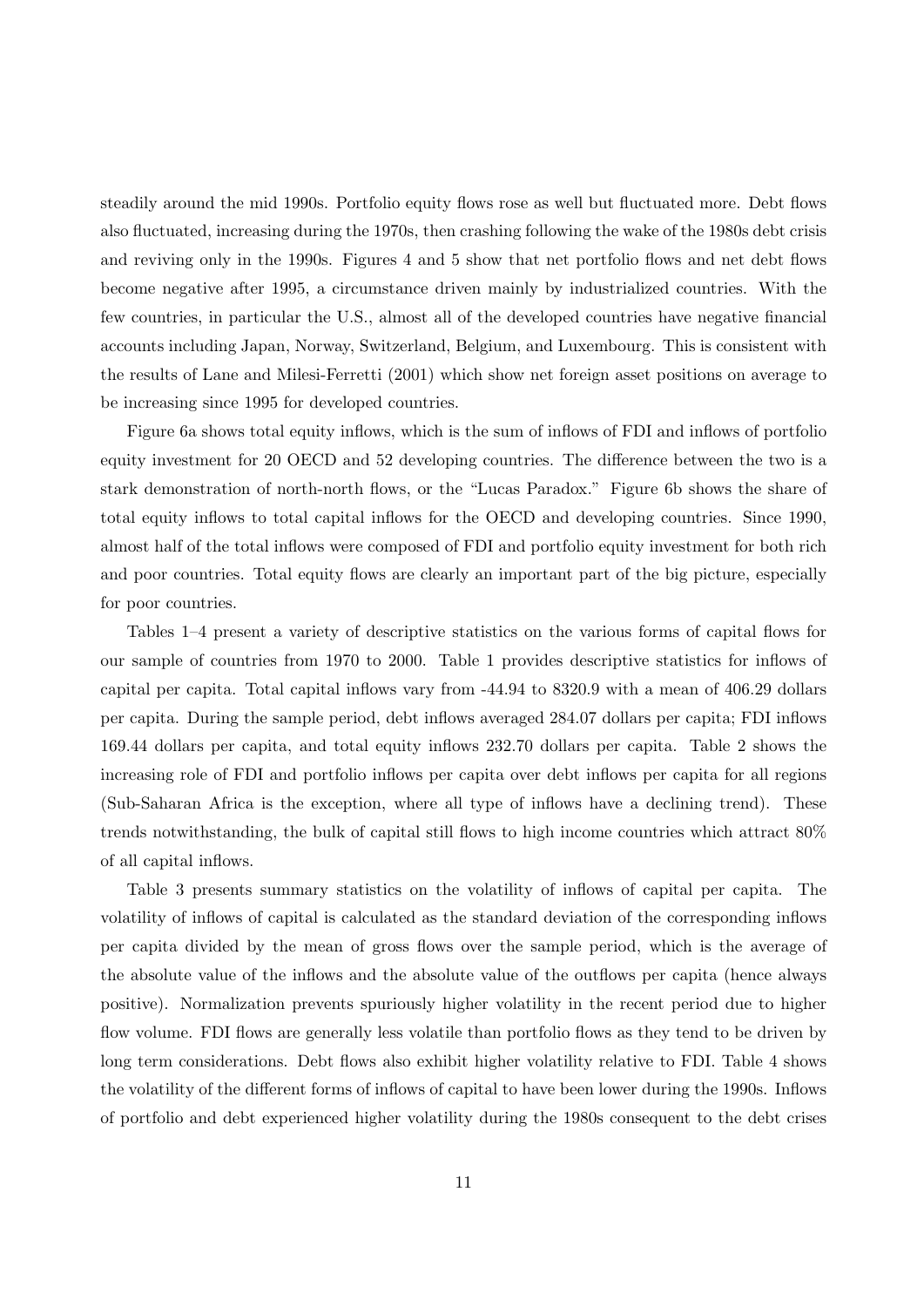steadily around the mid 1990s. Portfolio equity flows rose as well but fluctuated more. Debt flows also fluctuated, increasing during the 1970s, then crashing following the wake of the 1980s debt crisis and reviving only in the 1990s. Figures 4 and 5 show that net portfolio flows and net debt flows become negative after 1995, a circumstance driven mainly by industrialized countries. With the few countries, in particular the U.S., almost all of the developed countries have negative financial accounts including Japan, Norway, Switzerland, Belgium, and Luxembourg. This is consistent with the results of Lane and Milesi-Ferretti (2001) which show net foreign asset positions on average to be increasing since 1995 for developed countries.

Figure 6a shows total equity inflows, which is the sum of inflows of FDI and inflows of portfolio equity investment for 20 OECD and 52 developing countries. The difference between the two is a stark demonstration of north-north flows, or the "Lucas Paradox." Figure 6b shows the share of total equity inflows to total capital inflows for the OECD and developing countries. Since 1990, almost half of the total inflows were composed of FDI and portfolio equity investment for both rich and poor countries. Total equity flows are clearly an important part of the big picture, especially for poor countries.

Tables 1–4 present a variety of descriptive statistics on the various forms of capital flows for our sample of countries from 1970 to 2000. Table 1 provides descriptive statistics for inflows of capital per capita. Total capital inflows vary from -44.94 to 8320.9 with a mean of 406.29 dollars per capita. During the sample period, debt inflows averaged 284.07 dollars per capita; FDI inflows 169.44 dollars per capita, and total equity inflows 232.70 dollars per capita. Table 2 shows the increasing role of FDI and portfolio inflows per capita over debt inflows per capita for all regions (Sub-Saharan Africa is the exception, where all type of inflows have a declining trend). These trends notwithstanding, the bulk of capital still flows to high income countries which attract 80% of all capital inflows.

Table 3 presents summary statistics on the volatility of inflows of capital per capita. The volatility of inflows of capital is calculated as the standard deviation of the corresponding inflows per capita divided by the mean of gross flows over the sample period, which is the average of the absolute value of the inflows and the absolute value of the outflows per capita (hence always positive). Normalization prevents spuriously higher volatility in the recent period due to higher flow volume. FDI flows are generally less volatile than portfolio flows as they tend to be driven by long term considerations. Debt flows also exhibit higher volatility relative to FDI. Table 4 shows the volatility of the different forms of inflows of capital to have been lower during the 1990s. Inflows of portfolio and debt experienced higher volatility during the 1980s consequent to the debt crises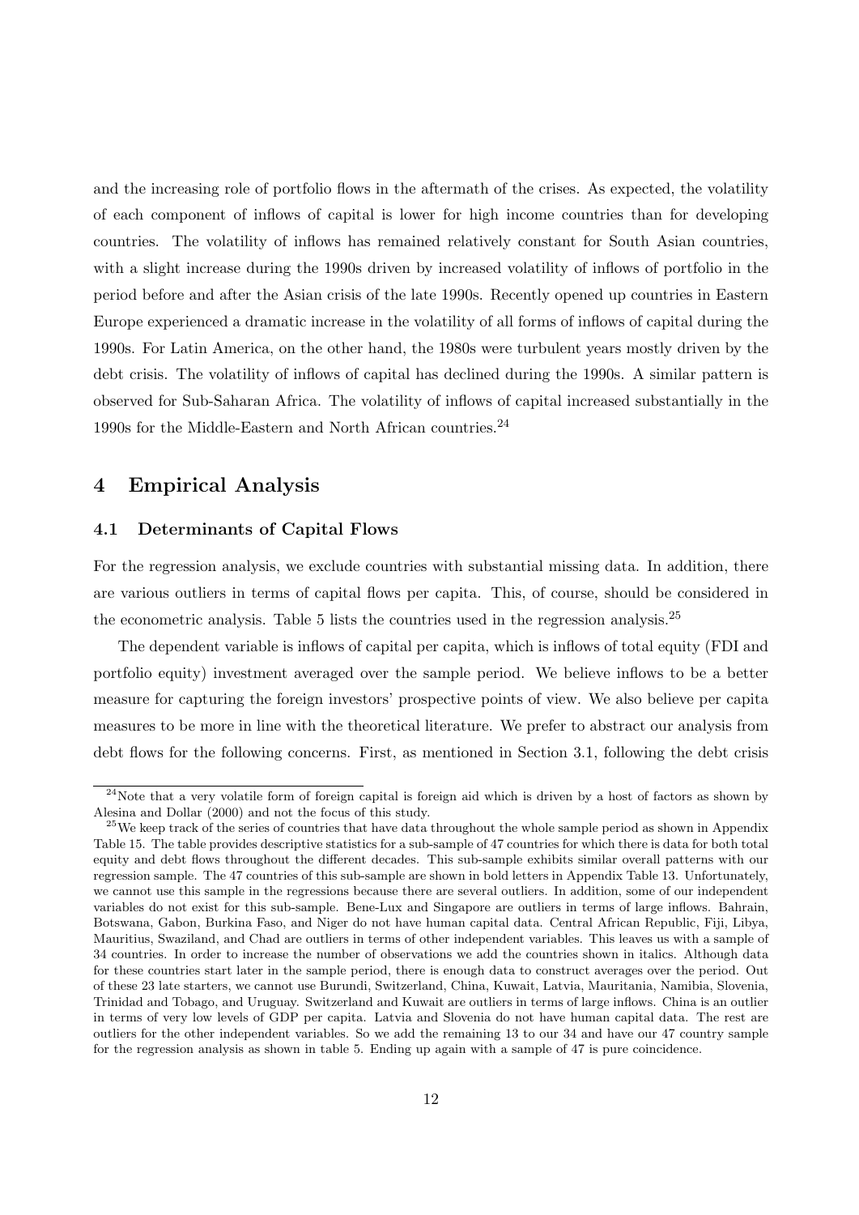and the increasing role of portfolio flows in the aftermath of the crises. As expected, the volatility of each component of inflows of capital is lower for high income countries than for developing countries. The volatility of inflows has remained relatively constant for South Asian countries, with a slight increase during the 1990s driven by increased volatility of inflows of portfolio in the period before and after the Asian crisis of the late 1990s. Recently opened up countries in Eastern Europe experienced a dramatic increase in the volatility of all forms of inflows of capital during the 1990s. For Latin America, on the other hand, the 1980s were turbulent years mostly driven by the debt crisis. The volatility of inflows of capital has declined during the 1990s. A similar pattern is observed for Sub-Saharan Africa. The volatility of inflows of capital increased substantially in the 1990s for the Middle-Eastern and North African countries.[24]

# 4 Empirical Analysis

## 4.1 Determinants of Capital Flows

For the regression analysis, we exclude countries with substantial missing data. In addition, there are various outliers in terms of capital flows per capita. This, of course, should be considered in the econometric analysis. Table 5 lists the countries used in the regression analysis.[25]

The dependent variable is inflows of capital per capita, which is inflows of total equity (FDI and portfolio equity) investment averaged over the sample period. We believe inflows to be a better measure for capturing the foreign investors' prospective points of view. We also believe per capita measures to be more in line with the theoretical literature. We prefer to abstract our analysis from debt flows for the following concerns. First, as mentioned in Section 3.1, following the debt crisis

[24] Note that a very volatile form of foreign capital is foreign aid which is driven by a host of factors as shown by Alesina and Dollar (2000) and not the focus of this study.

[25] We keep track of the series of countries that have data throughout the whole sample period as shown in Appendix Table 15. The table provides descriptive statistics for a sub-sample of 47 countries for which there is data for both total equity and debt flows throughout the different decades. This sub-sample exhibits similar overall patterns with our regression sample. The 47 countries of this sub-sample are shown in bold letters in Appendix Table 13. Unfortunately, we cannot use this sample in the regressions because there are several outliers. In addition, some of our independent variables do not exist for this sub-sample. Bene-Lux and Singapore are outliers in terms of large inflows. Bahrain, Botswana, Gabon, Burkina Faso, and Niger do not have human capital data. Central African Republic, Fiji, Libya, Mauritius, Swaziland, and Chad are outliers in terms of other independent variables. This leaves us with a sample of 34 countries. In order to increase the number of observations we add the countries shown in italics. Although data for these countries start later in the sample period, there is enough data to construct averages over the period. Out of these 23 late starters, we cannot use Burundi, Switzerland, China, Kuwait, Latvia, Mauritania, Namibia, Slovenia, Trinidad and Tobago, and Uruguay. Switzerland and Kuwait are outliers in terms of large inflows. China is an outlier in terms of very low levels of GDP per capita. Latvia and Slovenia do not have human capital data. The rest are outliers for the other independent variables. So we add the remaining 13 to our 34 and have our 47 country sample for the regression analysis as shown in table 5. Ending up again with a sample of 47 is pure coincidence.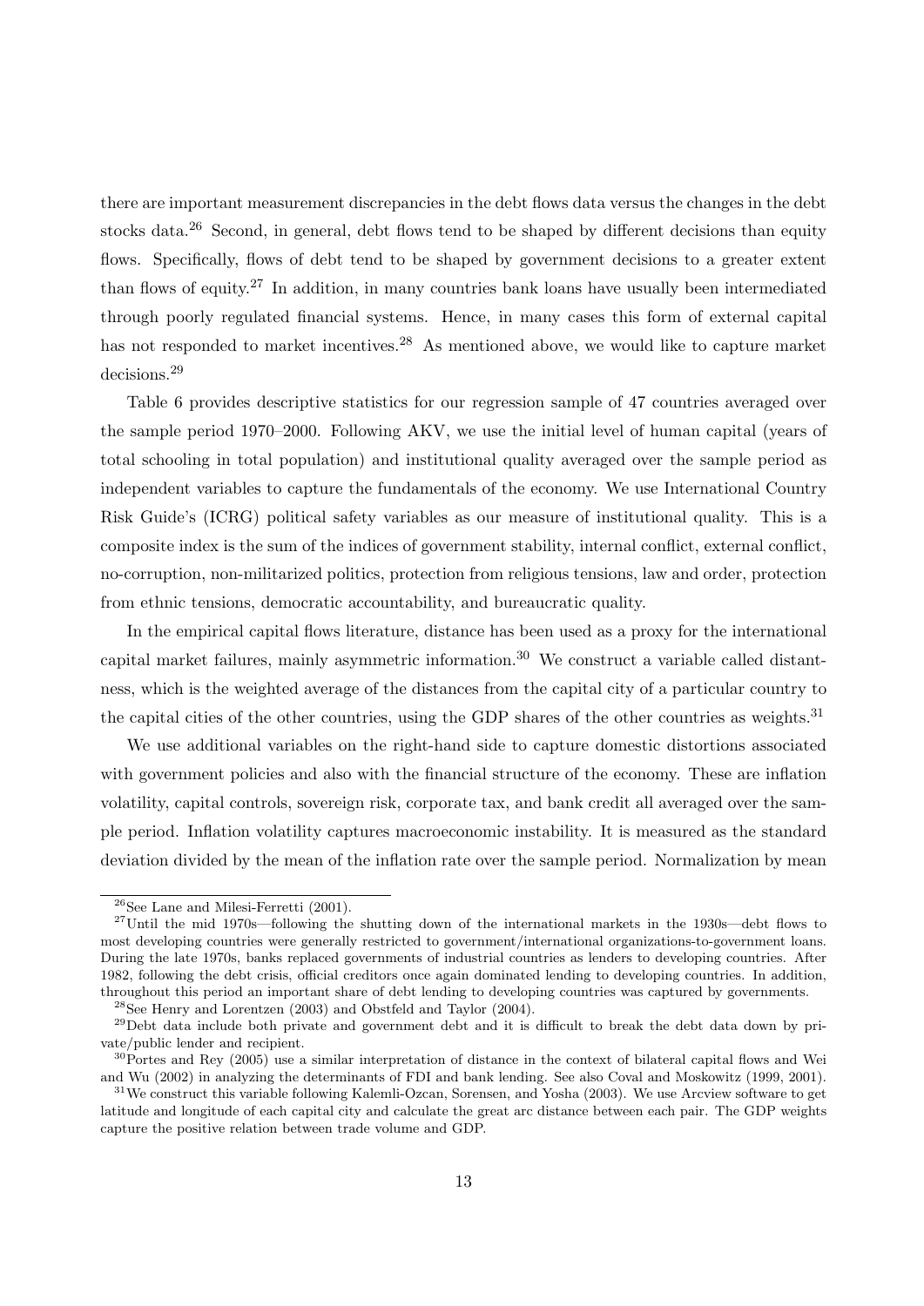there are important measurement discrepancies in the debt flows data versus the changes in the debt stocks data.[26] Second, in general, debt flows tend to be shaped by different decisions than equity flows. Specifically, flows of debt tend to be shaped by government decisions to a greater extent than flows of equity.[27] In addition, in many countries bank loans have usually been intermediated through poorly regulated financial systems. Hence, in many cases this form of external capital has not responded to market incentives.[28] As mentioned above, we would like to capture market decisions.[29]

Table 6 provides descriptive statistics for our regression sample of 47 countries averaged over the sample period 1970–2000. Following AKV, we use the initial level of human capital (years of total schooling in total population) and institutional quality averaged over the sample period as independent variables to capture the fundamentals of the economy. We use International Country Risk Guide's (ICRG) political safety variables as our measure of institutional quality. This is a composite index is the sum of the indices of government stability, internal conflict, external conflict, no-corruption, non-militarized politics, protection from religious tensions, law and order, protection from ethnic tensions, democratic accountability, and bureaucratic quality.

In the empirical capital flows literature, distance has been used as a proxy for the international capital market failures, mainly asymmetric information.[30] We construct a variable called distantness, which is the weighted average of the distances from the capital city of a particular country to the capital cities of the other countries, using the GDP shares of the other countries as weights.[31]

We use additional variables on the right-hand side to capture domestic distortions associated with government policies and also with the financial structure of the economy. These are inflation volatility, capital controls, sovereign risk, corporate tax, and bank credit all averaged over the sample period. Inflation volatility captures macroeconomic instability. It is measured as the standard deviation divided by the mean of the inflation rate over the sample period. Normalization by mean

---

[26] See Lane and Milesi-Ferretti (2001).

[27] Until the mid 1970s—following the shutting down of the international markets in the 1930s—debt flows to most developing countries were generally restricted to government/international organizations-to-government loans. During the late 1970s, banks replaced governments of industrial countries as lenders to developing countries. After 1982, following the debt crisis, official creditors once again dominated lending to developing countries. In addition, throughout this period an important share of debt lending to developing countries was captured by governments.

[28] See Henry and Lorentzen (2003) and Obstfeld and Taylor (2004).

[29] Debt data include both private and government debt and it is difficult to break the debt data down by private/public lender and recipient.

[30] Portes and Rey (2005) use a similar interpretation of distance in the context of bilateral capital flows and Wei and Wu (2002) in analyzing the determinants of FDI and bank lending. See also Coval and Moskowitz (1999, 2001).

[31] We construct this variable following Kalemli-Ozcan, Sorensen, and Yosha (2003). We use Arcview software to get latitude and longitude of each capital city and calculate the great arc distance between each pair. The GDP weights capture the positive relation between trade volume and GDP.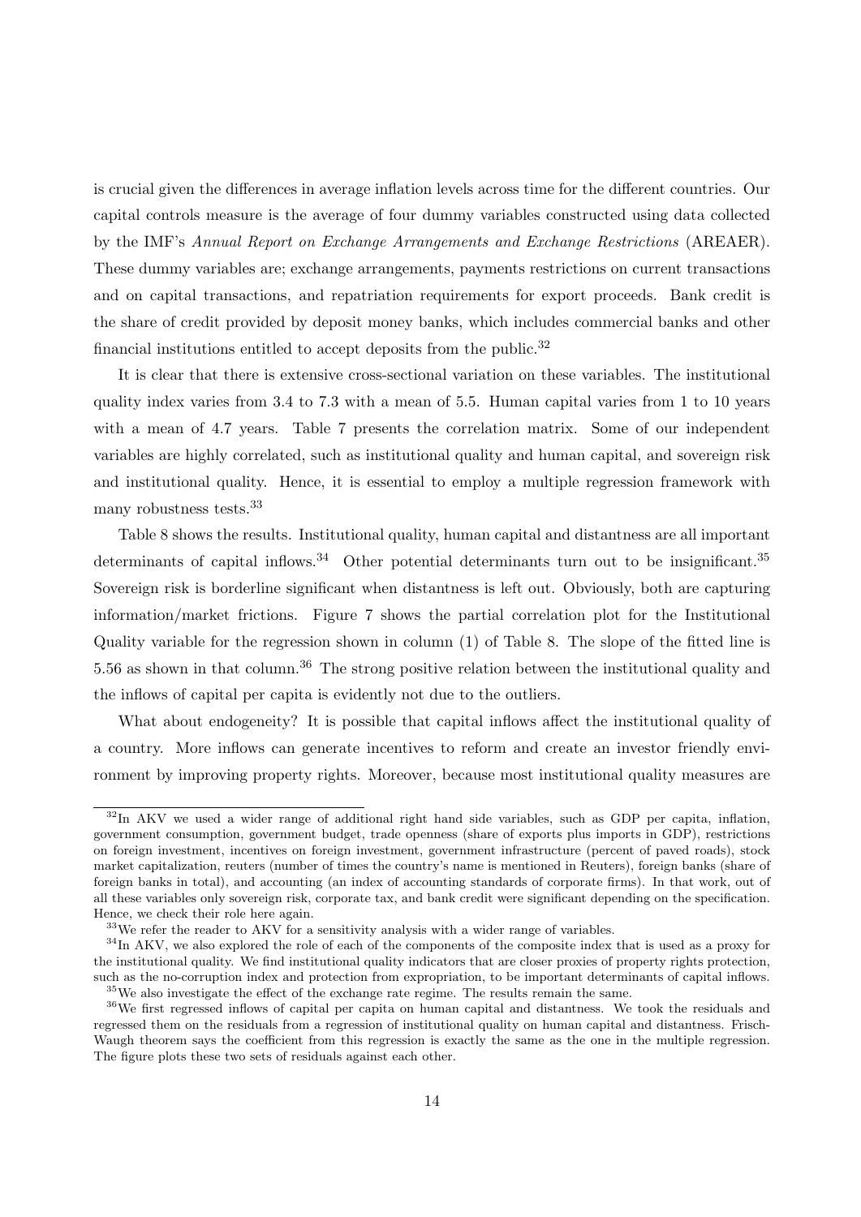is crucial given the differences in average inflation levels across time for the different countries. Our capital controls measure is the average of four dummy variables constructed using data collected by the IMF's *Annual Report on Exchange Arrangements and Exchange Restrictions* (AREAER). These dummy variables are; exchange arrangements, payments restrictions on current transactions and on capital transactions, and repatriation requirements for export proceeds. Bank credit is the share of credit provided by deposit money banks, which includes commercial banks and other financial institutions entitled to accept deposits from the public.[32]

It is clear that there is extensive cross-sectional variation on these variables. The institutional quality index varies from 3.4 to 7.3 with a mean of 5.5. Human capital varies from 1 to 10 years with a mean of 4.7 years. Table 7 presents the correlation matrix. Some of our independent variables are highly correlated, such as institutional quality and human capital, and sovereign risk and institutional quality. Hence, it is essential to employ a multiple regression framework with many robustness tests.[33]

Table 8 shows the results. Institutional quality, human capital and distantness are all important determinants of capital inflows.[34] Other potential determinants turn out to be insignificant.[35] Sovereign risk is borderline significant when distantness is left out. Obviously, both are capturing information/market frictions. Figure 7 shows the partial correlation plot for the Institutional Quality variable for the regression shown in column (1) of Table 8. The slope of the fitted line is 5.56 as shown in that column.[36] The strong positive relation between the institutional quality and the inflows of capital per capita is evidently not due to the outliers.

What about endogeneity? It is possible that capital inflows affect the institutional quality of a country. More inflows can generate incentives to reform and create an investor friendly environment by improving property rights. Moreover, because most institutional quality measures are

[32] In AKV we used a wider range of additional right hand side variables, such as GDP per capita, inflation, government consumption, government budget, trade openness (share of exports plus imports in GDP), restrictions on foreign investment, incentives on foreign investment, government infrastructure (percent of paved roads), stock market capitalization, reuters (number of times the country's name is mentioned in Reuters), foreign banks (share of foreign banks in total), and accounting (an index of accounting standards of corporate firms). In that work, out of all these variables only sovereign risk, corporate tax, and bank credit were significant depending on the specification. Hence, we check their role here again.

[33] We refer the reader to AKV for a sensitivity analysis with a wider range of variables.

[34] In AKV, we also explored the role of each of the components of the composite index that is used as a proxy for the institutional quality. We find institutional quality indicators that are closer proxies of property rights protection, such as the no-corruption index and protection from expropriation, to be important determinants of capital inflows.

[35] We also investigate the effect of the exchange rate regime. The results remain the same.

[36] We first regressed inflows of capital per capita on human capital and distantness. We took the residuals and regressed them on the residuals from a regression of institutional quality on human capital and distantness. Frisch-Waugh theorem says the coefficient from this regression is exactly the same as the one in the multiple regression. The figure plots these two sets of residuals against each other.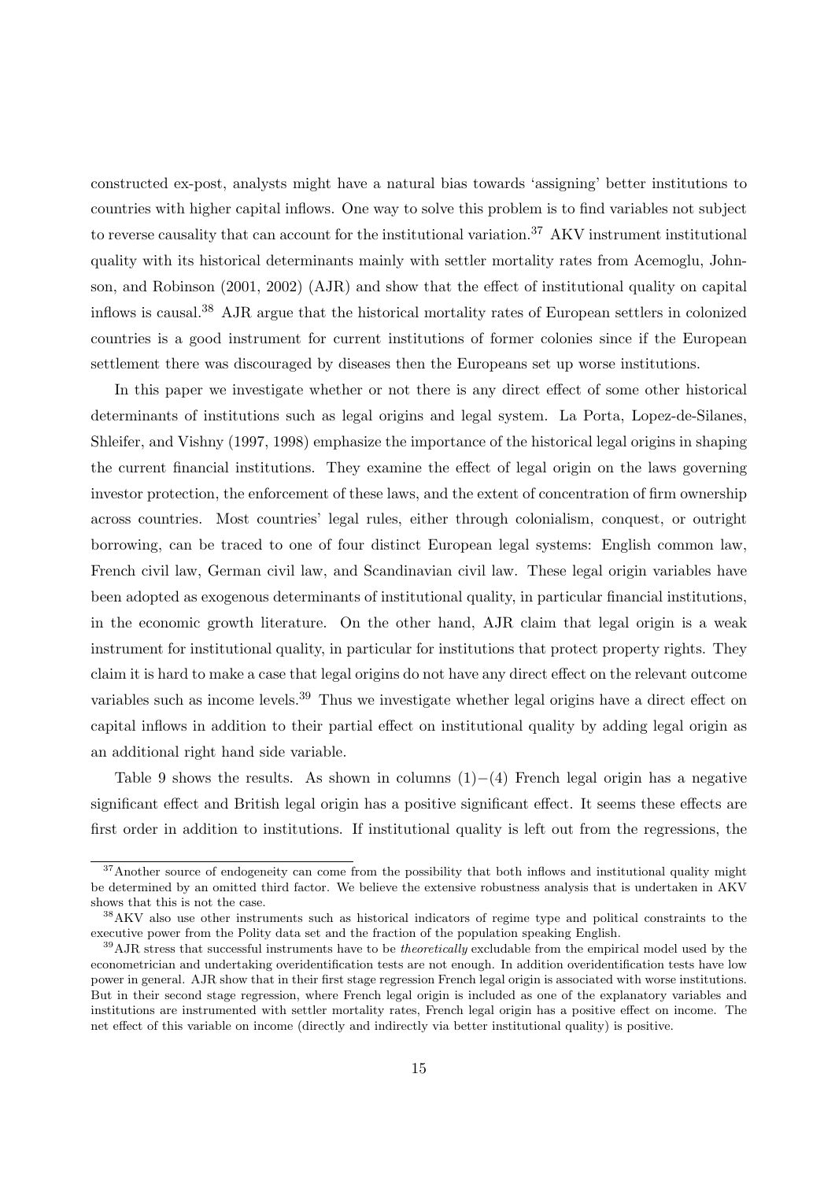constructed ex-post, analysts might have a natural bias towards 'assigning' better institutions to countries with higher capital inflows. One way to solve this problem is to find variables not subject to reverse causality that can account for the institutional variation.[37] AKV instrument institutional quality with its historical determinants mainly with settler mortality rates from Acemoglu, Johnson, and Robinson (2001, 2002) (AJR) and show that the effect of institutional quality on capital inflows is causal.[38] AJR argue that the historical mortality rates of European settlers in colonized countries is a good instrument for current institutions of former colonies since if the European settlement there was discouraged by diseases then the Europeans set up worse institutions.

In this paper we investigate whether or not there is any direct effect of some other historical determinants of institutions such as legal origins and legal system. La Porta, Lopez-de-Silanes, Shleifer, and Vishny (1997, 1998) emphasize the importance of the historical legal origins in shaping the current financial institutions. They examine the effect of legal origin on the laws governing investor protection, the enforcement of these laws, and the extent of concentration of firm ownership across countries. Most countries' legal rules, either through colonialism, conquest, or outright borrowing, can be traced to one of four distinct European legal systems: English common law, French civil law, German civil law, and Scandinavian civil law. These legal origin variables have been adopted as exogenous determinants of institutional quality, in particular financial institutions, in the economic growth literature. On the other hand, AJR claim that legal origin is a weak instrument for institutional quality, in particular for institutions that protect property rights. They claim it is hard to make a case that legal origins do not have any direct effect on the relevant outcome variables such as income levels.[39] Thus we investigate whether legal origins have a direct effect on capital inflows in addition to their partial effect on institutional quality by adding legal origin as an additional right hand side variable.

Table 9 shows the results. As shown in columns $(1)-(4)$ French legal origin has a negative significant effect and British legal origin has a positive significant effect. It seems these effects are first order in addition to institutions. If institutional quality is left out from the regressions, the

---

[37] Another source of endogeneity can come from the possibility that both inflows and institutional quality might be determined by an omitted third factor. We believe the extensive robustness analysis that is undertaken in AKV shows that this is not the case.

[38] AKV also use other instruments such as historical indicators of regime type and political constraints to the executive power from the Polity data set and the fraction of the population speaking English.

[39] AJR stress that successful instruments have to be *theoretically* excludable from the empirical model used by the econometrician and undertaking overidentification tests are not enough. In addition overidentification tests have low power in general. AJR show that in their first stage regression French legal origin is associated with worse institutions. But in their second stage regression, where French legal origin is included as one of the explanatory variables and institutions are instrumented with settler mortality rates, French legal origin has a positive effect on income. The net effect of this variable on income (directly and indirectly via better institutional quality) is positive.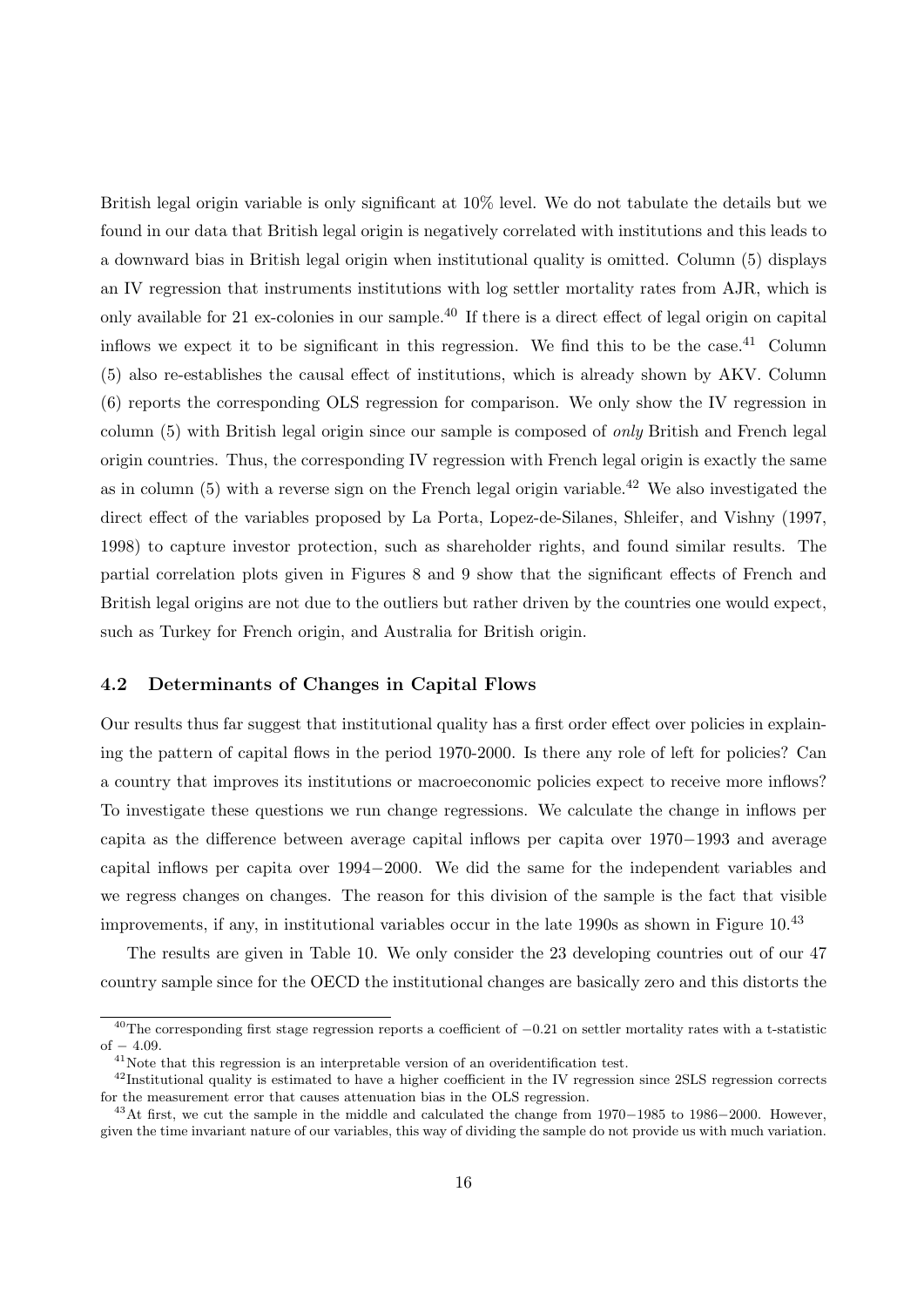British legal origin variable is only significant at 10% level. We do not tabulate the details but we found in our data that British legal origin is negatively correlated with institutions and this leads to a downward bias in British legal origin when institutional quality is omitted. Column (5) displays an IV regression that instruments institutions with log settler mortality rates from AJR, which is only available for 21 ex-colonies in our sample.[40] If there is a direct effect of legal origin on capital inflows we expect it to be significant in this regression. We find this to be the case.[41] Column (5) also re-establishes the causal effect of institutions, which is already shown by AKV. Column (6) reports the corresponding OLS regression for comparison. We only show the IV regression in column (5) with British legal origin since our sample is composed of *only* British and French legal origin countries. Thus, the corresponding IV regression with French legal origin is exactly the same as in column (5) with a reverse sign on the French legal origin variable.[42] We also investigated the direct effect of the variables proposed by La Porta, Lopez-de-Silanes, Shleifer, and Vishny (1997, 1998) to capture investor protection, such as shareholder rights, and found similar results. The partial correlation plots given in Figures 8 and 9 show that the significant effects of French and British legal origins are not due to the outliers but rather driven by the countries one would expect, such as Turkey for French origin, and Australia for British origin.

### 4.2 Determinants of Changes in Capital Flows

Our results thus far suggest that institutional quality has a first order effect over policies in explaining the pattern of capital flows in the period 1970-2000. Is there any role of left for policies? Can a country that improves its institutions or macroeconomic policies expect to receive more inflows? To investigate these questions we run change regressions. We calculate the change in inflows per capita as the difference between average capital inflows per capita over 1970−1993 and average capital inflows per capita over 1994−2000. We did the same for the independent variables and we regress changes on changes. The reason for this division of the sample is the fact that visible improvements, if any, in institutional variables occur in the late 1990s as shown in Figure 10.[43]

The results are given in Table 10. We only consider the 23 developing countries out of our 47 country sample since for the OECD the institutional changes are basically zero and this distorts the

---

[40] The corresponding first stage regression reports a coefficient of $-0.21$ on settler mortality rates with a t-statistic of $-4.09$.

[41] Note that this regression is an interpretable version of an overidentification test.

[42] Institutional quality is estimated to have a higher coefficient in the IV regression since 2SLS regression corrects for the measurement error that causes attenuation bias in the OLS regression.

[43] At first, we cut the sample in the middle and calculated the change from 1970−1985 to 1986−2000. However, given the time invariant nature of our variables, this way of dividing the sample do not provide us with much variation.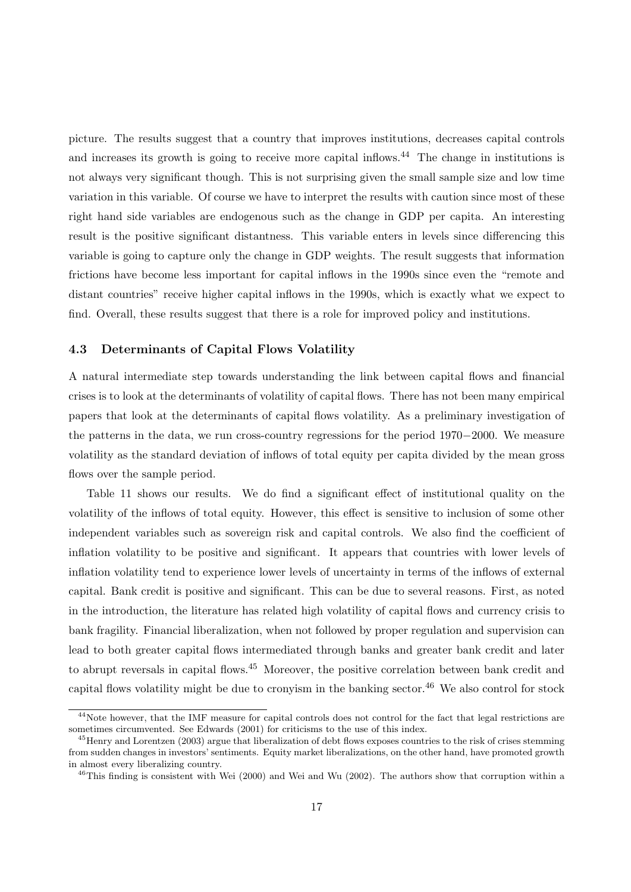picture. The results suggest that a country that improves institutions, decreases capital controls and increases its growth is going to receive more capital inflows.[44] The change in institutions is not always very significant though. This is not surprising given the small sample size and low time variation in this variable. Of course we have to interpret the results with caution since most of these right hand side variables are endogenous such as the change in GDP per capita. An interesting result is the positive significant distantness. This variable enters in levels since differencing this variable is going to capture only the change in GDP weights. The result suggests that information frictions have become less important for capital inflows in the 1990s since even the "remote and distant countries" receive higher capital inflows in the 1990s, which is exactly what we expect to find. Overall, these results suggest that there is a role for improved policy and institutions.

### 4.3 Determinants of Capital Flows Volatility

A natural intermediate step towards understanding the link between capital flows and financial crises is to look at the determinants of volatility of capital flows. There has not been many empirical papers that look at the determinants of capital flows volatility. As a preliminary investigation of the patterns in the data, we run cross-country regressions for the period 1970−2000. We measure volatility as the standard deviation of inflows of total equity per capita divided by the mean gross flows over the sample period.

Table 11 shows our results. We do find a significant effect of institutional quality on the volatility of the inflows of total equity. However, this effect is sensitive to inclusion of some other independent variables such as sovereign risk and capital controls. We also find the coefficient of inflation volatility to be positive and significant. It appears that countries with lower levels of inflation volatility tend to experience lower levels of uncertainty in terms of the inflows of external capital. Bank credit is positive and significant. This can be due to several reasons. First, as noted in the introduction, the literature has related high volatility of capital flows and currency crisis to bank fragility. Financial liberalization, when not followed by proper regulation and supervision can lead to both greater capital flows intermediated through banks and greater bank credit and later to abrupt reversals in capital flows.[45] Moreover, the positive correlation between bank credit and capital flows volatility might be due to cronyism in the banking sector.[46] We also control for stock

[44] Note however, that the IMF measure for capital controls does not control for the fact that legal restrictions are sometimes circumvented. See Edwards (2001) for criticisms to the use of this index.

[45] Henry and Lorentzen (2003) argue that liberalization of debt flows exposes countries to the risk of crises stemming from sudden changes in investors' sentiments. Equity market liberalizations, on the other hand, have promoted growth in almost every liberalizing country.

[46] This finding is consistent with Wei (2000) and Wei and Wu (2002). The authors show that corruption within a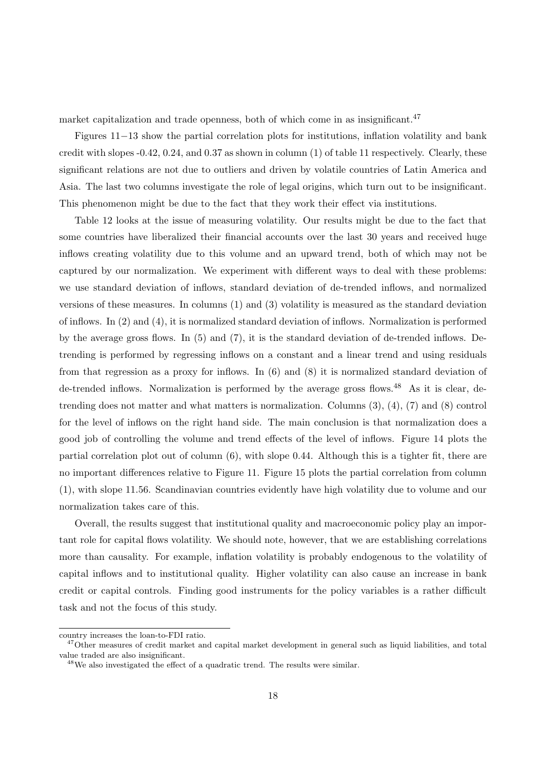market capitalization and trade openness, both of which come in as insignificant.[47]

Figures 11−13 show the partial correlation plots for institutions, inflation volatility and bank credit with slopes -0.42, 0.24, and 0.37 as shown in column (1) of table 11 respectively. Clearly, these significant relations are not due to outliers and driven by volatile countries of Latin America and Asia. The last two columns investigate the role of legal origins, which turn out to be insignificant. This phenomenon might be due to the fact that they work their effect via institutions.

Table 12 looks at the issue of measuring volatility. Our results might be due to the fact that some countries have liberalized their financial accounts over the last 30 years and received huge inflows creating volatility due to this volume and an upward trend, both of which may not be captured by our normalization. We experiment with different ways to deal with these problems: we use standard deviation of inflows, standard deviation of de-trended inflows, and normalized versions of these measures. In columns (1) and (3) volatility is measured as the standard deviation of inflows. In (2) and (4), it is normalized standard deviation of inflows. Normalization is performed by the average gross flows. In (5) and (7), it is the standard deviation of de-trended inflows. De-trending is performed by regressing inflows on a constant and a linear trend and using residuals from that regression as a proxy for inflows. In (6) and (8) it is normalized standard deviation of de-trended inflows. Normalization is performed by the average gross flows.[48] As it is clear, de-trending does not matter and what matters is normalization. Columns (3), (4), (7) and (8) control for the level of inflows on the right hand side. The main conclusion is that normalization does a good job of controlling the volume and trend effects of the level of inflows. Figure 14 plots the partial correlation plot out of column (6), with slope 0.44. Although this is a tighter fit, there are no important differences relative to Figure 11. Figure 15 plots the partial correlation from column (1), with slope 11.56. Scandinavian countries evidently have high volatility due to volume and our normalization takes care of this.

Overall, the results suggest that institutional quality and macroeconomic policy play an important role for capital flows volatility. We should note, however, that we are establishing correlations more than causality. For example, inflation volatility is probably endogenous to the volatility of capital inflows and to institutional quality. Higher volatility can also cause an increase in bank credit or capital controls. Finding good instruments for the policy variables is a rather difficult task and not the focus of this study.

---

country increases the loan-to-FDI ratio.

[47] Other measures of credit market and capital market development in general such as liquid liabilities, and total value traded are also insignificant.

[48] We also investigated the effect of a quadratic trend. The results were similar.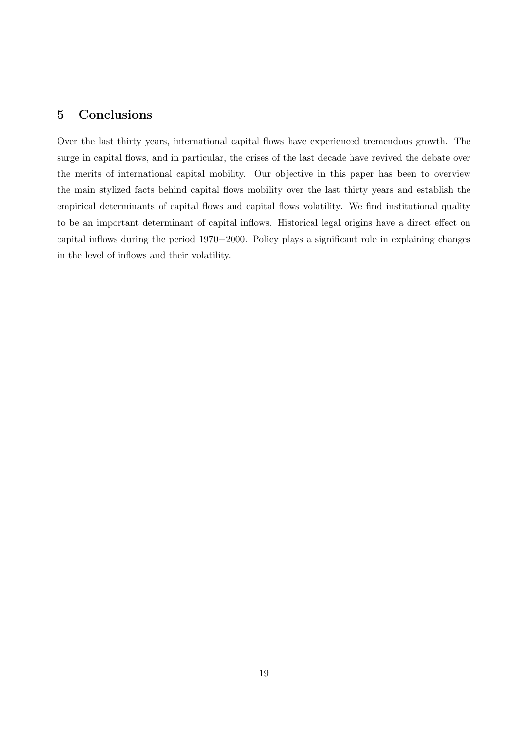## 5 Conclusions

Over the last thirty years, international capital flows have experienced tremendous growth. The surge in capital flows, and in particular, the crises of the last decade have revived the debate over the merits of international capital mobility. Our objective in this paper has been to overview the main stylized facts behind capital flows mobility over the last thirty years and establish the empirical determinants of capital flows and capital flows volatility. We find institutional quality to be an important determinant of capital inflows. Historical legal origins have a direct effect on capital inflows during the period 1970−2000. Policy plays a significant role in explaining changes in the level of inflows and their volatility.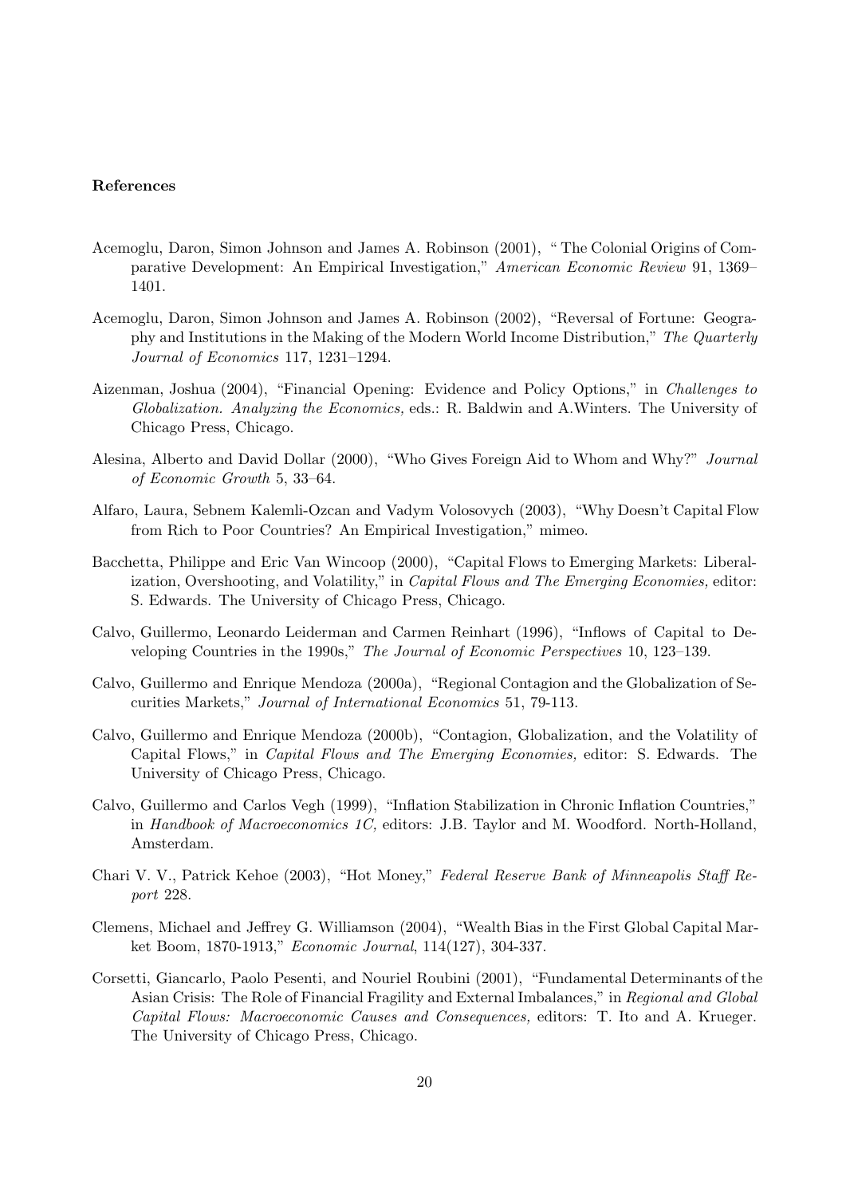**References**

Acemoglu, Daron, Simon Johnson and James A. Robinson (2001), " The Colonial Origins of Comparative Development: An Empirical Investigation," *American Economic Review* 91, 1369–1401.

Acemoglu, Daron, Simon Johnson and James A. Robinson (2002), "Reversal of Fortune: Geography and Institutions in the Making of the Modern World Income Distribution," *The Quarterly Journal of Economics* 117, 1231–1294.

Aizenman, Joshua (2004), "Financial Opening: Evidence and Policy Options," in *Challenges to Globalization. Analyzing the Economics,* eds.: R. Baldwin and A.Winters. The University of Chicago Press, Chicago.

Alesina, Alberto and David Dollar (2000), "Who Gives Foreign Aid to Whom and Why?" *Journal of Economic Growth* 5, 33–64.

Alfaro, Laura, Sebnem Kalemli-Ozcan and Vadym Volosovych (2003), "Why Doesn't Capital Flow from Rich to Poor Countries? An Empirical Investigation," mimeo.

Bacchetta, Philippe and Eric Van Wincoop (2000), "Capital Flows to Emerging Markets: Liberalization, Overshooting, and Volatility," in *Capital Flows and The Emerging Economies,* editor: S. Edwards. The University of Chicago Press, Chicago.

Calvo, Guillermo, Leonardo Leiderman and Carmen Reinhart (1996), "Inflows of Capital to Developing Countries in the 1990s," *The Journal of Economic Perspectives* 10, 123–139.

Calvo, Guillermo and Enrique Mendoza (2000a), "Regional Contagion and the Globalization of Securities Markets," *Journal of International Economics* 51, 79-113.

Calvo, Guillermo and Enrique Mendoza (2000b), "Contagion, Globalization, and the Volatility of Capital Flows," in *Capital Flows and The Emerging Economies,* editor: S. Edwards. The University of Chicago Press, Chicago.

Calvo, Guillermo and Carlos Vegh (1999), "Inflation Stabilization in Chronic Inflation Countries," in *Handbook of Macroeconomics 1C,* editors: J.B. Taylor and M. Woodford. North-Holland, Amsterdam.

Chari V. V., Patrick Kehoe (2003), "Hot Money," *Federal Reserve Bank of Minneapolis Staff Report* 228.

Clemens, Michael and Jeffrey G. Williamson (2004), "Wealth Bias in the First Global Capital Market Boom, 1870-1913," *Economic Journal*, 114(127), 304-337.

Corsetti, Giancarlo, Paolo Pesenti, and Nouriel Roubini (2001), "Fundamental Determinants of the Asian Crisis: The Role of Financial Fragility and External Imbalances," in *Regional and Global Capital Flows: Macroeconomic Causes and Consequences,* editors: T. Ito and A. Krueger. The University of Chicago Press, Chicago.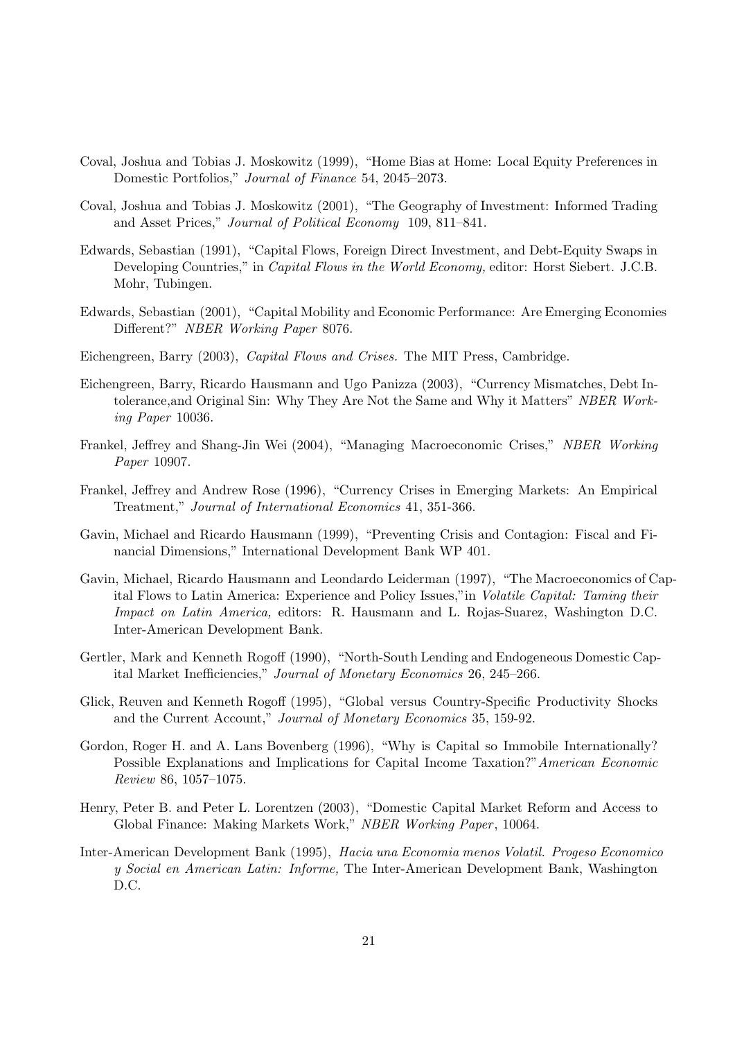Coval, Joshua and Tobias J. Moskowitz (1999), "Home Bias at Home: Local Equity Preferences in Domestic Portfolios," *Journal of Finance* 54, 2045–2073.

Coval, Joshua and Tobias J. Moskowitz (2001), "The Geography of Investment: Informed Trading and Asset Prices," *Journal of Political Economy* 109, 811–841.

Edwards, Sebastian (1991), "Capital Flows, Foreign Direct Investment, and Debt-Equity Swaps in Developing Countries," in *Capital Flows in the World Economy,* editor: Horst Siebert. J.C.B. Mohr, Tubingen.

Edwards, Sebastian (2001), "Capital Mobility and Economic Performance: Are Emerging Economies Different?" *NBER Working Paper* 8076.

Eichengreen, Barry (2003), *Capital Flows and Crises.* The MIT Press, Cambridge.

Eichengreen, Barry, Ricardo Hausmann and Ugo Panizza (2003), "Currency Mismatches, Debt Intolerance,and Original Sin: Why They Are Not the Same and Why it Matters" *NBER Working Paper* 10036.

Frankel, Jeffrey and Shang-Jin Wei (2004), "Managing Macroeconomic Crises," *NBER Working Paper* 10907.

Frankel, Jeffrey and Andrew Rose (1996), "Currency Crises in Emerging Markets: An Empirical Treatment," *Journal of International Economics* 41, 351-366.

Gavin, Michael and Ricardo Hausmann (1999), "Preventing Crisis and Contagion: Fiscal and Financial Dimensions," International Development Bank WP 401.

Gavin, Michael, Ricardo Hausmann and Leondardo Leiderman (1997), "The Macroeconomics of Capital Flows to Latin America: Experience and Policy Issues,"in *Volatile Capital: Taming their Impact on Latin America,* editors: R. Hausmann and L. Rojas-Suarez, Washington D.C. Inter-American Development Bank.

Gertler, Mark and Kenneth Rogoff (1990), "North-South Lending and Endogeneous Domestic Capital Market Inefficiencies," *Journal of Monetary Economics* 26, 245–266.

Glick, Reuven and Kenneth Rogoff (1995), "Global versus Country-Specific Productivity Shocks and the Current Account," *Journal of Monetary Economics* 35, 159-92.

Gordon, Roger H. and A. Lans Bovenberg (1996), "Why is Capital so Immobile Internationally? Possible Explanations and Implications for Capital Income Taxation?"*American Economic Review* 86, 1057–1075.

Henry, Peter B. and Peter L. Lorentzen (2003), "Domestic Capital Market Reform and Access to Global Finance: Making Markets Work," *NBER Working Paper*, 10064.

Inter-American Development Bank (1995), *Hacia una Economia menos Volatil. Progeso Economico y Social en American Latin: Informe,* The Inter-American Development Bank, Washington D.C.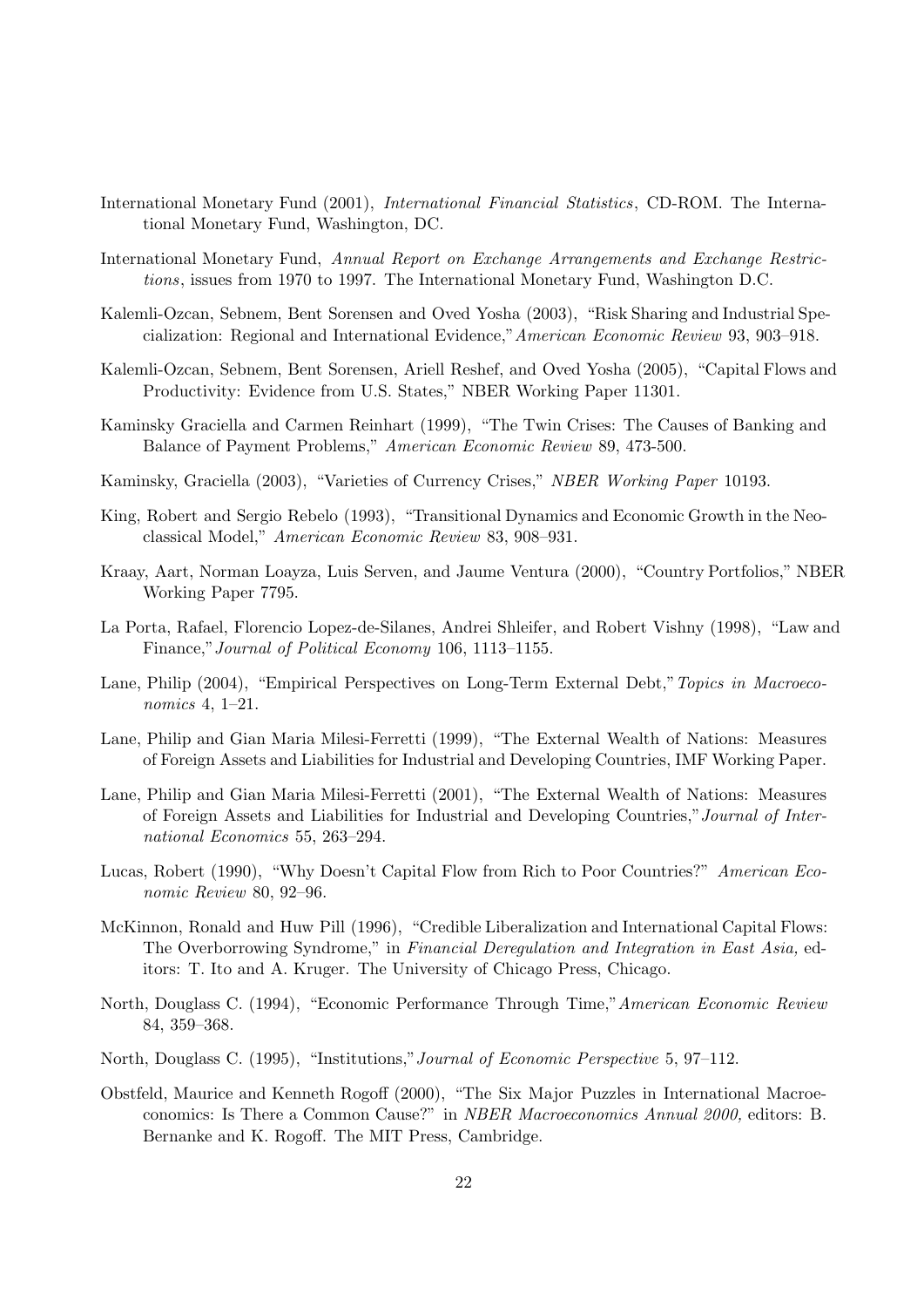International Monetary Fund (2001), *International Financial Statistics*, CD-ROM. The International Monetary Fund, Washington, DC.

International Monetary Fund, *Annual Report on Exchange Arrangements and Exchange Restrictions*, issues from 1970 to 1997. The International Monetary Fund, Washington D.C.

Kalemli-Ozcan, Sebnem, Bent Sorensen and Oved Yosha (2003), "Risk Sharing and Industrial Specialization: Regional and International Evidence," *American Economic Review* 93, 903–918.

Kalemli-Ozcan, Sebnem, Bent Sorensen, Ariell Reshef, and Oved Yosha (2005), "Capital Flows and Productivity: Evidence from U.S. States," NBER Working Paper 11301.

Kaminsky Graciella and Carmen Reinhart (1999), "The Twin Crises: The Causes of Banking and Balance of Payment Problems," *American Economic Review* 89, 473-500.

Kaminsky, Graciella (2003), "Varieties of Currency Crises," *NBER Working Paper* 10193.

King, Robert and Sergio Rebelo (1993), "Transitional Dynamics and Economic Growth in the Neoclassical Model," *American Economic Review* 83, 908–931.

Kraay, Aart, Norman Loayza, Luis Serven, and Jaume Ventura (2000), "Country Portfolios," NBER Working Paper 7795.

La Porta, Rafael, Florencio Lopez-de-Silanes, Andrei Shleifer, and Robert Vishny (1998), "Law and Finance," *Journal of Political Economy* 106, 1113–1155.

Lane, Philip (2004), "Empirical Perspectives on Long-Term External Debt," *Topics in Macroeconomics* 4, 1–21.

Lane, Philip and Gian Maria Milesi-Ferretti (1999), "The External Wealth of Nations: Measures of Foreign Assets and Liabilities for Industrial and Developing Countries, IMF Working Paper.

Lane, Philip and Gian Maria Milesi-Ferretti (2001), "The External Wealth of Nations: Measures of Foreign Assets and Liabilities for Industrial and Developing Countries," *Journal of International Economics* 55, 263–294.

Lucas, Robert (1990), "Why Doesn't Capital Flow from Rich to Poor Countries?" *American Economic Review* 80, 92–96.

McKinnon, Ronald and Huw Pill (1996), "Credible Liberalization and International Capital Flows: The Overborrowing Syndrome," in *Financial Deregulation and Integration in East Asia,* editors: T. Ito and A. Kruger. The University of Chicago Press, Chicago.

North, Douglass C. (1994), "Economic Performance Through Time," *American Economic Review* 84, 359–368.

North, Douglass C. (1995), "Institutions," *Journal of Economic Perspective* 5, 97–112.

Obstfeld, Maurice and Kenneth Rogoff (2000), "The Six Major Puzzles in International Macroeconomics: Is There a Common Cause?" in *NBER Macroeconomics Annual 2000,* editors: B. Bernanke and K. Rogoff. The MIT Press, Cambridge.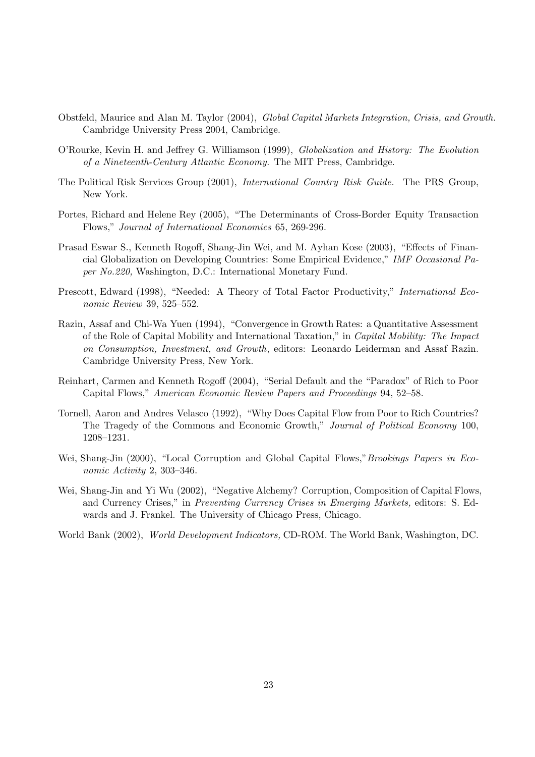Obstfeld, Maurice and Alan M. Taylor (2004), *Global Capital Markets Integration, Crisis, and Growth.* Cambridge University Press 2004, Cambridge.

O'Rourke, Kevin H. and Jeffrey G. Williamson (1999), *Globalization and History: The Evolution of a Nineteenth-Century Atlantic Economy.* The MIT Press, Cambridge.

The Political Risk Services Group (2001), *International Country Risk Guide.* The PRS Group, New York.

Portes, Richard and Helene Rey (2005), "The Determinants of Cross-Border Equity Transaction Flows," *Journal of International Economics* 65, 269-296.

Prasad Eswar S., Kenneth Rogoff, Shang-Jin Wei, and M. Ayhan Kose (2003), "Effects of Financial Globalization on Developing Countries: Some Empirical Evidence," *IMF Occasional Paper No.220,* Washington, D.C.: International Monetary Fund.

Prescott, Edward (1998), "Needed: A Theory of Total Factor Productivity," *International Economic Review* 39, 525–552.

Razin, Assaf and Chi-Wa Yuen (1994), "Convergence in Growth Rates: a Quantitative Assessment of the Role of Capital Mobility and International Taxation," in *Capital Mobility: The Impact on Consumption, Investment, and Growth*, editors: Leonardo Leiderman and Assaf Razin. Cambridge University Press, New York.

Reinhart, Carmen and Kenneth Rogoff (2004), "Serial Default and the "Paradox" of Rich to Poor Capital Flows," *American Economic Review Papers and Proceedings* 94, 52–58.

Tornell, Aaron and Andres Velasco (1992), "Why Does Capital Flow from Poor to Rich Countries? The Tragedy of the Commons and Economic Growth," *Journal of Political Economy* 100, 1208–1231.

Wei, Shang-Jin (2000), "Local Corruption and Global Capital Flows,"*Brookings Papers in Economic Activity* 2, 303–346.

Wei, Shang-Jin and Yi Wu (2002), "Negative Alchemy? Corruption, Composition of Capital Flows, and Currency Crises," in *Preventing Currency Crises in Emerging Markets,* editors: S. Edwards and J. Frankel. The University of Chicago Press, Chicago.

World Bank (2002), *World Development Indicators,* CD-ROM. The World Bank, Washington, DC.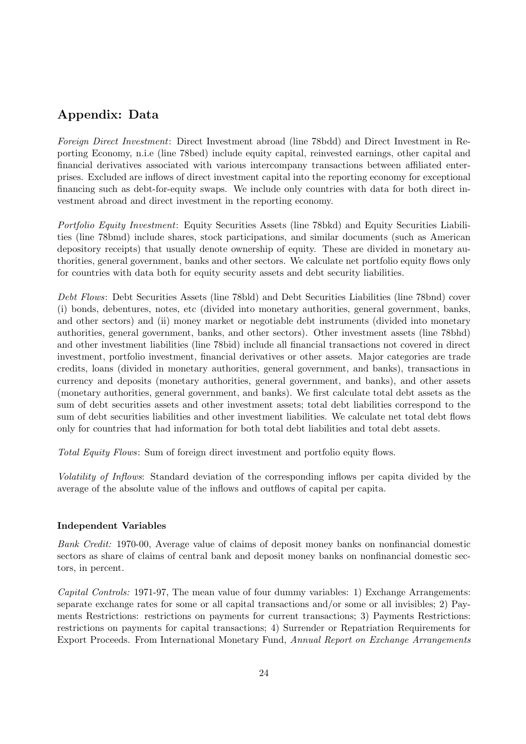## Appendix: Data

*Foreign Direct Investment*: Direct Investment abroad (line 78bdd) and Direct Investment in Reporting Economy, n.i.e (line 78bed) include equity capital, reinvested earnings, other capital and financial derivatives associated with various intercompany transactions between affiliated enterprises. Excluded are inflows of direct investment capital into the reporting economy for exceptional financing such as debt-for-equity swaps. We include only countries with data for both direct investment abroad and direct investment in the reporting economy.

*Portfolio Equity Investment*: Equity Securities Assets (line 78bkd) and Equity Securities Liabilities (line 78bmd) include shares, stock participations, and similar documents (such as American depository receipts) that usually denote ownership of equity. These are divided in monetary authorities, general government, banks and other sectors. We calculate net portfolio equity flows only for countries with data both for equity security assets and debt security liabilities.

*Debt Flows*: Debt Securities Assets (line 78bld) and Debt Securities Liabilities (line 78bnd) cover (i) bonds, debentures, notes, etc (divided into monetary authorities, general government, banks, and other sectors) and (ii) money market or negotiable debt instruments (divided into monetary authorities, general government, banks, and other sectors). Other investment assets (line 78bhd) and other investment liabilities (line 78bid) include all financial transactions not covered in direct investment, portfolio investment, financial derivatives or other assets. Major categories are trade credits, loans (divided in monetary authorities, general government, and banks), transactions in currency and deposits (monetary authorities, general government, and banks), and other assets (monetary authorities, general government, and banks). We first calculate total debt assets as the sum of debt securities assets and other investment assets; total debt liabilities correspond to the sum of debt securities liabilities and other investment liabilities. We calculate net total debt flows only for countries that had information for both total debt liabilities and total debt assets.

*Total Equity Flows*: Sum of foreign direct investment and portfolio equity flows.

*Volatility of Inflows*: Standard deviation of the corresponding inflows per capita divided by the average of the absolute value of the inflows and outflows of capital per capita.

#### Independent Variables

*Bank Credit:* 1970-00, Average value of claims of deposit money banks on nonfinancial domestic sectors as share of claims of central bank and deposit money banks on nonfinancial domestic sectors, in percent.

*Capital Controls:* 1971-97, The mean value of four dummy variables: 1) Exchange Arrangements: separate exchange rates for some or all capital transactions and/or some or all invisibles; 2) Payments Restrictions: restrictions on payments for current transactions; 3) Payments Restrictions: restrictions on payments for capital transactions; 4) Surrender or Repatriation Requirements for Export Proceeds. From International Monetary Fund, *Annual Report on Exchange Arrangements*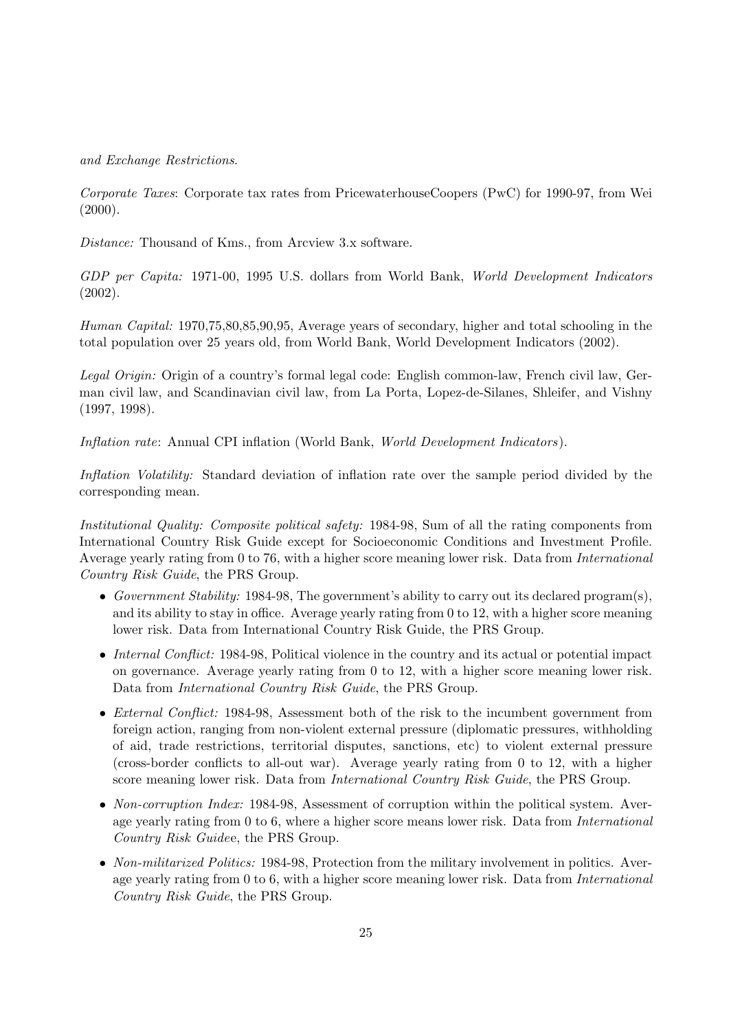*and Exchange Restrictions*.

*Corporate Taxes*: Corporate tax rates from PricewaterhouseCoopers (PwC) for 1990-97, from Wei (2000).

*Distance:* Thousand of Kms., from Arcview 3.x software.

*GDP per Capita:* 1971-00, 1995 U.S. dollars from World Bank, *World Development Indicators* (2002).

*Human Capital:* 1970,75,80,85,90,95, Average years of secondary, higher and total schooling in the total population over 25 years old, from World Bank, World Development Indicators (2002).

*Legal Origin:* Origin of a country's formal legal code: English common-law, French civil law, German civil law, and Scandinavian civil law, from La Porta, Lopez-de-Silanes, Shleifer, and Vishny (1997, 1998).

*Inflation rate*: Annual CPI inflation (World Bank, *World Development Indicators*).

*Inflation Volatility:* Standard deviation of inflation rate over the sample period divided by the corresponding mean.

*Institutional Quality: Composite political safety:* 1984-98, Sum of all the rating components from International Country Risk Guide except for Socioeconomic Conditions and Investment Profile. Average yearly rating from 0 to 76, with a higher score meaning lower risk. Data from *International Country Risk Guide*, the PRS Group.

- *Government Stability:* 1984-98, The government's ability to carry out its declared program(s), and its ability to stay in office. Average yearly rating from 0 to 12, with a higher score meaning lower risk. Data from International Country Risk Guide, the PRS Group.
- *Internal Conflict:* 1984-98, Political violence in the country and its actual or potential impact on governance. Average yearly rating from 0 to 12, with a higher score meaning lower risk. Data from *International Country Risk Guide*, the PRS Group.
- *External Conflict:* 1984-98, Assessment both of the risk to the incumbent government from foreign action, ranging from non-violent external pressure (diplomatic pressures, withholding of aid, trade restrictions, territorial disputes, sanctions, etc) to violent external pressure (cross-border conflicts to all-out war). Average yearly rating from 0 to 12, with a higher score meaning lower risk. Data from *International Country Risk Guide*, the PRS Group.
- *Non-corruption Index:* 1984-98, Assessment of corruption within the political system. Average yearly rating from 0 to 6, where a higher score means lower risk. Data from *International Country Risk Guide*e, the PRS Group.
- *Non-militarized Politics:* 1984-98, Protection from the military involvement in politics. Average yearly rating from 0 to 6, with a higher score meaning lower risk. Data from *International Country Risk Guide*, the PRS Group.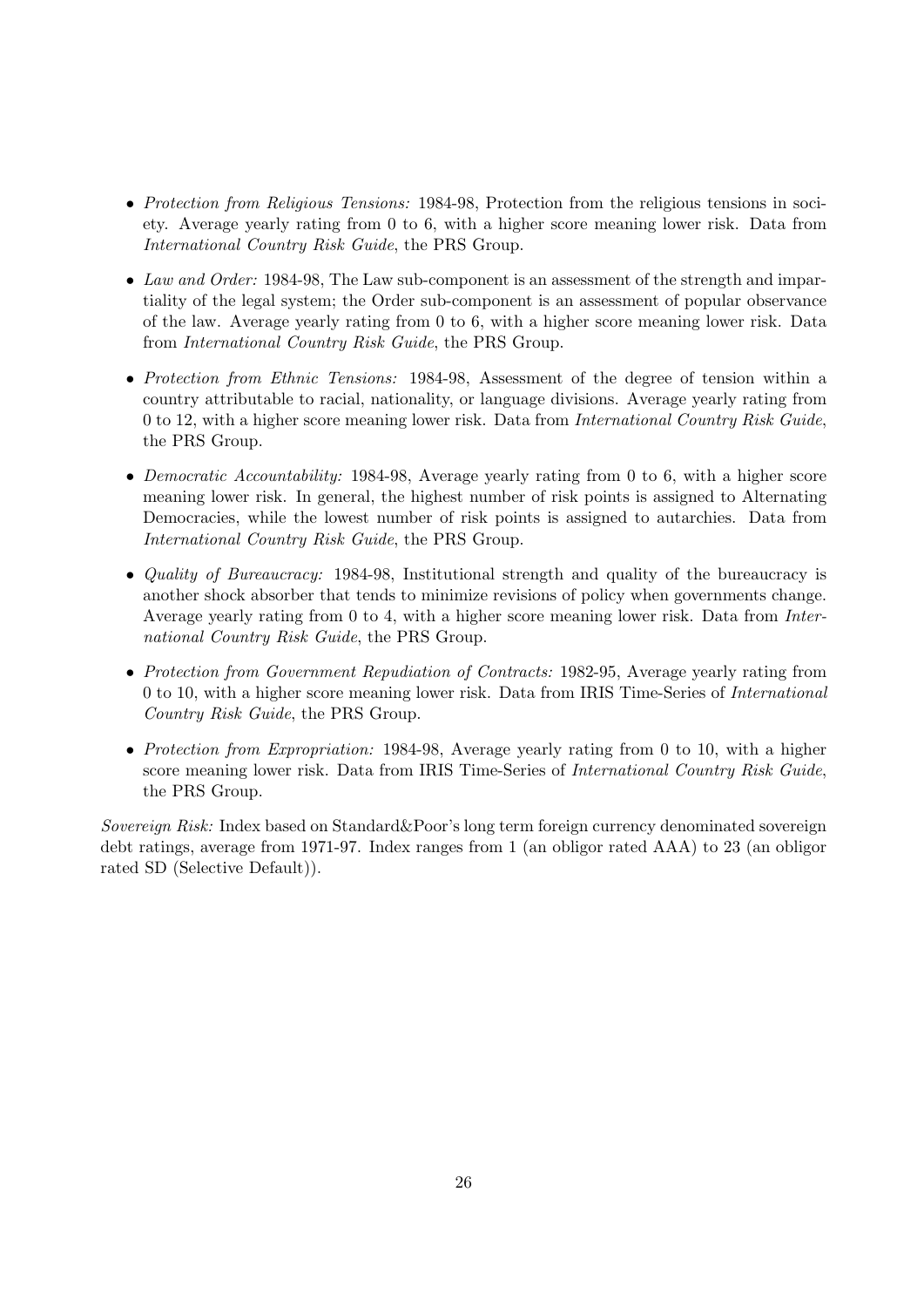- *Protection from Religious Tensions:* 1984-98, Protection from the religious tensions in society. Average yearly rating from 0 to 6, with a higher score meaning lower risk. Data from *International Country Risk Guide*, the PRS Group.

- *Law and Order:* 1984-98, The Law sub-component is an assessment of the strength and impartiality of the legal system; the Order sub-component is an assessment of popular observance of the law. Average yearly rating from 0 to 6, with a higher score meaning lower risk. Data from *International Country Risk Guide*, the PRS Group.

- *Protection from Ethnic Tensions:* 1984-98, Assessment of the degree of tension within a country attributable to racial, nationality, or language divisions. Average yearly rating from 0 to 12, with a higher score meaning lower risk. Data from *International Country Risk Guide*, the PRS Group.

- *Democratic Accountability:* 1984-98, Average yearly rating from 0 to 6, with a higher score meaning lower risk. In general, the highest number of risk points is assigned to Alternating Democracies, while the lowest number of risk points is assigned to autarchies. Data from *International Country Risk Guide*, the PRS Group.

- *Quality of Bureaucracy:* 1984-98, Institutional strength and quality of the bureaucracy is another shock absorber that tends to minimize revisions of policy when governments change. Average yearly rating from 0 to 4, with a higher score meaning lower risk. Data from *International Country Risk Guide*, the PRS Group.

- *Protection from Government Repudiation of Contracts:* 1982-95, Average yearly rating from 0 to 10, with a higher score meaning lower risk. Data from IRIS Time-Series of *International Country Risk Guide*, the PRS Group.

- *Protection from Expropriation:* 1984-98, Average yearly rating from 0 to 10, with a higher score meaning lower risk. Data from IRIS Time-Series of *International Country Risk Guide*, the PRS Group.

*Sovereign Risk:* Index based on Standard&Poor's long term foreign currency denominated sovereign debt ratings, average from 1971-97. Index ranges from 1 (an obligor rated AAA) to 23 (an obligor rated SD (Selective Default)).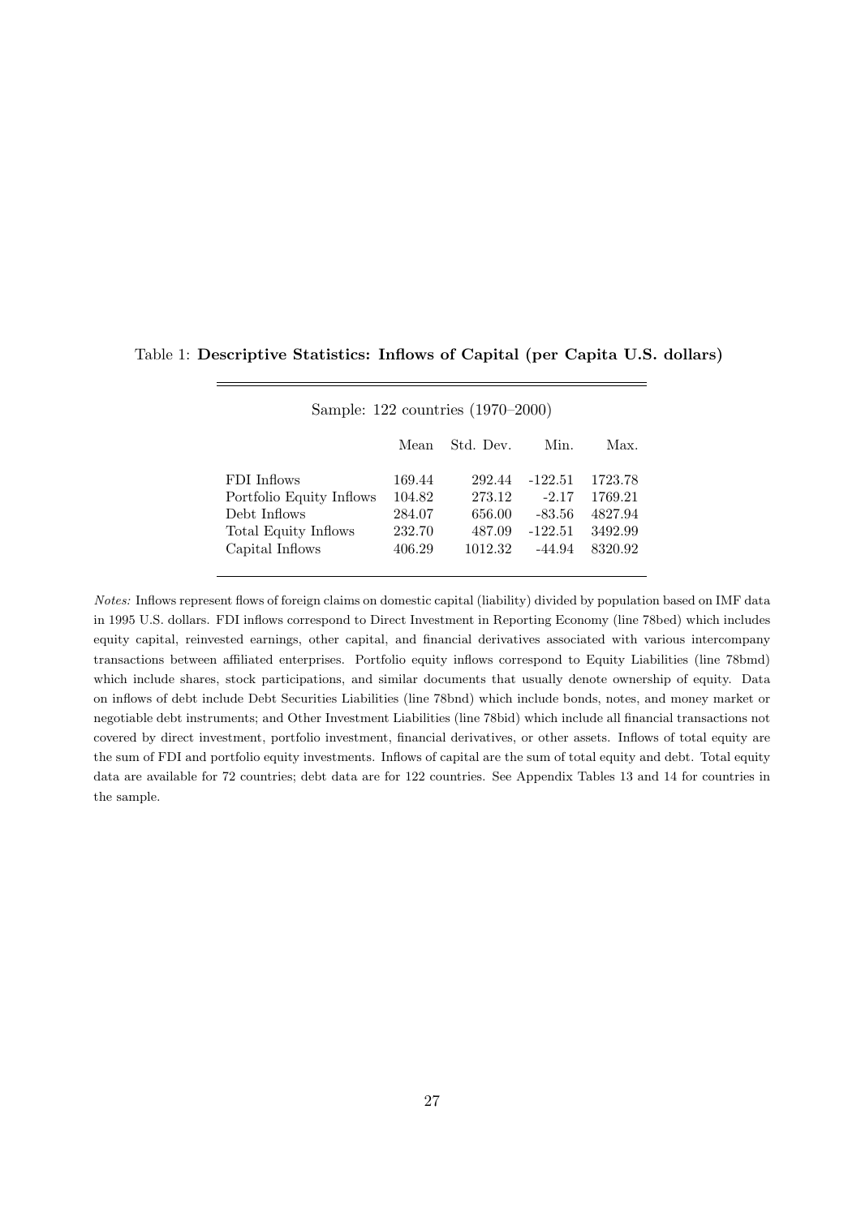Table 1: **Descriptive Statistics: Inflows of Capital (per Capita U.S. dollars)**

| Sample: 122 countries (1970–2000) | | | | |
|---|---|---|---|---|
| | Mean | Std. Dev. | Min. | Max. |
| FDI Inflows | 169.44 | 292.44 | -122.51 | 1723.78 |
| Portfolio Equity Inflows | 104.82 | 273.12 | -2.17 | 1769.21 |
| Debt Inflows | 284.07 | 656.00 | -83.56 | 4827.94 |
| Total Equity Inflows | 232.70 | 487.09 | -122.51 | 3492.99 |
| Capital Inflows | 406.29 | 1012.32 | -44.94 | 8320.92 |

*Notes:* Inflows represent flows of foreign claims on domestic capital (liability) divided by population based on IMF data in 1995 U.S. dollars. FDI inflows correspond to Direct Investment in Reporting Economy (line 78bed) which includes equity capital, reinvested earnings, other capital, and financial derivatives associated with various intercompany transactions between affiliated enterprises. Portfolio equity inflows correspond to Equity Liabilities (line 78bmd) which include shares, stock participations, and similar documents that usually denote ownership of equity. Data on inflows of debt include Debt Securities Liabilities (line 78bnd) which include bonds, notes, and money market or negotiable debt instruments; and Other Investment Liabilities (line 78bid) which include all financial transactions not covered by direct investment, portfolio investment, financial derivatives, or other assets. Inflows of total equity are the sum of FDI and portfolio equity investments. Inflows of capital are the sum of total equity and debt. Total equity data are available for 72 countries; debt data are for 122 countries. See Appendix Tables 13 and 14 for countries in the sample.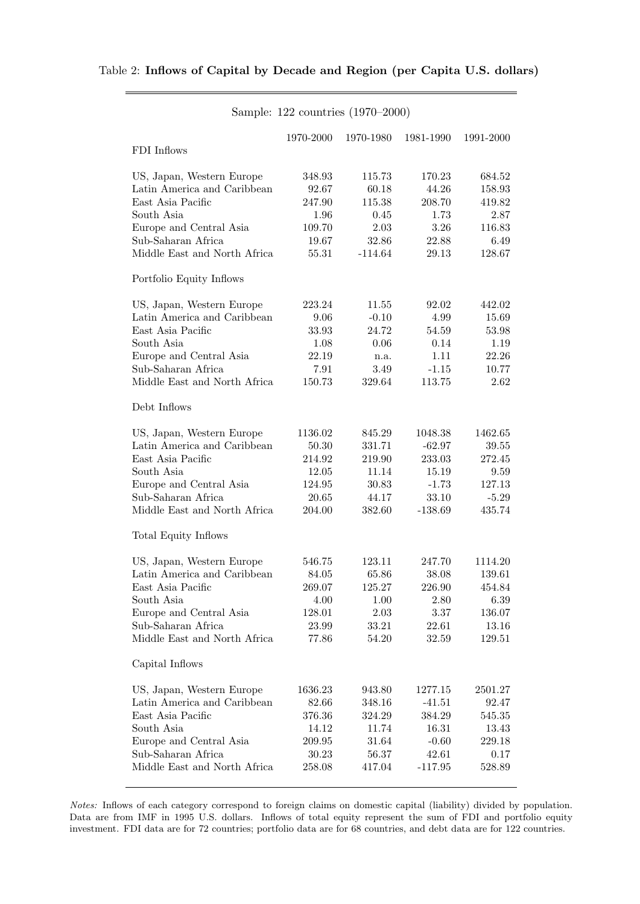Table 2: **Inflows of Capital by Decade and Region (per Capita U.S. dollars)**

| Sample: 122 countries (1970–2000) | | | | |
|---|---|---|---|---|
| | 1970-2000 | 1970-1980 | 1981-1990 | 1991-2000 |
| FDI Inflows | | | | |
| US, Japan, Western Europe | 348.93 | 115.73 | 170.23 | 684.52 |
| Latin America and Caribbean | 92.67 | 60.18 | 44.26 | 158.93 |
| East Asia Pacific | 247.90 | 115.38 | 208.70 | 419.82 |
| South Asia | 1.96 | 0.45 | 1.73 | 2.87 |
| Europe and Central Asia | 109.70 | 2.03 | 3.26 | 116.83 |
| Sub-Saharan Africa | 19.67 | 32.86 | 22.88 | 6.49 |
| Middle East and North Africa | 55.31 | -114.64 | 29.13 | 128.67 |
| Portfolio Equity Inflows | | | | |
| US, Japan, Western Europe | 223.24 | 11.55 | 92.02 | 442.02 |
| Latin America and Caribbean | 9.06 | -0.10 | 4.99 | 15.69 |
| East Asia Pacific | 33.93 | 24.72 | 54.59 | 53.98 |
| South Asia | 1.08 | 0.06 | 0.14 | 1.19 |
| Europe and Central Asia | 22.19 | n.a. | 1.11 | 22.26 |
| Sub-Saharan Africa | 7.91 | 3.49 | -1.15 | 10.77 |
| Middle East and North Africa | 150.73 | 329.64 | 113.75 | 2.62 |
| Debt Inflows | | | | |
| US, Japan, Western Europe | 1136.02 | 845.29 | 1048.38 | 1462.65 |
| Latin America and Caribbean | 50.30 | 331.71 | -62.97 | 39.55 |
| East Asia Pacific | 214.92 | 219.90 | 233.03 | 272.45 |
| South Asia | 12.05 | 11.14 | 15.19 | 9.59 |
| Europe and Central Asia | 124.95 | 30.83 | -1.73 | 127.13 |
| Sub-Saharan Africa | 20.65 | 44.17 | 33.10 | -5.29 |
| Middle East and North Africa | 204.00 | 382.60 | -138.69 | 435.74 |
| Total Equity Inflows | | | | |
| US, Japan, Western Europe | 546.75 | 123.11 | 247.70 | 1114.20 |
| Latin America and Caribbean | 84.05 | 65.86 | 38.08 | 139.61 |
| East Asia Pacific | 269.07 | 125.27 | 226.90 | 454.84 |
| South Asia | 4.00 | 1.00 | 2.80 | 6.39 |
| Europe and Central Asia | 128.01 | 2.03 | 3.37 | 136.07 |
| Sub-Saharan Africa | 23.99 | 33.21 | 22.61 | 13.16 |
| Middle East and North Africa | 77.86 | 54.20 | 32.59 | 129.51 |
| Capital Inflows | | | | |
| US, Japan, Western Europe | 1636.23 | 943.80 | 1277.15 | 2501.27 |
| Latin America and Caribbean | 82.66 | 348.16 | -41.51 | 92.47 |
| East Asia Pacific | 376.36 | 324.29 | 384.29 | 545.35 |
| South Asia | 14.12 | 11.74 | 16.31 | 13.43 |
| Europe and Central Asia | 209.95 | 31.64 | -0.60 | 229.18 |
| Sub-Saharan Africa | 30.23 | 56.37 | 42.61 | 0.17 |
| Middle East and North Africa | 258.08 | 417.04 | -117.95 | 528.89 |

*Notes:* Inflows of each category correspond to foreign claims on domestic capital (liability) divided by population. Data are from IMF in 1995 U.S. dollars. Inflows of total equity represent the sum of FDI and portfolio equity investment. FDI data are for 72 countries; portfolio data are for 68 countries, and debt data are for 122 countries.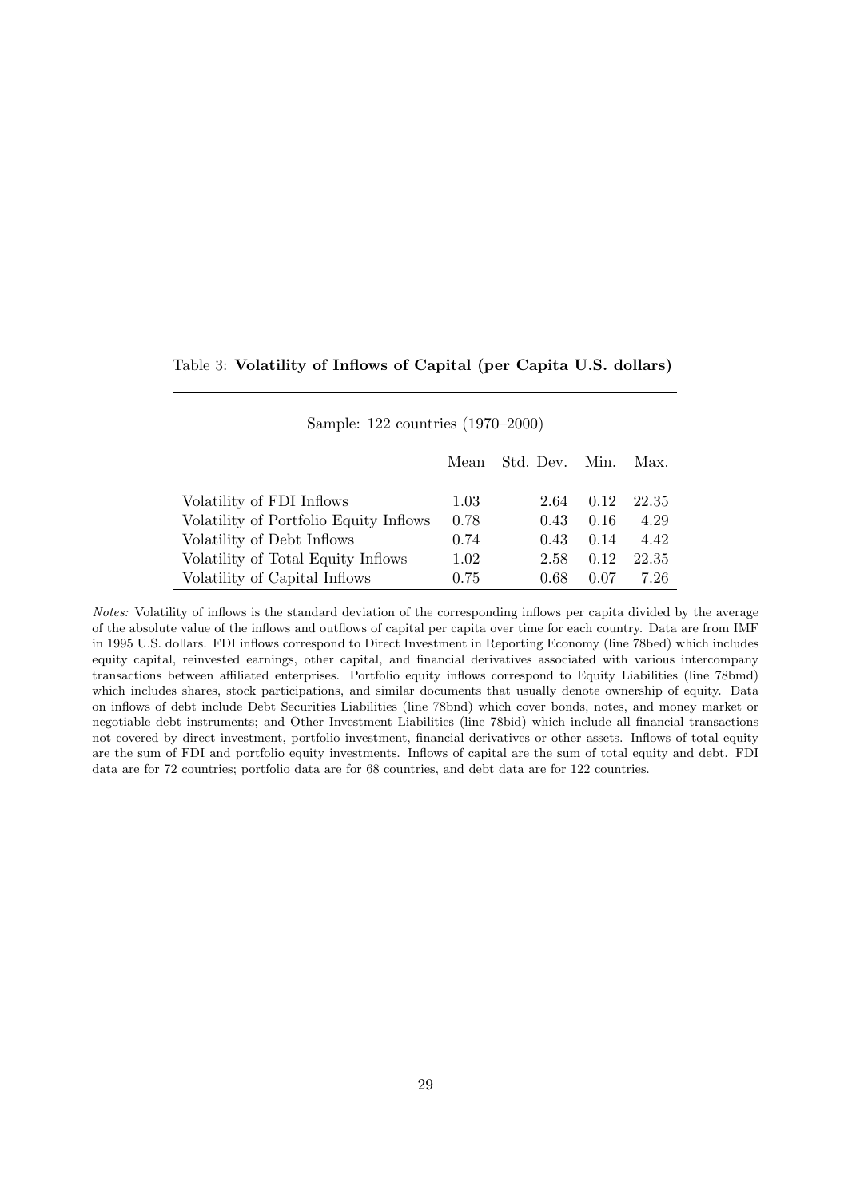Table 3: **Volatility of Inflows of Capital (per Capita U.S. dollars)**

Sample: 122 countries (1970–2000)

| | Mean | Std. Dev. | Min. | Max. |
|---|---|---|---|---|
| Volatility of FDI Inflows | 1.03 | 2.64 | 0.12 | 22.35 |
| Volatility of Portfolio Equity Inflows | 0.78 | 0.43 | 0.16 | 4.29 |
| Volatility of Debt Inflows | 0.74 | 0.43 | 0.14 | 4.42 |
| Volatility of Total Equity Inflows | 1.02 | 2.58 | 0.12 | 22.35 |
| Volatility of Capital Inflows | 0.75 | 0.68 | 0.07 | 7.26 |

*Notes:* Volatility of inflows is the standard deviation of the corresponding inflows per capita divided by the average of the absolute value of the inflows and outflows of capital per capita over time for each country. Data are from IMF in 1995 U.S. dollars. FDI inflows correspond to Direct Investment in Reporting Economy (line 78bed) which includes equity capital, reinvested earnings, other capital, and financial derivatives associated with various intercompany transactions between affiliated enterprises. Portfolio equity inflows correspond to Equity Liabilities (line 78bmd) which includes shares, stock participations, and similar documents that usually denote ownership of equity. Data on inflows of debt include Debt Securities Liabilities (line 78bnd) which cover bonds, notes, and money market or negotiable debt instruments; and Other Investment Liabilities (line 78bid) which include all financial transactions not covered by direct investment, portfolio investment, financial derivatives or other assets. Inflows of total equity are the sum of FDI and portfolio equity investments. Inflows of capital are the sum of total equity and debt. FDI data are for 72 countries; portfolio data are for 68 countries, and debt data are for 122 countries.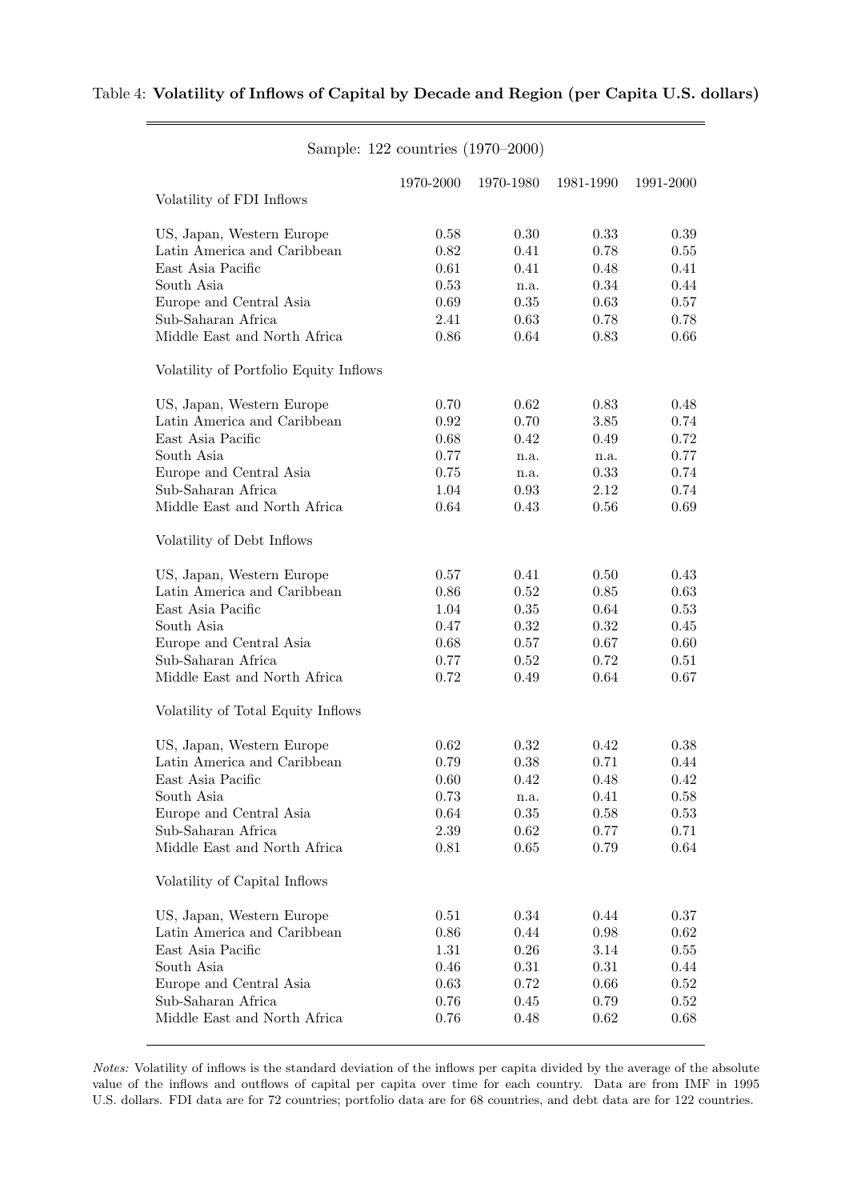Table 4: **Volatility of Inflows of Capital by Decade and Region (per Capita U.S. dollars)**

Sample: 122 countries (1970–2000)

| | 1970-2000 | 1970-1980 | 1981-1990 | 1991-2000 |
|---|---|---|---|---|
| Volatility of FDI Inflows | | | | |
| US, Japan, Western Europe | 0.58 | 0.30 | 0.33 | 0.39 |
| Latin America and Caribbean | 0.82 | 0.41 | 0.78 | 0.55 |
| East Asia Pacific | 0.61 | 0.41 | 0.48 | 0.41 |
| South Asia | 0.53 | n.a. | 0.34 | 0.44 |
| Europe and Central Asia | 0.69 | 0.35 | 0.63 | 0.57 |
| Sub-Saharan Africa | 2.41 | 0.63 | 0.78 | 0.78 |
| Middle East and North Africa | 0.86 | 0.64 | 0.83 | 0.66 |
| Volatility of Portfolio Equity Inflows | | | | |
| US, Japan, Western Europe | 0.70 | 0.62 | 0.83 | 0.48 |
| Latin America and Caribbean | 0.92 | 0.70 | 3.85 | 0.74 |
| East Asia Pacific | 0.68 | 0.42 | 0.49 | 0.72 |
| South Asia | 0.77 | n.a. | n.a. | 0.77 |
| Europe and Central Asia | 0.75 | n.a. | 0.33 | 0.74 |
| Sub-Saharan Africa | 1.04 | 0.93 | 2.12 | 0.74 |
| Middle East and North Africa | 0.64 | 0.43 | 0.56 | 0.69 |
| Volatility of Debt Inflows | | | | |
| US, Japan, Western Europe | 0.57 | 0.41 | 0.50 | 0.43 |
| Latin America and Caribbean | 0.86 | 0.52 | 0.85 | 0.63 |
| East Asia Pacific | 1.04 | 0.35 | 0.64 | 0.53 |
| South Asia | 0.47 | 0.32 | 0.32 | 0.45 |
| Europe and Central Asia | 0.68 | 0.57 | 0.67 | 0.60 |
| Sub-Saharan Africa | 0.77 | 0.52 | 0.72 | 0.51 |
| Middle East and North Africa | 0.72 | 0.49 | 0.64 | 0.67 |
| Volatility of Total Equity Inflows | | | | |
| US, Japan, Western Europe | 0.62 | 0.32 | 0.42 | 0.38 |
| Latin America and Caribbean | 0.79 | 0.38 | 0.71 | 0.44 |
| East Asia Pacific | 0.60 | 0.42 | 0.48 | 0.42 |
| South Asia | 0.73 | n.a. | 0.41 | 0.58 |
| Europe and Central Asia | 0.64 | 0.35 | 0.58 | 0.53 |
| Sub-Saharan Africa | 2.39 | 0.62 | 0.77 | 0.71 |
| Middle East and North Africa | 0.81 | 0.65 | 0.79 | 0.64 |
| Volatility of Capital Inflows | | | | |
| US, Japan, Western Europe | 0.51 | 0.34 | 0.44 | 0.37 |
| Latin America and Caribbean | 0.86 | 0.44 | 0.98 | 0.62 |
| East Asia Pacific | 1.31 | 0.26 | 3.14 | 0.55 |
| South Asia | 0.46 | 0.31 | 0.31 | 0.44 |
| Europe and Central Asia | 0.63 | 0.72 | 0.66 | 0.52 |
| Sub-Saharan Africa | 0.76 | 0.45 | 0.79 | 0.52 |
| Middle East and North Africa | 0.76 | 0.48 | 0.62 | 0.68 |

*Notes:* Volatility of inflows is the standard deviation of the inflows per capita divided by the average of the absolute value of the inflows and outflows of capital per capita over time for each country. Data are from IMF in 1995 U.S. dollars. FDI data are for 72 countries; portfolio data are for 68 countries, and debt data are for 122 countries.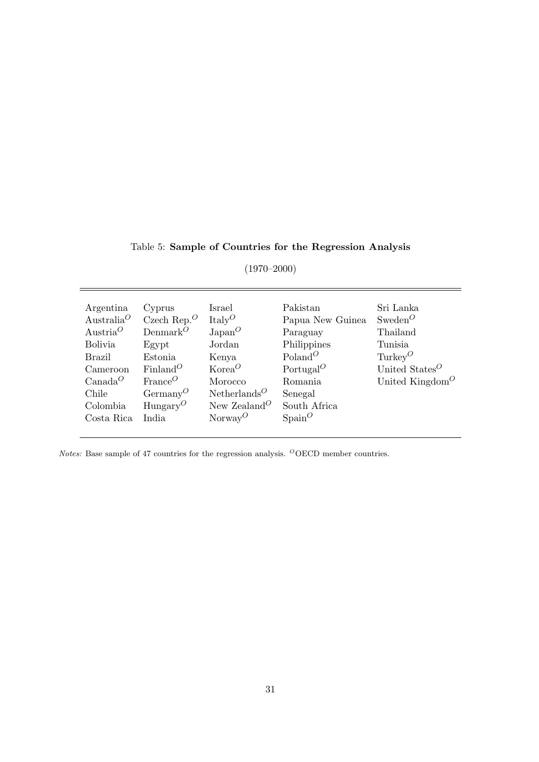Table 5: **Sample of Countries for the Regression Analysis**

(1970–2000)

| | | | | |
|---|---|---|---|---|
| Argentina | Cyprus | Israel | Pakistan | Sri Lanka |
| Australia$^{O}$ | Czech Rep.$^{O}$ | Italy$^{O}$ | Papua New Guinea | Sweden$^{O}$ |
| Austria$^{O}$ | Denmark$^{O}$ | Japan$^{O}$ | Paraguay | Thailand |
| Bolivia | Egypt | Jordan | Philippines | Tunisia |
| Brazil | Estonia | Kenya | Poland$^{O}$ | Turkey$^{O}$ |
| Cameroon | Finland$^{O}$ | Korea$^{O}$ | Portugal$^{O}$ | United States$^{O}$ |
| Canada$^{O}$ | France$^{O}$ | Morocco | Romania | United Kingdom$^{O}$ |
| Chile | Germany$^{O}$ | Netherlands$^{O}$ | Senegal | |
| Colombia | Hungary$^{O}$ | New Zealand$^{O}$ | South Africa | |
| Costa Rica | India | Norway$^{O}$ | Spain$^{O}$ | |

*Notes:* Base sample of 47 countries for the regression analysis. $^{O}$OECD member countries.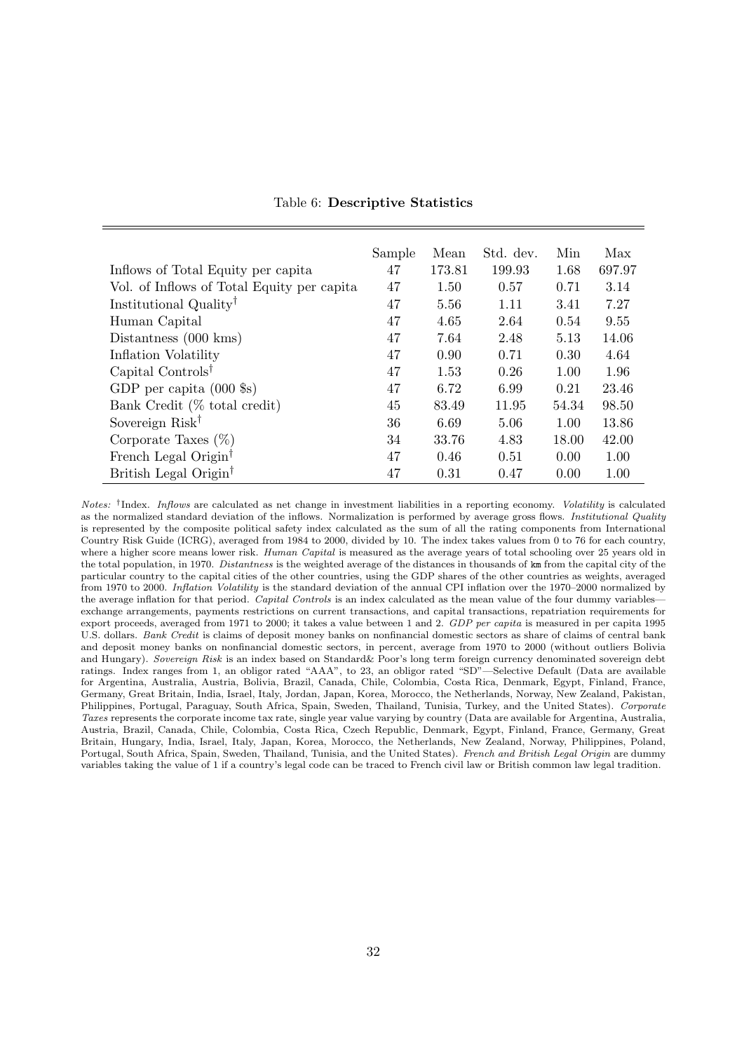Table 6: **Descriptive Statistics**

| | Sample | Mean | Std. dev. | Min | Max |
|---|---|---|---|---|---|
| Inflows of Total Equity per capita | 47 | 173.81 | 199.93 | 1.68 | 697.97 |
| Vol. of Inflows of Total Equity per capita | 47 | 1.50 | 0.57 | 0.71 | 3.14 |
| Institutional Quality$^{\dagger}$ | 47 | 5.56 | 1.11 | 3.41 | 7.27 |
| Human Capital | 47 | 4.65 | 2.64 | 0.54 | 9.55 |
| Distantness (000 kms) | 47 | 7.64 | 2.48 | 5.13 | 14.06 |
| Inflation Volatility | 47 | 0.90 | 0.71 | 0.30 | 4.64 |
| Capital Controls$^{\dagger}$ | 47 | 1.53 | 0.26 | 1.00 | 1.96 |
| GDP per capita (000 $s) | 47 | 6.72 | 6.99 | 0.21 | 23.46 |
| Bank Credit (% total credit) | 45 | 83.49 | 11.95 | 54.34 | 98.50 |
| Sovereign Risk$^{\dagger}$ | 36 | 6.69 | 5.06 | 1.00 | 13.86 |
| Corporate Taxes (%) | 34 | 33.76 | 4.83 | 18.00 | 42.00 |
| French Legal Origin$^{\dagger}$ | 47 | 0.46 | 0.51 | 0.00 | 1.00 |
| British Legal Origin$^{\dagger}$ | 47 | 0.31 | 0.47 | 0.00 | 1.00 |

*Notes:* $^{\dagger}$Index. *Inflows* are calculated as net change in investment liabilities in a reporting economy. *Volatility* is calculated as the normalized standard deviation of the inflows. Normalization is performed by average gross flows. *Institutional Quality* is represented by the composite political safety index calculated as the sum of all the rating components from International Country Risk Guide (ICRG), averaged from 1984 to 2000, divided by 10. The index takes values from 0 to 76 for each country, where a higher score means lower risk. *Human Capital* is measured as the average years of total schooling over 25 years old in the total population, in 1970. *Distantness* is the weighted average of the distances in thousands of km from the capital city of the particular country to the capital cities of the other countries, using the GDP shares of the other countries as weights, averaged from 1970 to 2000. *Inflation Volatility* is the standard deviation of the annual CPI inflation over the 1970–2000 normalized by the average inflation for that period. *Capital Controls* is an index calculated as the mean value of the four dummy variables—exchange arrangements, payments restrictions on current transactions, and capital transactions, repatriation requirements for export proceeds, averaged from 1971 to 2000; it takes a value between 1 and 2. *GDP per capita* is measured in per capita 1995 U.S. dollars. *Bank Credit* is claims of deposit money banks on nonfinancial domestic sectors as share of claims of central bank and deposit money banks on nonfinancial domestic sectors, in percent, average from 1970 to 2000 (without outliers Bolivia and Hungary). *Sovereign Risk* is an index based on Standard& Poor's long term foreign currency denominated sovereign debt ratings. Index ranges from 1, an obligor rated "AAA", to 23, an obligor rated "SD"—Selective Default (Data are available for Argentina, Australia, Austria, Bolivia, Brazil, Canada, Chile, Colombia, Costa Rica, Denmark, Egypt, Finland, France, Germany, Great Britain, India, Israel, Italy, Jordan, Japan, Korea, Morocco, the Netherlands, Norway, New Zealand, Pakistan, Philippines, Portugal, Paraguay, South Africa, Spain, Sweden, Thailand, Tunisia, Turkey, and the United States). *Corporate Taxes* represents the corporate income tax rate, single year value varying by country (Data are available for Argentina, Australia, Austria, Brazil, Canada, Chile, Colombia, Costa Rica, Czech Republic, Denmark, Egypt, Finland, France, Germany, Great Britain, Hungary, India, Israel, Italy, Japan, Korea, Morocco, the Netherlands, New Zealand, Norway, Philippines, Poland, Portugal, South Africa, Spain, Sweden, Thailand, Tunisia, and the United States). *French and British Legal Origin* are dummy variables taking the value of 1 if a country's legal code can be traced to French civil law or British common law legal tradition.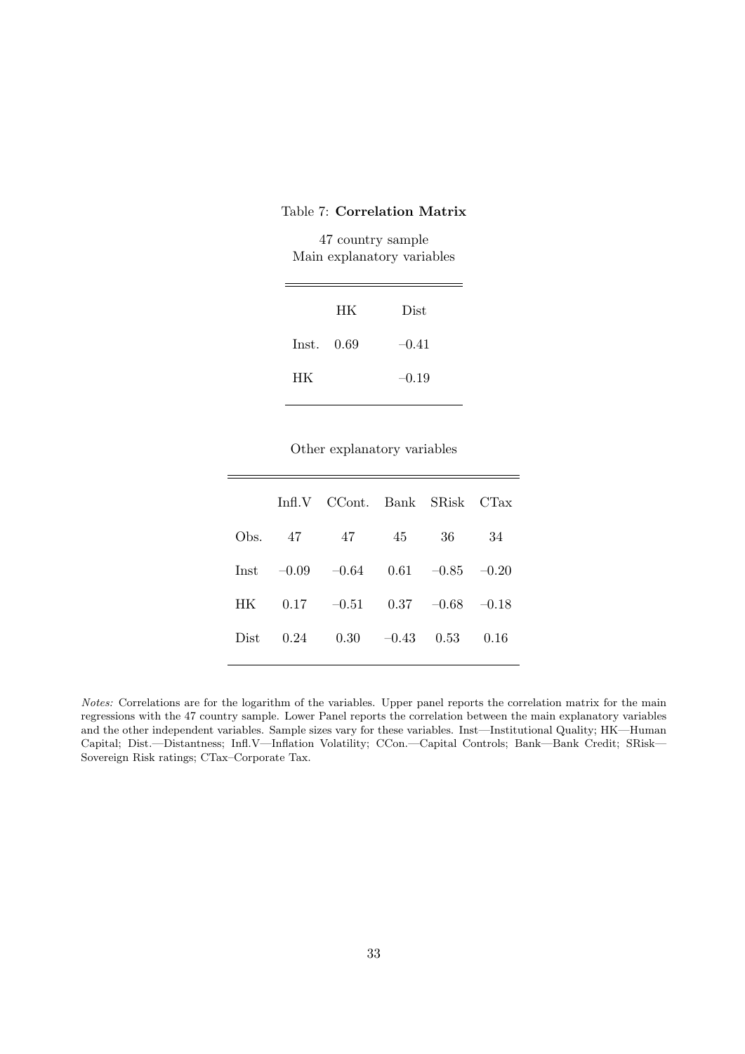Table 7: **Correlation Matrix**

47 country sample
Main explanatory variables

| | HK | Dist |
|---|---|---|
| Inst. | 0.69 | –0.41 |
| HK | | –0.19 |

Other explanatory variables

| | Infl.V | CCont. | Bank | SRisk | CTax |
|---|---|---|---|---|---|
| Obs. | 47 | 47 | 45 | 36 | 34 |
| Inst | –0.09 | –0.64 | 0.61 | –0.85 | –0.20 |
| HK | 0.17 | –0.51 | 0.37 | –0.68 | –0.18 |
| Dist | 0.24 | 0.30 | –0.43 | 0.53 | 0.16 |

*Notes:* Correlations are for the logarithm of the variables. Upper panel reports the correlation matrix for the main regressions with the 47 country sample. Lower Panel reports the correlation between the main explanatory variables and the other independent variables. Sample sizes vary for these variables. Inst—Institutional Quality; HK—Human Capital; Dist.—Distantness; Infl.V—Inflation Volatility; CCon.—Capital Controls; Bank—Bank Credit; SRisk—Sovereign Risk ratings; CTax–Corporate Tax.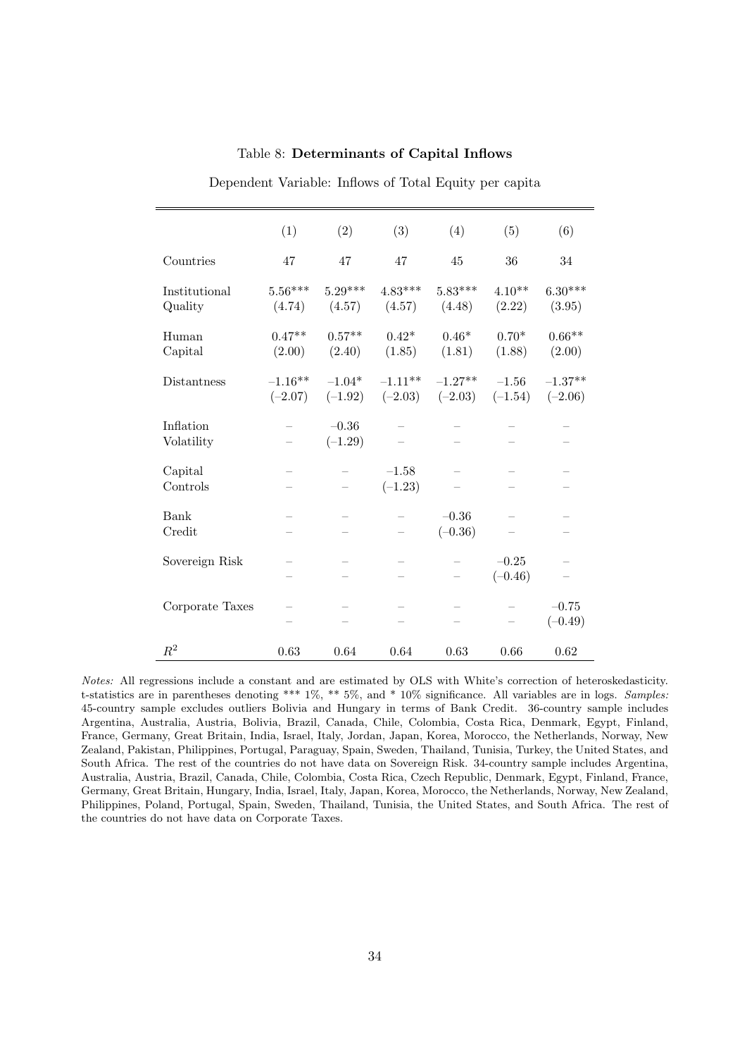Table 8: **Determinants of Capital Inflows**

Dependent Variable: Inflows of Total Equity per capita

| | (1) | (2) | (3) | (4) | (5) | (6) |
|---|---|---|---|---|---|---|
| Countries | 47 | 47 | 47 | 45 | 36 | 34 |
| Institutional Quality | 5.56*** (4.74) | 5.29*** (4.57) | 4.83*** (4.57) | 5.83*** (4.48) | 4.10** (2.22) | 6.30*** (3.95) |
| Human Capital | 0.47** (2.00) | 0.57** (2.40) | 0.42* (1.85) | 0.46* (1.81) | 0.70* (1.88) | 0.66** (2.00) |
| Distantness | –1.16** (–2.07) | –1.04* (–1.92) | –1.11** (–2.03) | –1.27** (–2.03) | –1.56 (–1.54) | –1.37** (–2.06) |
| Inflation Volatility | – | –0.36 (–1.29) | – | – | – | – |
| Capital Controls | – | – | –1.58 (–1.23) | – | – | – |
| Bank Credit | – | – | – | –0.36 (–0.36) | – | – |
| Sovereign Risk | – | – | – | – | –0.25 (–0.46) | – |
| Corporate Taxes | – | – | – | – | – | –0.75 (–0.49) |
| $R^2$ | 0.63 | 0.64 | 0.64 | 0.63 | 0.66 | 0.62 |

*Notes:* All regressions include a constant and are estimated by OLS with White's correction of heteroskedasticity. t-statistics are in parentheses denoting *** 1%, ** 5%, and * 10% significance. All variables are in logs. *Samples:* 45-country sample excludes outliers Bolivia and Hungary in terms of Bank Credit. 36-country sample includes Argentina, Australia, Austria, Bolivia, Brazil, Canada, Chile, Colombia, Costa Rica, Denmark, Egypt, Finland, France, Germany, Great Britain, India, Israel, Italy, Jordan, Japan, Korea, Morocco, the Netherlands, Norway, New Zealand, Pakistan, Philippines, Portugal, Paraguay, Spain, Sweden, Thailand, Tunisia, Turkey, the United States, and South Africa. The rest of the countries do not have data on Sovereign Risk. 34-country sample includes Argentina, Australia, Austria, Brazil, Canada, Chile, Colombia, Costa Rica, Czech Republic, Denmark, Egypt, Finland, France, Germany, Great Britain, Hungary, India, Israel, Italy, Japan, Korea, Morocco, the Netherlands, Norway, New Zealand, Philippines, Poland, Portugal, Spain, Sweden, Thailand, Tunisia, the United States, and South Africa. The rest of the countries do not have data on Corporate Taxes.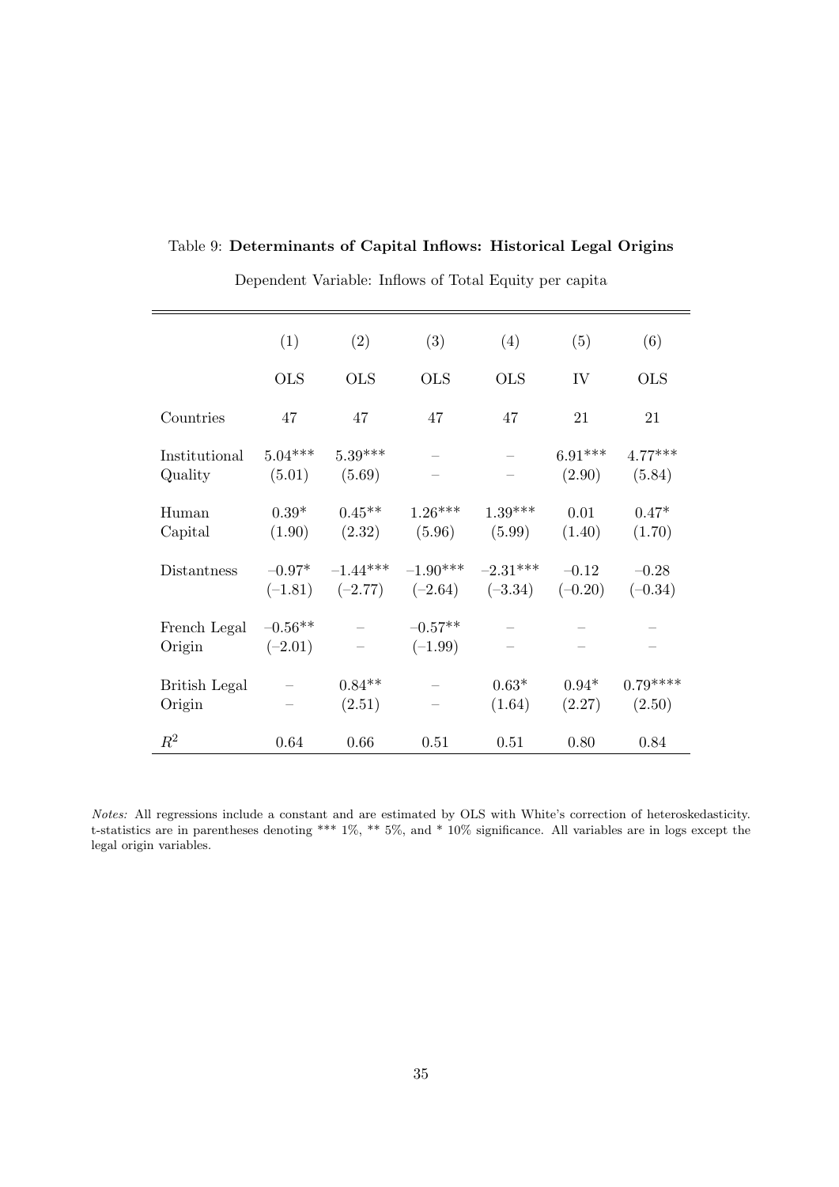Table 9: **Determinants of Capital Inflows: Historical Legal Origins**

Dependent Variable: Inflows of Total Equity per capita

| | (1) | (2) | (3) | (4) | (5) | (6) |
|---|---|---|---|---|---|---|
| | OLS | OLS | OLS | OLS | IV | OLS |
| Countries | 47 | 47 | 47 | 47 | 21 | 21 |
| Institutional Quality | 5.04*** | 5.39*** | – | – | 6.91*** | 4.77*** |
| | (5.01) | (5.69) | – | – | (2.90) | (5.84) |
| Human Capital | 0.39* | 0.45** | 1.26*** | 1.39*** | 0.01 | 0.47* |
| | (1.90) | (2.32) | (5.96) | (5.99) | (1.40) | (1.70) |
| Distantness | –0.97* | –1.44*** | –1.90*** | –2.31*** | –0.12 | –0.28 |
| | (–1.81) | (–2.77) | (–2.64) | (–3.34) | (–0.20) | (–0.34) |
| French Legal Origin | –0.56** | – | –0.57** | – | – | – |
| | (–2.01) | – | (–1.99) | – | – | – |
| British Legal Origin | – | 0.84** | – | 0.63* | 0.94* | 0.79**** |
| | – | (2.51) | – | (1.64) | (2.27) | (2.50) |
| $R^2$ | 0.64 | 0.66 | 0.51 | 0.51 | 0.80 | 0.84 |

*Notes:* All regressions include a constant and are estimated by OLS with White's correction of heteroskedasticity. t-statistics are in parentheses denoting *** 1%, ** 5%, and * 10% significance. All variables are in logs except the legal origin variables.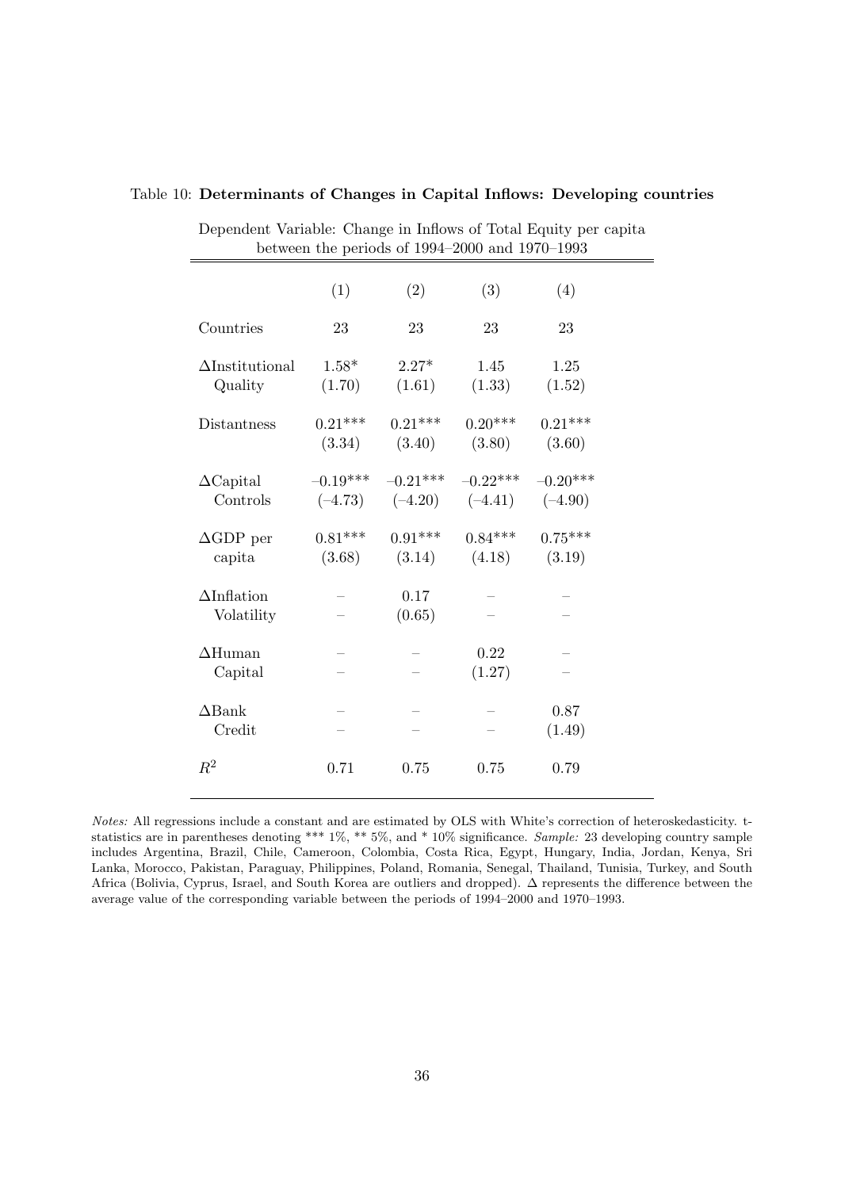Table 10: **Determinants of Changes in Capital Inflows: Developing countries**

Dependent Variable: Change in Inflows of Total Equity per capita between the periods of 1994–2000 and 1970–1993

| | (1) | (2) | (3) | (4) |
|---|---|---|---|---|
| Countries | 23 | 23 | 23 | 23 |
| ΔInstitutional Quality | 1.58* | 2.27* | 1.45 | 1.25 |
| | (1.70) | (1.61) | (1.33) | (1.52) |
| Distantness | 0.21*** | 0.21*** | 0.20*** | 0.21*** |
| | (3.34) | (3.40) | (3.80) | (3.60) |
| ΔCapital Controls | –0.19*** | –0.21*** | –0.22*** | –0.20*** |
| | (–4.73) | (–4.20) | (–4.41) | (–4.90) |
| ΔGDP per capita | 0.81*** | 0.91*** | 0.84*** | 0.75*** |
| | (3.68) | (3.14) | (4.18) | (3.19) |
| ΔInflation Volatility | – | 0.17 | – | – |
| | – | (0.65) | – | – |
| ΔHuman Capital | – | – | 0.22 | – |
| | – | – | (1.27) | – |
| ΔBank Credit | – | – | – | 0.87 |
| | – | – | – | (1.49) |
| $R^2$ | 0.71 | 0.75 | 0.75 | 0.79 |

*Notes:* All regressions include a constant and are estimated by OLS with White's correction of heteroskedasticity. t-statistics are in parentheses denoting *** 1%, ** 5%, and * 10% significance. *Sample:* 23 developing country sample includes Argentina, Brazil, Chile, Cameroon, Colombia, Costa Rica, Egypt, Hungary, India, Jordan, Kenya, Sri Lanka, Morocco, Pakistan, Paraguay, Philippines, Poland, Romania, Senegal, Thailand, Tunisia, Turkey, and South Africa (Bolivia, Cyprus, Israel, and South Korea are outliers and dropped). Δ represents the difference between the average value of the corresponding variable between the periods of 1994–2000 and 1970–1993.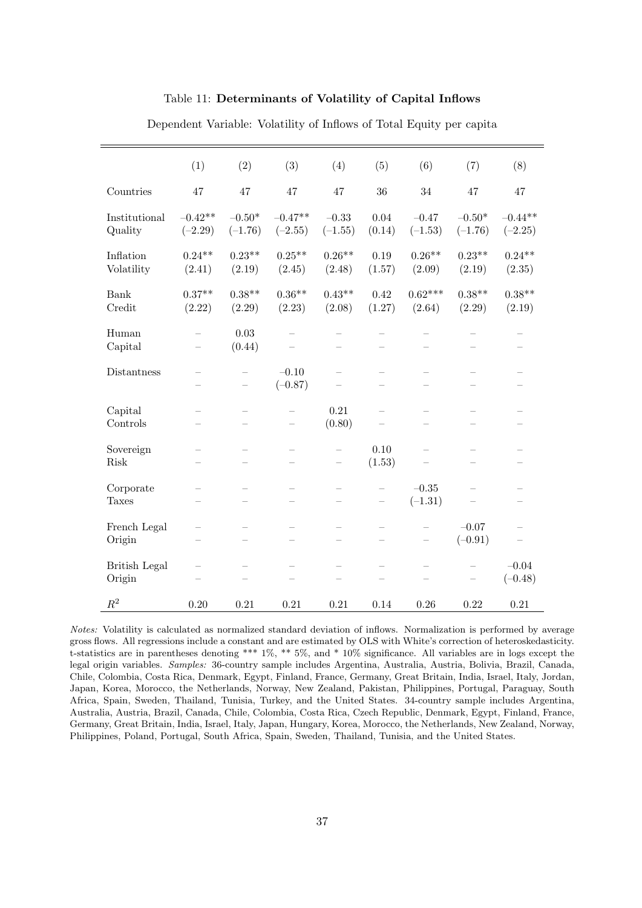Table 11: **Determinants of Volatility of Capital Inflows**

Dependent Variable: Volatility of Inflows of Total Equity per capita

| | (1) | (2) | (3) | (4) | (5) | (6) | (7) | (8) |
|---|---|---|---|---|---|---|---|---|
| Countries | 47 | 47 | 47 | 47 | 36 | 34 | 47 | 47 |
| Institutional Quality | −0.42** (−2.29) | −0.50* (−1.76) | −0.47** (−2.55) | −0.33 (−1.55) | 0.04 (0.14) | −0.47 (−1.53) | −0.50* (−1.76) | −0.44** (−2.25) |
| Inflation Volatility | 0.24** (2.41) | 0.23** (2.19) | 0.25** (2.45) | 0.26** (2.48) | 0.19 (1.57) | 0.26** (2.09) | 0.23** (2.19) | 0.24** (2.35) |
| Bank Credit | 0.37** (2.22) | 0.38** (2.29) | 0.36** (2.23) | 0.43** (2.08) | 0.42 (1.27) | 0.62*** (2.64) | 0.38** (2.29) | 0.38** (2.19) |
| Human Capital | – | 0.03 (0.44) | – | – | – | – | – | – |
| Distantness | – | – | −0.10 (−0.87) | – | – | – | – | – |
| Capital Controls | – | – | – | 0.21 (0.80) | – | – | – | – |
| Sovereign Risk | – | – | – | – | 0.10 (1.53) | – | – | – |
| Corporate Taxes | – | – | – | – | – | −0.35 (−1.31) | – | – |
| French Legal Origin | – | – | – | – | – | – | −0.07 (−0.91) | – |
| British Legal Origin | – | – | – | – | – | – | – | −0.04 (−0.48) |
| $R^2$ | 0.20 | 0.21 | 0.21 | 0.21 | 0.14 | 0.26 | 0.22 | 0.21 |

*Notes:* Volatility is calculated as normalized standard deviation of inflows. Normalization is performed by average gross flows. All regressions include a constant and are estimated by OLS with White's correction of heteroskedasticity. t-statistics are in parentheses denoting *** 1%, ** 5%, and * 10% significance. All variables are in logs except the legal origin variables. *Samples:* 36-country sample includes Argentina, Australia, Austria, Bolivia, Brazil, Canada, Chile, Colombia, Costa Rica, Denmark, Egypt, Finland, France, Germany, Great Britain, India, Israel, Italy, Jordan, Japan, Korea, Morocco, the Netherlands, Norway, New Zealand, Pakistan, Philippines, Portugal, Paraguay, South Africa, Spain, Sweden, Thailand, Tunisia, Turkey, and the United States. 34-country sample includes Argentina, Australia, Austria, Brazil, Canada, Chile, Colombia, Costa Rica, Czech Republic, Denmark, Egypt, Finland, France, Germany, Great Britain, India, Israel, Italy, Japan, Hungary, Korea, Morocco, the Netherlands, New Zealand, Norway, Philippines, Poland, Portugal, South Africa, Spain, Sweden, Thailand, Tunisia, and the United States.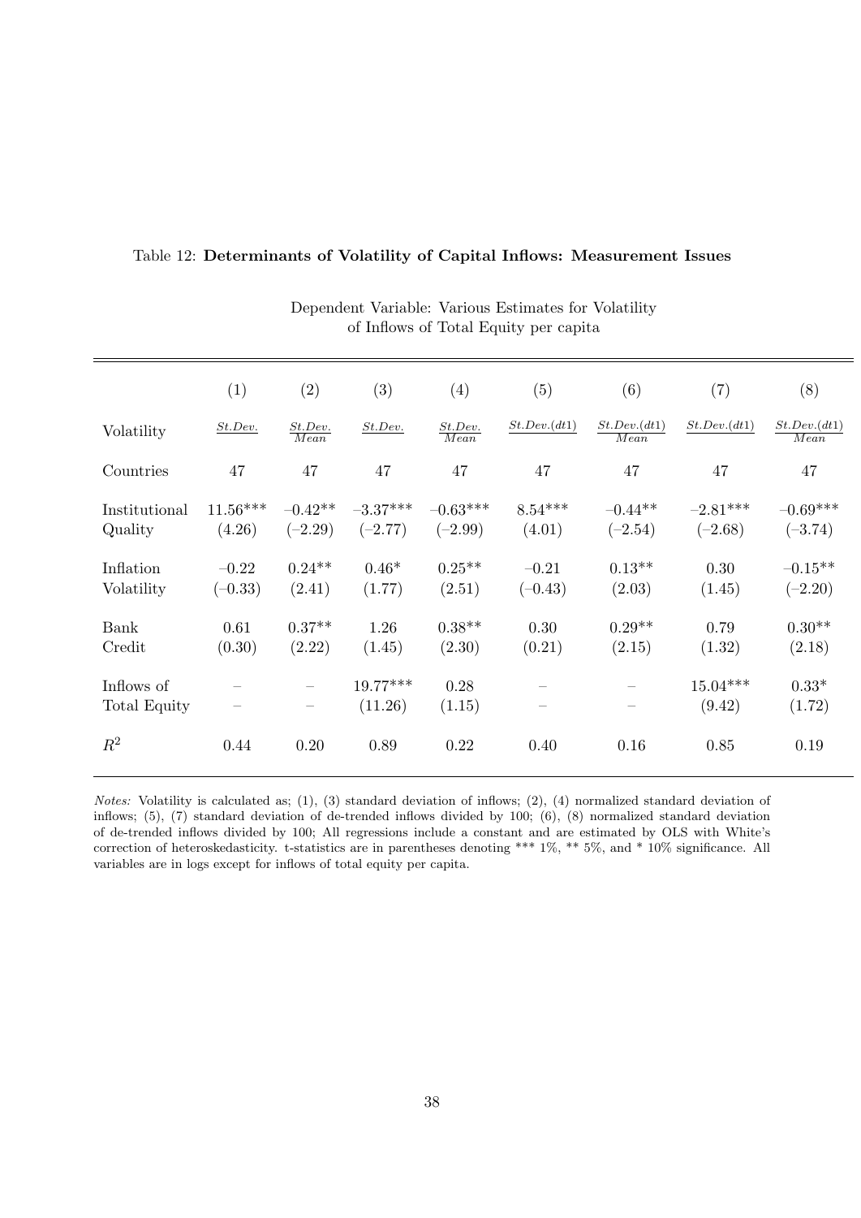Table 12: **Determinants of Volatility of Capital Inflows: Measurement Issues**

Dependent Variable: Various Estimates for Volatility of Inflows of Total Equity per capita

| | (1) | (2) | (3) | (4) | (5) | (6) | (7) | (8) |
|---|---|---|---|---|---|---|---|---|
| Volatility | $\underline{St.Dev.}$ | $\frac{St.Dev.}{Mean}$ | $\underline{St.Dev.}$ | $\frac{St.Dev.}{Mean}$ | $\underline{St.Dev.(dt1)}$ | $\frac{St.Dev.(dt1)}{Mean}$ | $\underline{St.Dev.(dt1)}$ | $\frac{St.Dev.(dt1)}{Mean}$ |
| Countries | 47 | 47 | 47 | 47 | 47 | 47 | 47 | 47 |
| Institutional Quality | 11.56*** (4.26) | –0.42** (–2.29) | –3.37*** (–2.77) | –0.63*** (–2.99) | 8.54*** (4.01) | –0.44** (–2.54) | –2.81*** (–2.68) | –0.69*** (–3.74) |
| Inflation Volatility | –0.22 (–0.33) | 0.24** (2.41) | 0.46* (1.77) | 0.25** (2.51) | –0.21 (–0.43) | 0.13** (2.03) | 0.30 (1.45) | –0.15** (–2.20) |
| Bank Credit | 0.61 (0.30) | 0.37** (2.22) | 1.26 (1.45) | 0.38** (2.30) | 0.30 (0.21) | 0.29** (2.15) | 0.79 (1.32) | 0.30** (2.18) |
| Inflows of Total Equity | – – | – – | 19.77*** (11.26) | 0.28 (1.15) | – – | – – | 15.04*** (9.42) | 0.33* (1.72) |
| $R^2$ | 0.44 | 0.20 | 0.89 | 0.22 | 0.40 | 0.16 | 0.85 | 0.19 |

*Notes:* Volatility is calculated as; (1), (3) standard deviation of inflows; (2), (4) normalized standard deviation of inflows; (5), (7) standard deviation of de-trended inflows divided by 100; (6), (8) normalized standard deviation of de-trended inflows divided by 100; All regressions include a constant and are estimated by OLS with White's correction of heteroskedasticity. t-statistics are in parentheses denoting *** 1%, ** 5%, and * 10% significance. All variables are in logs except for inflows of total equity per capita.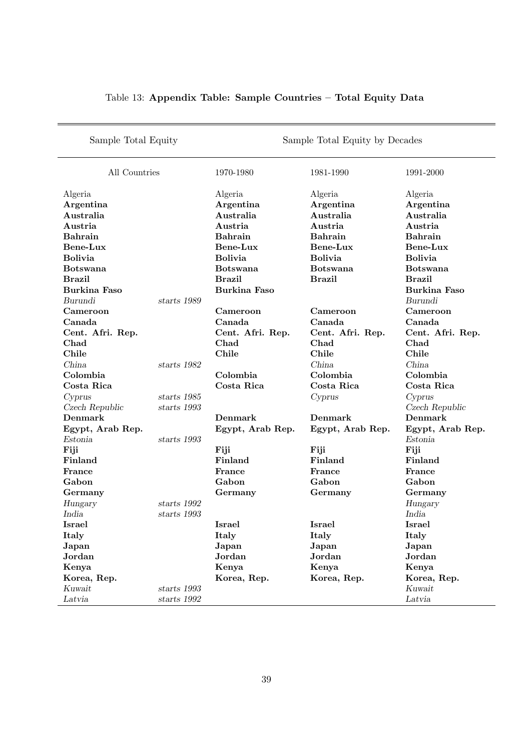Table 13: **Appendix Table: Sample Countries – Total Equity Data**

| Sample Total Equity | | Sample Total Equity by Decades | | |
|---|---|---|---|---|
| All Countries | | 1970-1980 | 1981-1990 | 1991-2000 |
| Algeria | | Algeria | Algeria | Algeria |
| **Argentina** | | **Argentina** | **Argentina** | **Argentina** |
| **Australia** | | **Australia** | **Australia** | **Australia** |
| **Austria** | | **Austria** | **Austria** | **Austria** |
| **Bahrain** | | **Bahrain** | **Bahrain** | **Bahrain** |
| **Bene-Lux** | | **Bene-Lux** | **Bene-Lux** | **Bene-Lux** |
| **Bolivia** | | **Bolivia** | **Bolivia** | **Bolivia** |
| **Botswana** | | **Botswana** | **Botswana** | **Botswana** |
| **Brazil** | | **Brazil** | **Brazil** | **Brazil** |
| **Burkina Faso** | | **Burkina Faso** | | **Burkina Faso** |
| *Burundi* | *starts 1989* | | | *Burundi* |
| **Cameroon** | | **Cameroon** | **Cameroon** | **Cameroon** |
| **Canada** | | **Canada** | **Canada** | **Canada** |
| **Cent. Afri. Rep.** | | **Cent. Afri. Rep.** | **Cent. Afri. Rep.** | **Cent. Afri. Rep.** |
| **Chad** | | **Chad** | **Chad** | **Chad** |
| **Chile** | | **Chile** | **Chile** | **Chile** |
| *China* | *starts 1982* | | *China* | *China* |
| **Colombia** | | **Colombia** | **Colombia** | **Colombia** |
| **Costa Rica** | | **Costa Rica** | **Costa Rica** | **Costa Rica** |
| *Cyprus* | *starts 1985* | | *Cyprus* | *Cyprus* |
| *Czech Republic* | *starts 1993* | | | *Czech Republic* |
| **Denmark** | | **Denmark** | **Denmark** | **Denmark** |
| **Egypt, Arab Rep.** | | **Egypt, Arab Rep.** | **Egypt, Arab Rep.** | **Egypt, Arab Rep.** |
| *Estonia* | *starts 1993* | | | *Estonia* |
| **Fiji** | | **Fiji** | **Fiji** | **Fiji** |
| **Finland** | | **Finland** | **Finland** | **Finland** |
| **France** | | **France** | **France** | **France** |
| **Gabon** | | **Gabon** | **Gabon** | **Gabon** |
| **Germany** | | **Germany** | **Germany** | **Germany** |
| *Hungary* | *starts 1992* | | | *Hungary* |
| *India* | *starts 1993* | | | *India* |
| **Israel** | | **Israel** | **Israel** | **Israel** |
| **Italy** | | **Italy** | **Italy** | **Italy** |
| **Japan** | | **Japan** | **Japan** | **Japan** |
| **Jordan** | | **Jordan** | **Jordan** | **Jordan** |
| **Kenya** | | **Kenya** | **Kenya** | **Kenya** |
| **Korea, Rep.** | | **Korea, Rep.** | **Korea, Rep.** | **Korea, Rep.** |
| *Kuwait* | *starts 1993* | | | *Kuwait* |
| *Latvia* | *starts 1992* | | | *Latvia* |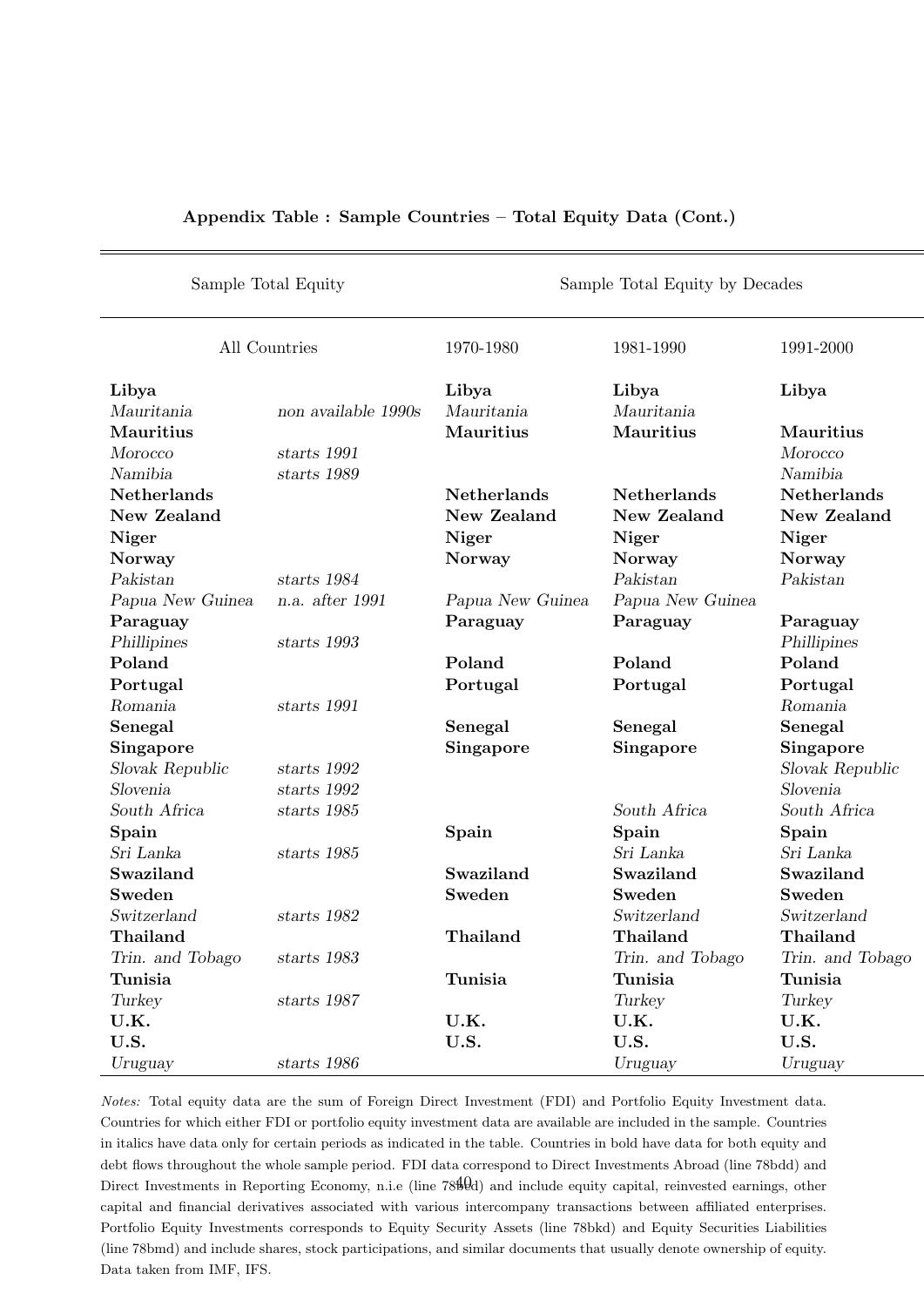**Appendix Table : Sample Countries – Total Equity Data (Cont.)**

| Sample Total Equity | | Sample Total Equity by Decades | | |
|---|---|---|---|---|
| All Countries | | 1970-1980 | 1981-1990 | 1991-2000 |
| **Libya** | | **Libya** | **Libya** | **Libya** |
| *Mauritania* | *non available 1990s* | *Mauritania* | *Mauritania* | |
| **Mauritius** | | **Mauritius** | **Mauritius** | **Mauritius** |
| *Morocco* | *starts 1991* | | | *Morocco* |
| *Namibia* | *starts 1989* | | | *Namibia* |
| **Netherlands** | | **Netherlands** | **Netherlands** | **Netherlands** |
| **New Zealand** | | **New Zealand** | **New Zealand** | **New Zealand** |
| **Niger** | | **Niger** | **Niger** | **Niger** |
| **Norway** | | **Norway** | **Norway** | **Norway** |
| *Pakistan* | *starts 1984* | | *Pakistan* | *Pakistan* |
| *Papua New Guinea* | *n.a. after 1991* | *Papua New Guinea* | *Papua New Guinea* | |
| **Paraguay** | | **Paraguay** | **Paraguay** | **Paraguay** |
| *Phillipines* | *starts 1993* | | | *Phillipines* |
| **Poland** | | **Poland** | **Poland** | **Poland** |
| **Portugal** | | **Portugal** | **Portugal** | **Portugal** |
| *Romania* | *starts 1991* | | | *Romania* |
| **Senegal** | | **Senegal** | **Senegal** | **Senegal** |
| **Singapore** | | **Singapore** | **Singapore** | **Singapore** |
| *Slovak Republic* | *starts 1992* | | | *Slovak Republic* |
| *Slovenia* | *starts 1992* | | | *Slovenia* |
| *South Africa* | *starts 1985* | | *South Africa* | *South Africa* |
| **Spain** | | **Spain** | **Spain** | **Spain** |
| *Sri Lanka* | *starts 1985* | | *Sri Lanka* | *Sri Lanka* |
| **Swaziland** | | **Swaziland** | **Swaziland** | **Swaziland** |
| **Sweden** | | **Sweden** | **Sweden** | **Sweden** |
| *Switzerland* | *starts 1982* | | *Switzerland* | *Switzerland* |
| **Thailand** | | **Thailand** | **Thailand** | **Thailand** |
| *Trin. and Tobago* | *starts 1983* | | *Trin. and Tobago* | *Trin. and Tobago* |
| **Tunisia** | | **Tunisia** | **Tunisia** | **Tunisia** |
| *Turkey* | *starts 1987* | | *Turkey* | *Turkey* |
| **U.K.** | | **U.K.** | **U.K.** | **U.K.** |
| **U.S.** | | **U.S.** | **U.S.** | **U.S.** |
| *Uruguay* | *starts 1986* | | *Uruguay* | *Uruguay* |

*Notes:* Total equity data are the sum of Foreign Direct Investment (FDI) and Portfolio Equity Investment data. Countries for which either FDI or portfolio equity investment data are available are included in the sample. Countries in italics have data only for certain periods as indicated in the table. Countries in bold have data for both equity and debt flows throughout the whole sample period. FDI data correspond to Direct Investments Abroad (line 78bdd) and Direct Investments in Reporting Economy, n.i.e (line 78bed) and include equity capital, reinvested earnings, other capital and financial derivatives associated with various intercompany transactions between affiliated enterprises. Portfolio Equity Investments corresponds to Equity Security Assets (line 78bkd) and Equity Securities Liabilities (line 78bmd) and include shares, stock participations, and similar documents that usually denote ownership of equity. Data taken from IMF, IFS.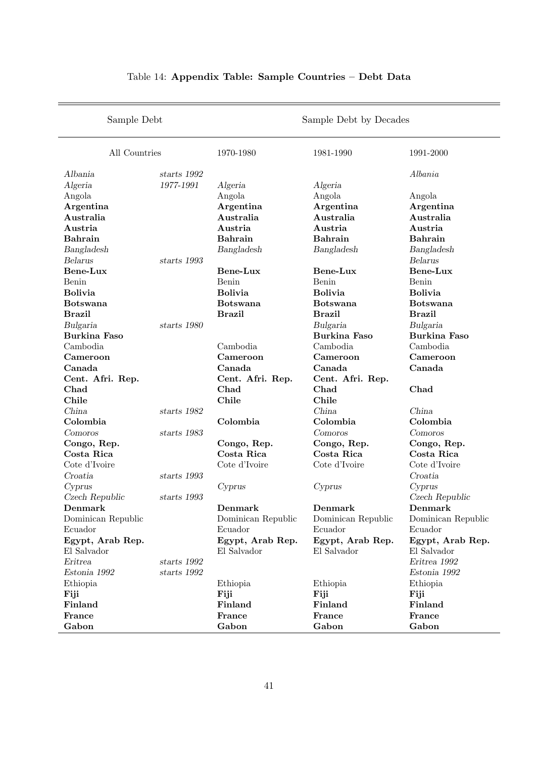Table 14: **Appendix Table: Sample Countries – Debt Data**

| Sample Debt | | Sample Debt by Decades | | |
|---|---|---|---|---|
| All Countries | | 1970-1980 | 1981-1990 | 1991-2000 |
| *Albania* | *starts 1992* | | | *Albania* |
| *Algeria* | *1977-1991* | *Algeria* | *Algeria* | |
| Angola | | Angola | Angola | Angola |
| **Argentina** | | **Argentina** | **Argentina** | **Argentina** |
| **Australia** | | **Australia** | **Australia** | **Australia** |
| **Austria** | | **Austria** | **Austria** | **Austria** |
| **Bahrain** | | **Bahrain** | **Bahrain** | **Bahrain** |
| *Bangladesh* | | *Bangladesh* | *Bangladesh* | *Bangladesh* |
| *Belarus* | *starts 1993* | | | *Belarus* |
| **Bene-Lux** | | **Bene-Lux** | **Bene-Lux** | **Bene-Lux** |
| Benin | | Benin | Benin | Benin |
| **Bolivia** | | **Bolivia** | **Bolivia** | **Bolivia** |
| **Botswana** | | **Botswana** | **Botswana** | **Botswana** |
| **Brazil** | | **Brazil** | **Brazil** | **Brazil** |
| *Bulgaria* | *starts 1980* | | *Bulgaria* | *Bulgaria* |
| **Burkina Faso** | | | **Burkina Faso** | **Burkina Faso** |
| Cambodia | | Cambodia | Cambodia | Cambodia |
| **Cameroon** | | **Cameroon** | **Cameroon** | **Cameroon** |
| **Canada** | | **Canada** | **Canada** | **Canada** |
| **Cent. Afri. Rep.** | | **Cent. Afri. Rep.** | **Cent. Afri. Rep.** | |
| **Chad** | | **Chad** | **Chad** | **Chad** |
| **Chile** | | **Chile** | **Chile** | |
| *China* | *starts 1982* | | *China* | *China* |
| **Colombia** | | **Colombia** | **Colombia** | **Colombia** |
| *Comoros* | *starts 1983* | | *Comoros* | *Comoros* |
| **Congo, Rep.** | | **Congo, Rep.** | **Congo, Rep.** | **Congo, Rep.** |
| **Costa Rica** | | **Costa Rica** | **Costa Rica** | **Costa Rica** |
| Cote d'Ivoire | | Cote d'Ivoire | Cote d'Ivoire | Cote d'Ivoire |
| *Croatia* | *starts 1993* | | | *Croatia* |
| *Cyprus* | | *Cyprus* | *Cyprus* | *Cyprus* |
| *Czech Republic* | *starts 1993* | | | *Czech Republic* |
| **Denmark** | | **Denmark** | **Denmark** | **Denmark** |
| Dominican Republic | | Dominican Republic | Dominican Republic | Dominican Republic |
| Ecuador | | Ecuador | Ecuador | Ecuador |
| **Egypt, Arab Rep.** | | **Egypt, Arab Rep.** | **Egypt, Arab Rep.** | **Egypt, Arab Rep.** |
| El Salvador | | El Salvador | El Salvador | El Salvador |
| *Eritrea* | *starts 1992* | | | *Eritrea 1992* |
| *Estonia 1992* | *starts 1992* | | | *Estonia 1992* |
| Ethiopia | | Ethiopia | Ethiopia | Ethiopia |
| **Fiji** | | **Fiji** | **Fiji** | **Fiji** |
| **Finland** | | **Finland** | **Finland** | **Finland** |
| **France** | | **France** | **France** | **France** |
| **Gabon** | | **Gabon** | **Gabon** | **Gabon** |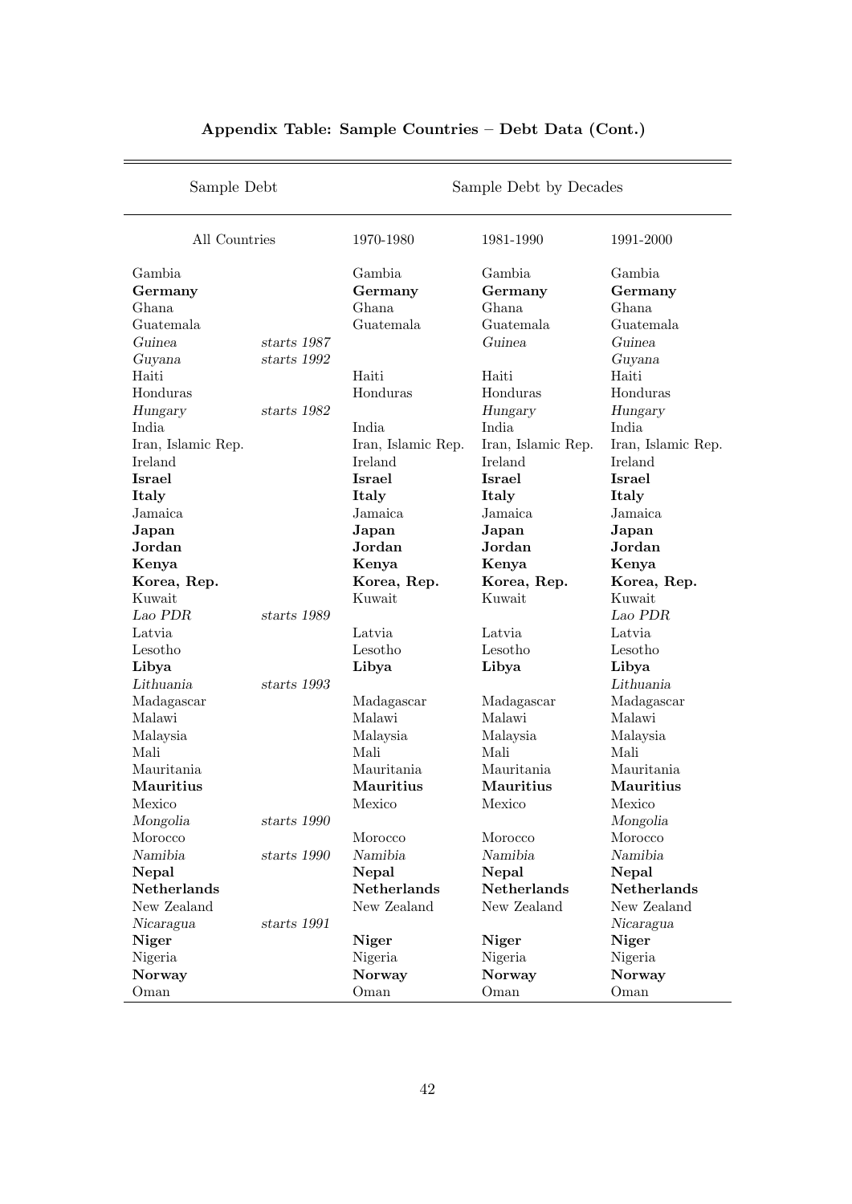**Appendix Table: Sample Countries – Debt Data (Cont.)**

| Sample Debt | | Sample Debt by Decades | | |
|---|---|---|---|---|
| All Countries | | 1970-1980 | 1981-1990 | 1991-2000 |
| Gambia | | Gambia | Gambia | Gambia |
| **Germany** | | **Germany** | **Germany** | **Germany** |
| Ghana | | Ghana | Ghana | Ghana |
| Guatemala | | Guatemala | Guatemala | Guatemala |
| *Guinea* | *starts 1987* | | *Guinea* | *Guinea* |
| *Guyana* | *starts 1992* | | | *Guyana* |
| Haiti | | Haiti | Haiti | Haiti |
| Honduras | | Honduras | Honduras | Honduras |
| *Hungary* | *starts 1982* | | *Hungary* | *Hungary* |
| India | | India | India | India |
| Iran, Islamic Rep. | | Iran, Islamic Rep. | Iran, Islamic Rep. | Iran, Islamic Rep. |
| Ireland | | Ireland | Ireland | Ireland |
| **Israel** | | **Israel** | **Israel** | **Israel** |
| **Italy** | | **Italy** | **Italy** | **Italy** |
| Jamaica | | Jamaica | Jamaica | Jamaica |
| **Japan** | | **Japan** | **Japan** | **Japan** |
| **Jordan** | | **Jordan** | **Jordan** | **Jordan** |
| **Kenya** | | **Kenya** | **Kenya** | **Kenya** |
| **Korea, Rep.** | | **Korea, Rep.** | **Korea, Rep.** | **Korea, Rep.** |
| Kuwait | | Kuwait | Kuwait | Kuwait |
| *Lao PDR* | *starts 1989* | | | *Lao PDR* |
| Latvia | | Latvia | Latvia | Latvia |
| Lesotho | | Lesotho | Lesotho | Lesotho |
| **Libya** | | **Libya** | **Libya** | **Libya** |
| *Lithuania* | *starts 1993* | | | *Lithuania* |
| Madagascar | | Madagascar | Madagascar | Madagascar |
| Malawi | | Malawi | Malawi | Malawi |
| Malaysia | | Malaysia | Malaysia | Malaysia |
| Mali | | Mali | Mali | Mali |
| Mauritania | | Mauritania | Mauritania | Mauritania |
| **Mauritius** | | **Mauritius** | **Mauritius** | **Mauritius** |
| Mexico | | Mexico | Mexico | Mexico |
| *Mongolia* | *starts 1990* | | | *Mongolia* |
| Morocco | | Morocco | Morocco | Morocco |
| *Namibia* | *starts 1990* | *Namibia* | *Namibia* | *Namibia* |
| **Nepal** | | **Nepal** | **Nepal** | **Nepal** |
| **Netherlands** | | **Netherlands** | **Netherlands** | **Netherlands** |
| New Zealand | | New Zealand | New Zealand | New Zealand |
| *Nicaragua* | *starts 1991* | | | *Nicaragua* |
| **Niger** | | **Niger** | **Niger** | **Niger** |
| Nigeria | | Nigeria | Nigeria | Nigeria |
| **Norway** | | **Norway** | **Norway** | **Norway** |
| Oman | | Oman | Oman | Oman |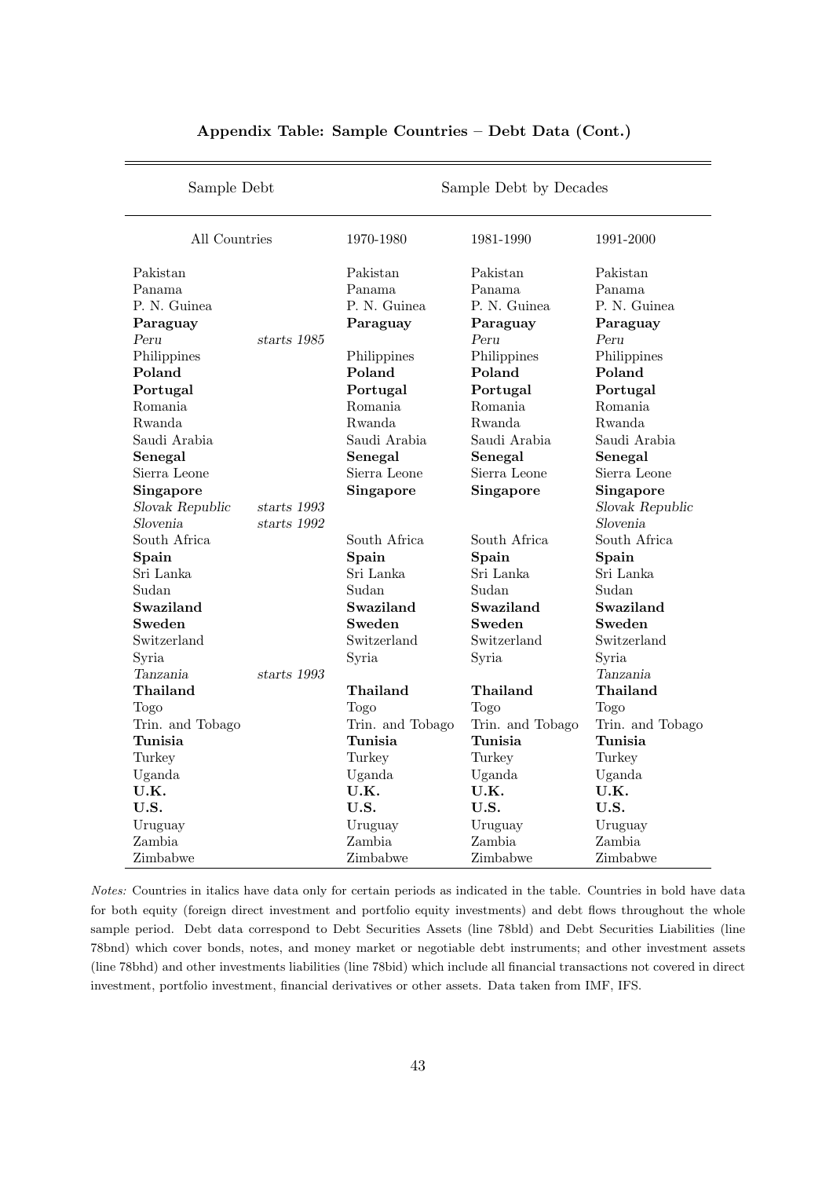**Appendix Table: Sample Countries – Debt Data (Cont.)**

| Sample Debt | | Sample Debt by Decades | | |
|---|---|---|---|---|
| All Countries | | 1970-1980 | 1981-1990 | 1991-2000 |
| Pakistan | | Pakistan | Pakistan | Pakistan |
| Panama | | Panama | Panama | Panama |
| P. N. Guinea | | P. N. Guinea | P. N. Guinea | P. N. Guinea |
| **Paraguay** | | **Paraguay** | **Paraguay** | **Paraguay** |
| *Peru* | *starts 1985* | | *Peru* | *Peru* |
| Philippines | | Philippines | Philippines | Philippines |
| **Poland** | | **Poland** | **Poland** | **Poland** |
| **Portugal** | | **Portugal** | **Portugal** | **Portugal** |
| Romania | | Romania | Romania | Romania |
| Rwanda | | Rwanda | Rwanda | Rwanda |
| Saudi Arabia | | Saudi Arabia | Saudi Arabia | Saudi Arabia |
| **Senegal** | | **Senegal** | **Senegal** | **Senegal** |
| Sierra Leone | | Sierra Leone | Sierra Leone | Sierra Leone |
| **Singapore** | | **Singapore** | **Singapore** | **Singapore** |
| *Slovak Republic* | *starts 1993* | | | *Slovak Republic* |
| *Slovenia* | *starts 1992* | | | *Slovenia* |
| South Africa | | South Africa | South Africa | South Africa |
| **Spain** | | **Spain** | **Spain** | **Spain** |
| Sri Lanka | | Sri Lanka | Sri Lanka | Sri Lanka |
| Sudan | | Sudan | Sudan | Sudan |
| **Swaziland** | | **Swaziland** | **Swaziland** | **Swaziland** |
| **Sweden** | | **Sweden** | **Sweden** | **Sweden** |
| Switzerland | | Switzerland | Switzerland | Switzerland |
| Syria | | Syria | Syria | Syria |
| *Tanzania* | *starts 1993* | | | *Tanzania* |
| **Thailand** | | **Thailand** | **Thailand** | **Thailand** |
| Togo | | Togo | Togo | Togo |
| Trin. and Tobago | | Trin. and Tobago | Trin. and Tobago | Trin. and Tobago |
| **Tunisia** | | **Tunisia** | **Tunisia** | **Tunisia** |
| Turkey | | Turkey | Turkey | Turkey |
| Uganda | | Uganda | Uganda | Uganda |
| **U.K.** | | **U.K.** | **U.K.** | **U.K.** |
| **U.S.** | | **U.S.** | **U.S.** | **U.S.** |
| Uruguay | | Uruguay | Uruguay | Uruguay |
| Zambia | | Zambia | Zambia | Zambia |
| Zimbabwe | | Zimbabwe | Zimbabwe | Zimbabwe |

*Notes:* Countries in italics have data only for certain periods as indicated in the table. Countries in bold have data for both equity (foreign direct investment and portfolio equity investments) and debt flows throughout the whole sample period. Debt data correspond to Debt Securities Assets (line 78bld) and Debt Securities Liabilities (line 78bnd) which cover bonds, notes, and money market or negotiable debt instruments; and other investment assets (line 78bhd) and other investments liabilities (line 78bid) which include all financial transactions not covered in direct investment, portfolio investment, financial derivatives or other assets. Data taken from IMF, IFS.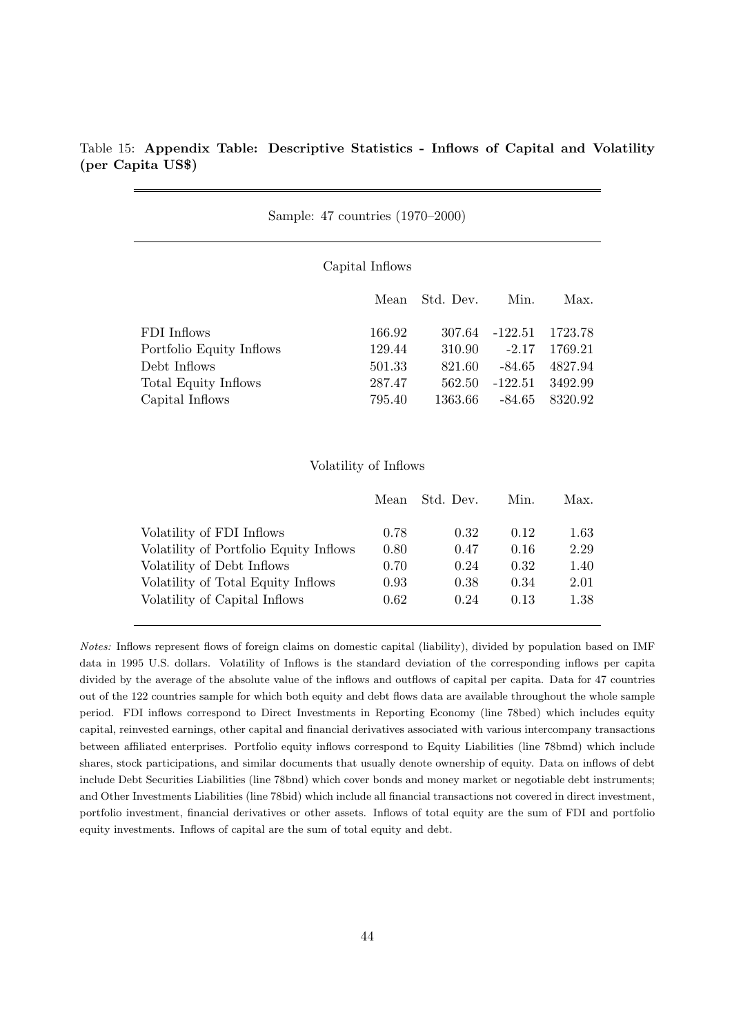Table 15: **Appendix Table: Descriptive Statistics - Inflows of Capital and Volatility (per Capita US$)**

| Sample: 47 countries (1970–2000) | | | | |
|---|---|---|---|---|
| **Capital Inflows** | | | | |
| | Mean | Std. Dev. | Min. | Max. |
| FDI Inflows | 166.92 | 307.64 | -122.51 | 1723.78 |
| Portfolio Equity Inflows | 129.44 | 310.90 | -2.17 | 1769.21 |
| Debt Inflows | 501.33 | 821.60 | -84.65 | 4827.94 |
| Total Equity Inflows | 287.47 | 562.50 | -122.51 | 3492.99 |
| Capital Inflows | 795.40 | 1363.66 | -84.65 | 8320.92 |
| **Volatility of Inflows** | | | | |
| | Mean | Std. Dev. | Min. | Max. |
| Volatility of FDI Inflows | 0.78 | 0.32 | 0.12 | 1.63 |
| Volatility of Portfolio Equity Inflows | 0.80 | 0.47 | 0.16 | 2.29 |
| Volatility of Debt Inflows | 0.70 | 0.24 | 0.32 | 1.40 |
| Volatility of Total Equity Inflows | 0.93 | 0.38 | 0.34 | 2.01 |
| Volatility of Capital Inflows | 0.62 | 0.24 | 0.13 | 1.38 |

*Notes:* Inflows represent flows of foreign claims on domestic capital (liability), divided by population based on IMF data in 1995 U.S. dollars. Volatility of Inflows is the standard deviation of the corresponding inflows per capita divided by the average of the absolute value of the inflows and outflows of capital per capita. Data for 47 countries out of the 122 countries sample for which both equity and debt flows data are available throughout the whole sample period. FDI inflows correspond to Direct Investments in Reporting Economy (line 78bed) which includes equity capital, reinvested earnings, other capital and financial derivatives associated with various intercompany transactions between affiliated enterprises. Portfolio equity inflows correspond to Equity Liabilities (line 78bmd) which include shares, stock participations, and similar documents that usually denote ownership of equity. Data on inflows of debt include Debt Securities Liabilities (line 78bnd) which cover bonds and money market or negotiable debt instruments; and Other Investments Liabilities (line 78bid) which include all financial transactions not covered in direct investment, portfolio investment, financial derivatives or other assets. Inflows of total equity are the sum of FDI and portfolio equity investments. Inflows of capital are the sum of total equity and debt.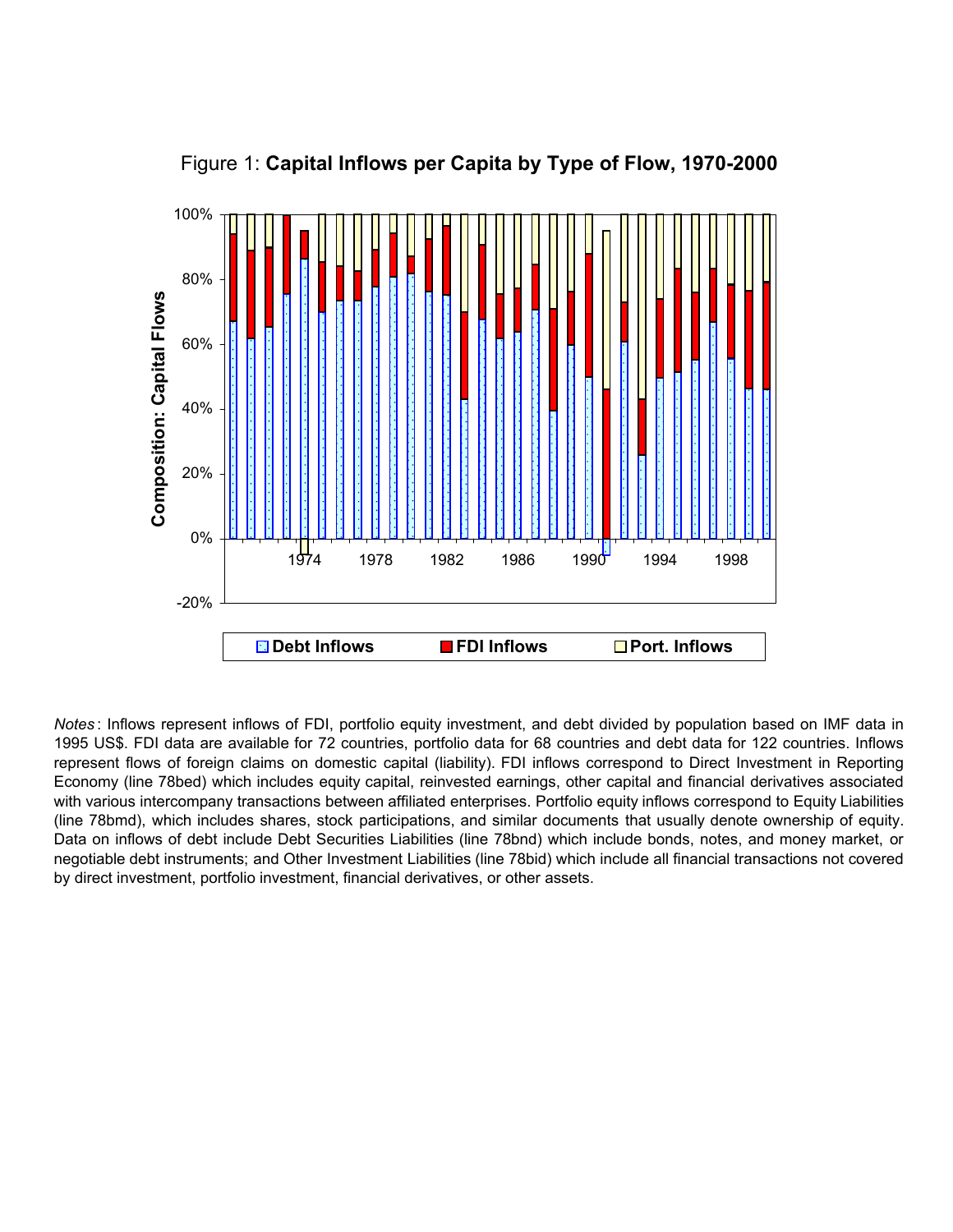Figure 1: **Capital Inflows per Capita by Type of Flow, 1970-2000**

*Notes*: Inflows represent inflows of FDI, portfolio equity investment, and debt divided by population based on IMF data in 1995 US$. FDI data are available for 72 countries, portfolio data for 68 countries and debt data for 122 countries. Inflows represent flows of foreign claims on domestic capital (liability). FDI inflows correspond to Direct Investment in Reporting Economy (line 78bed) which includes equity capital, reinvested earnings, other capital and financial derivatives associated with various intercompany transactions between affiliated enterprises. Portfolio equity inflows correspond to Equity Liabilities (line 78bmd), which includes shares, stock participations, and similar documents that usually denote ownership of equity. Data on inflows of debt include Debt Securities Liabilities (line 78bnd) which include bonds, notes, and money market, or negotiable debt instruments; and Other Investment Liabilities (line 78bid) which include all financial transactions not covered by direct investment, portfolio investment, financial derivatives, or other assets.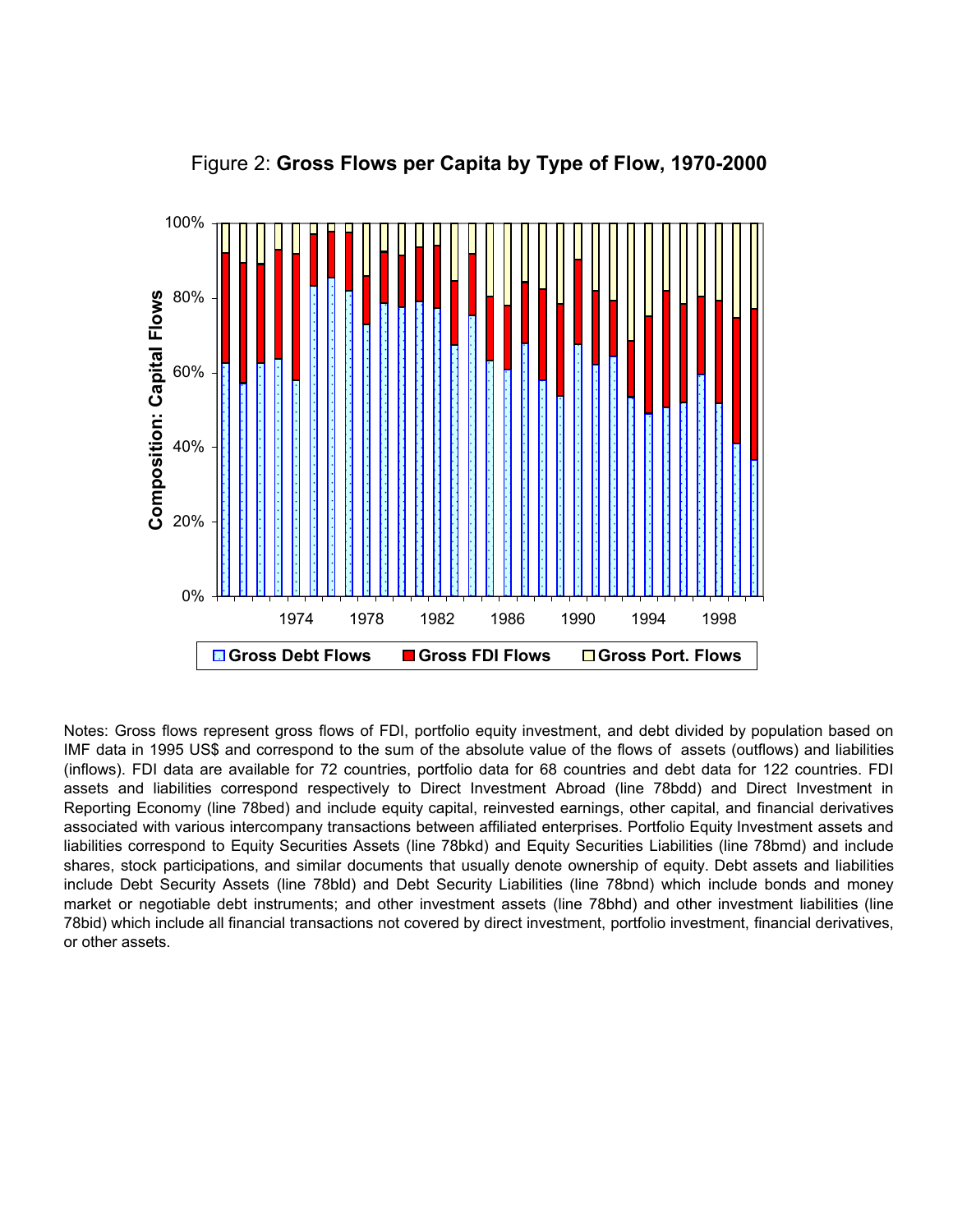Figure 2: **Gross Flows per Capita by Type of Flow, 1970-2000**

Notes: Gross flows represent gross flows of FDI, portfolio equity investment, and debt divided by population based on IMF data in 1995 US$ and correspond to the sum of the absolute value of the flows of assets (outflows) and liabilities (inflows). FDI data are available for 72 countries, portfolio data for 68 countries and debt data for 122 countries. FDI assets and liabilities correspond respectively to Direct Investment Abroad (line 78bdd) and Direct Investment in Reporting Economy (line 78bed) and include equity capital, reinvested earnings, other capital, and financial derivatives associated with various intercompany transactions between affiliated enterprises. Portfolio Equity Investment assets and liabilities correspond to Equity Securities Assets (line 78bkd) and Equity Securities Liabilities (line 78bmd) and include shares, stock participations, and similar documents that usually denote ownership of equity. Debt assets and liabilities include Debt Security Assets (line 78bld) and Debt Security Liabilities (line 78bnd) which include bonds and money market or negotiable debt instruments; and other investment assets (line 78bhd) and other investment liabilities (line 78bid) which include all financial transactions not covered by direct investment, portfolio investment, financial derivatives, or other assets.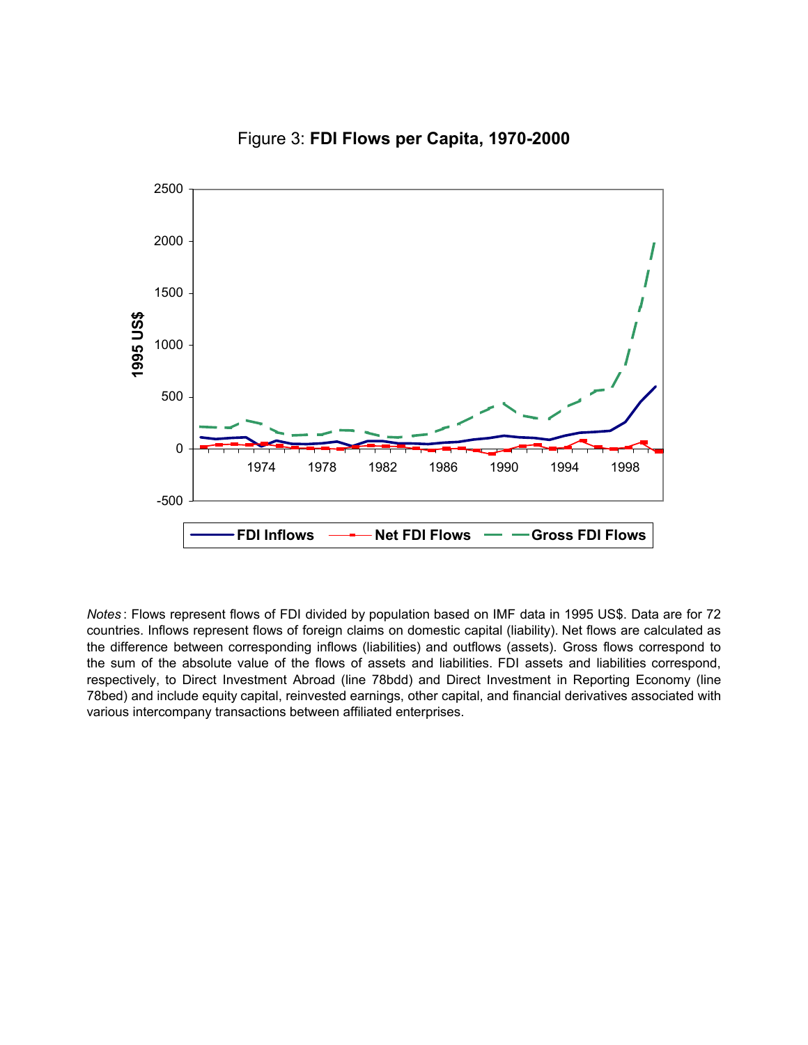Figure 3: **FDI Flows per Capita, 1970-2000**

*Notes*: Flows represent flows of FDI divided by population based on IMF data in 1995 US$. Data are for 72 countries. Inflows represent flows of foreign claims on domestic capital (liability). Net flows are calculated as the difference between corresponding inflows (liabilities) and outflows (assets). Gross flows correspond to the sum of the absolute value of the flows of assets and liabilities. FDI assets and liabilities correspond, respectively, to Direct Investment Abroad (line 78bdd) and Direct Investment in Reporting Economy (line 78bed) and include equity capital, reinvested earnings, other capital, and financial derivatives associated with various intercompany transactions between affiliated enterprises.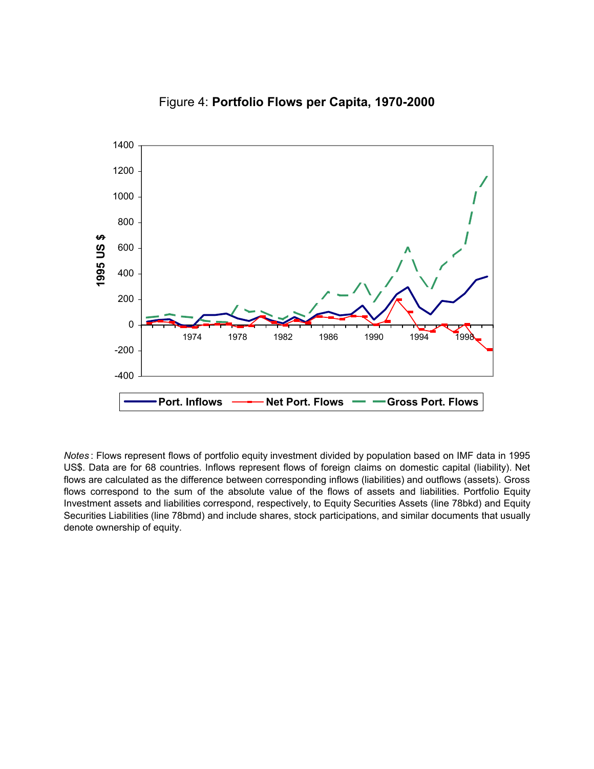Figure 4: **Portfolio Flows per Capita, 1970-2000**

*Notes*: Flows represent flows of portfolio equity investment divided by population based on IMF data in 1995 US$. Data are for 68 countries. Inflows represent flows of foreign claims on domestic capital (liability). Net flows are calculated as the difference between corresponding inflows (liabilities) and outflows (assets). Gross flows correspond to the sum of the absolute value of the flows of assets and liabilities. Portfolio Equity Investment assets and liabilities correspond, respectively, to Equity Securities Assets (line 78bkd) and Equity Securities Liabilities (line 78bmd) and include shares, stock participations, and similar documents that usually denote ownership of equity.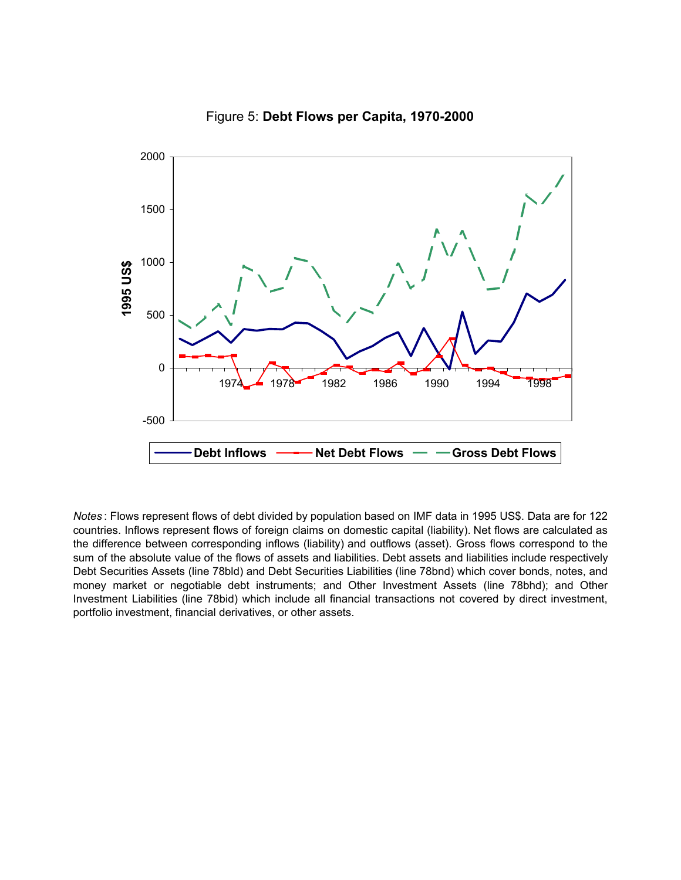Figure 5: **Debt Flows per Capita, 1970-2000**

*Notes*: Flows represent flows of debt divided by population based on IMF data in 1995 US$. Data are for 122 countries. Inflows represent flows of foreign claims on domestic capital (liability). Net flows are calculated as the difference between corresponding inflows (liability) and outflows (asset). Gross flows correspond to the sum of the absolute value of the flows of assets and liabilities. Debt assets and liabilities include respectively Debt Securities Assets (line 78bld) and Debt Securities Liabilities (line 78bnd) which cover bonds, notes, and money market or negotiable debt instruments; and Other Investment Assets (line 78bhd); and Other Investment Liabilities (line 78bid) which include all financial transactions not covered by direct investment, portfolio investment, financial derivatives, or other assets.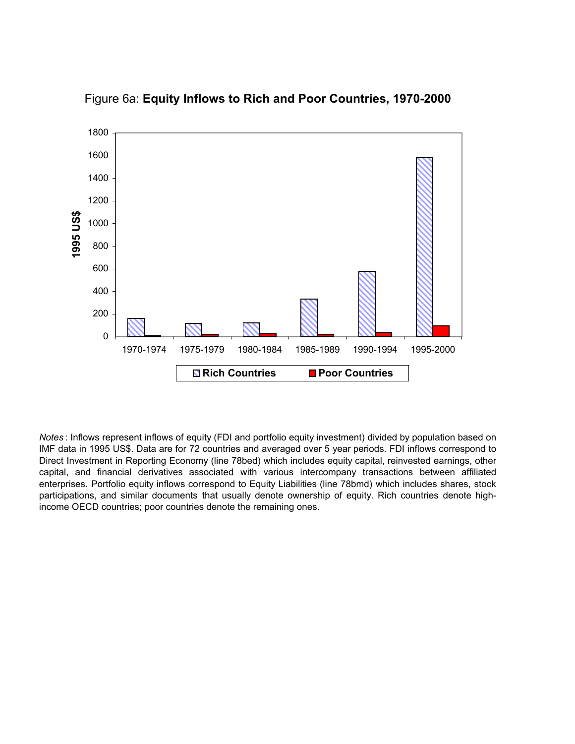Figure 6a: **Equity Inflows to Rich and Poor Countries, 1970-2000**

*Notes*: Inflows represent inflows of equity (FDI and portfolio equity investment) divided by population based on IMF data in 1995 US$. Data are for 72 countries and averaged over 5 year periods. FDI inflows correspond to Direct Investment in Reporting Economy (line 78bed) which includes equity capital, reinvested earnings, other capital, and financial derivatives associated with various intercompany transactions between affiliated enterprises. Portfolio equity inflows correspond to Equity Liabilities (line 78bmd) which includes shares, stock participations, and similar documents that usually denote ownership of equity. Rich countries denote high-income OECD countries; poor countries denote the remaining ones.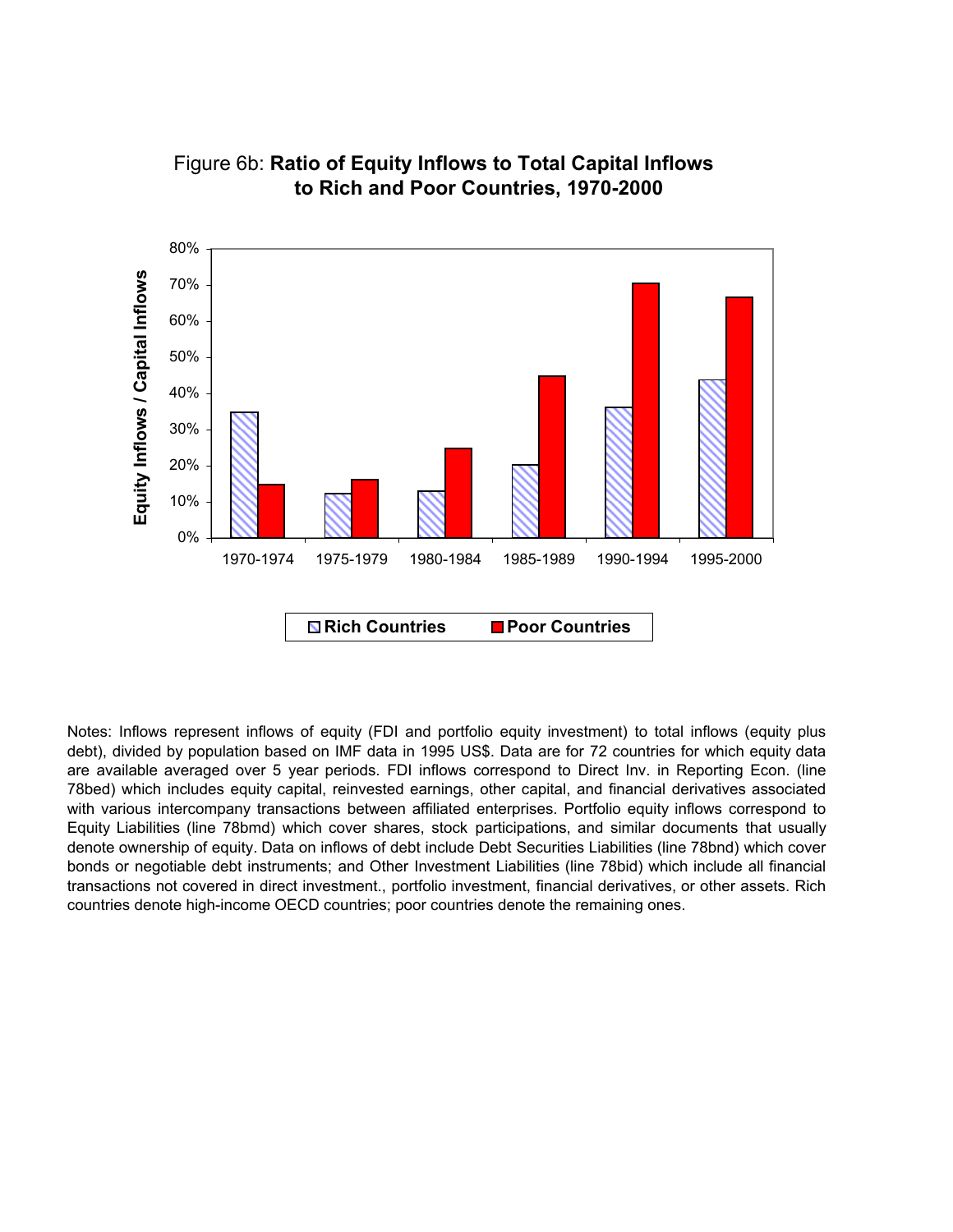Figure 6b: **Ratio of Equity Inflows to Total Capital Inflows to Rich and Poor Countries, 1970-2000**

Notes: Inflows represent inflows of equity (FDI and portfolio equity investment) to total inflows (equity plus debt), divided by population based on IMF data in 1995 US$. Data are for 72 countries for which equity data are available averaged over 5 year periods. FDI inflows correspond to Direct Inv. in Reporting Econ. (line 78bed) which includes equity capital, reinvested earnings, other capital, and financial derivatives associated with various intercompany transactions between affiliated enterprises. Portfolio equity inflows correspond to Equity Liabilities (line 78bmd) which cover shares, stock participations, and similar documents that usually denote ownership of equity. Data on inflows of debt include Debt Securities Liabilities (line 78bnd) which cover bonds or negotiable debt instruments; and Other Investment Liabilities (line 78bid) which include all financial transactions not covered in direct investment., portfolio investment, financial derivatives, or other assets. Rich countries denote high-income OECD countries; poor countries denote the remaining ones.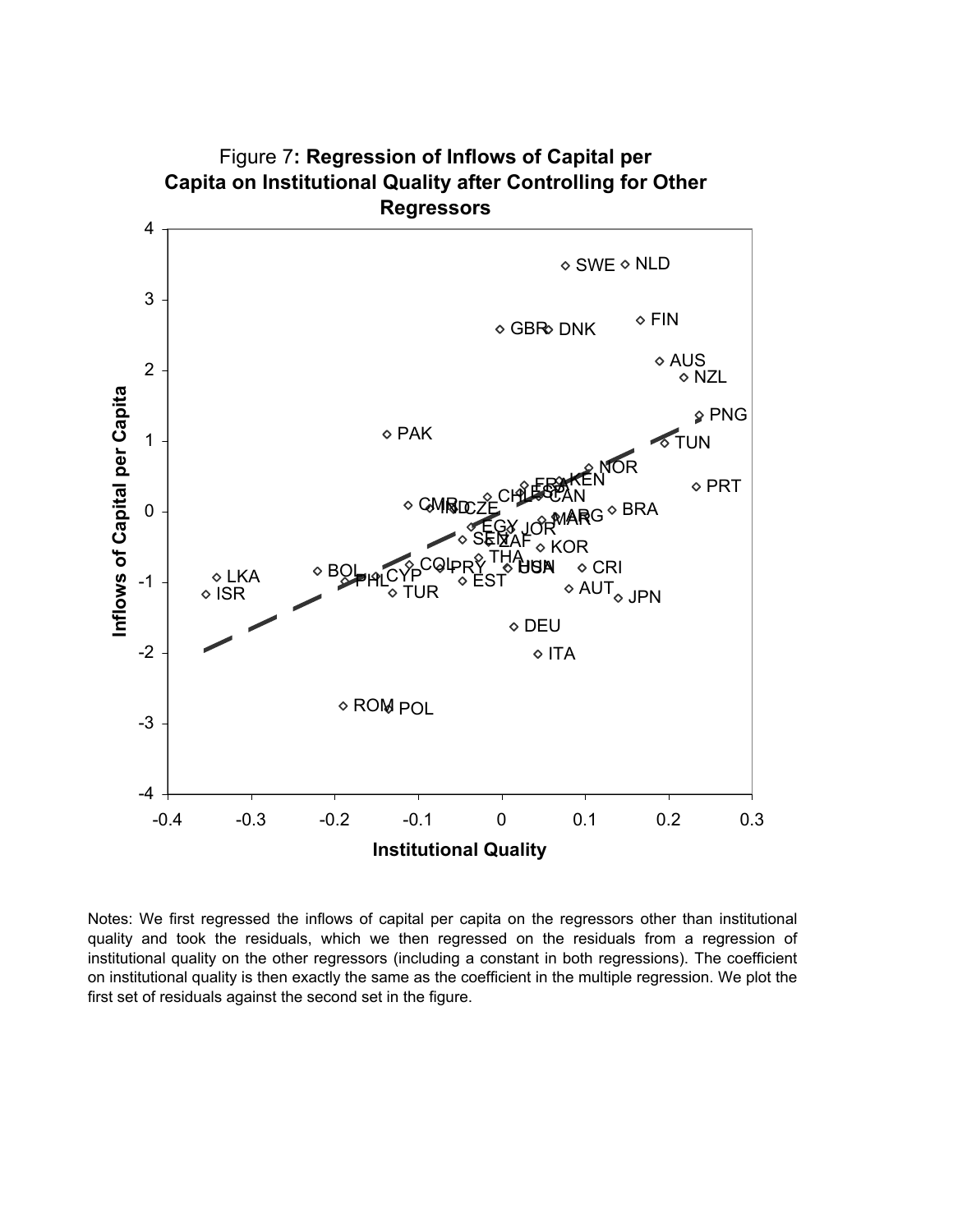Figure 7: **Regression of Inflows of Capital per Capita on Institutional Quality after Controlling for Other Regressors**

Notes: We first regressed the inflows of capital per capita on the regressors other than institutional quality and took the residuals, which we then regressed on the residuals from a regression of institutional quality on the other regressors (including a constant in both regressions). The coefficient on institutional quality is then exactly the same as the coefficient in the multiple regression. We plot the first set of residuals against the second set in the figure.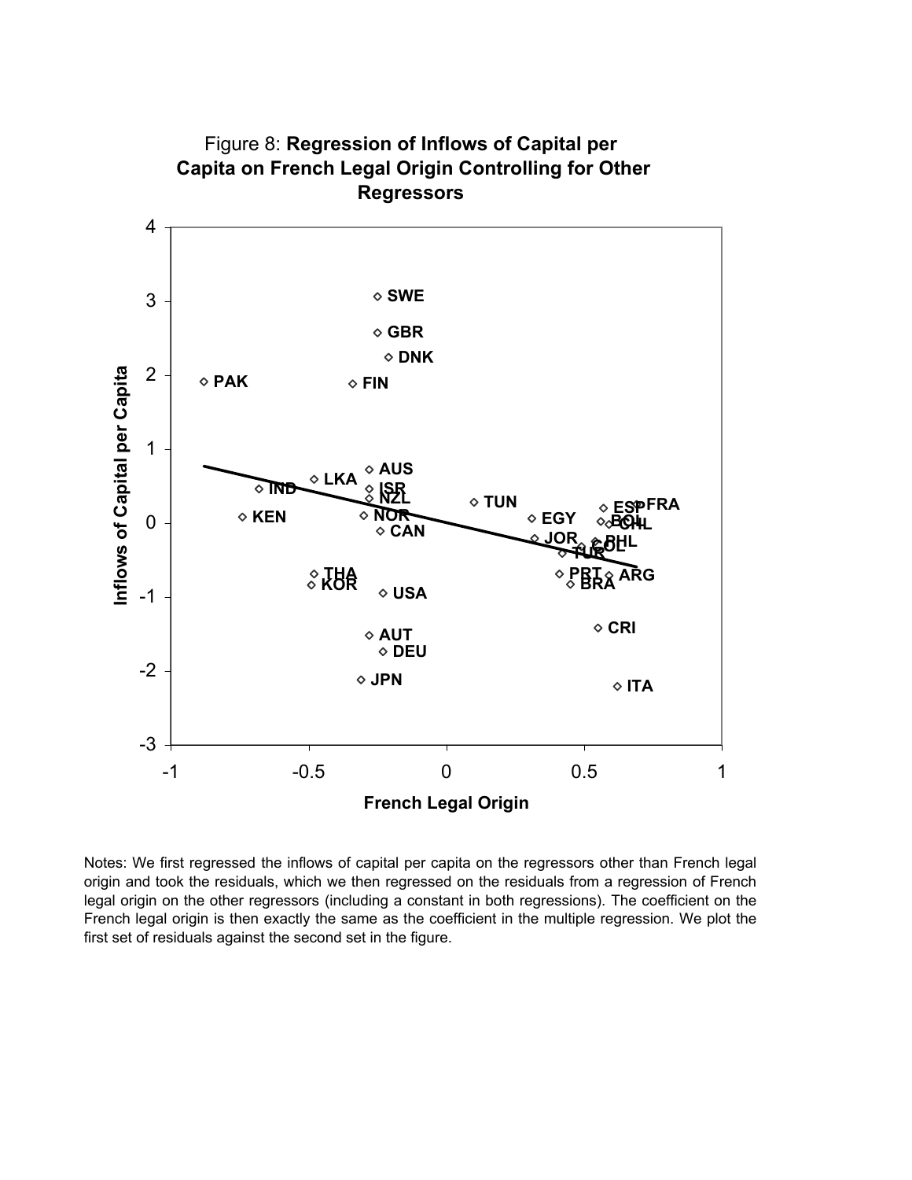Figure 8: **Regression of Inflows of Capital per Capita on French Legal Origin Controlling for Other Regressors**

Notes: We first regressed the inflows of capital per capita on the regressors other than French legal origin and took the residuals, which we then regressed on the residuals from a regression of French legal origin on the other regressors (including a constant in both regressions). The coefficient on the French legal origin is then exactly the same as the coefficient in the multiple regression. We plot the first set of residuals against the second set in the figure.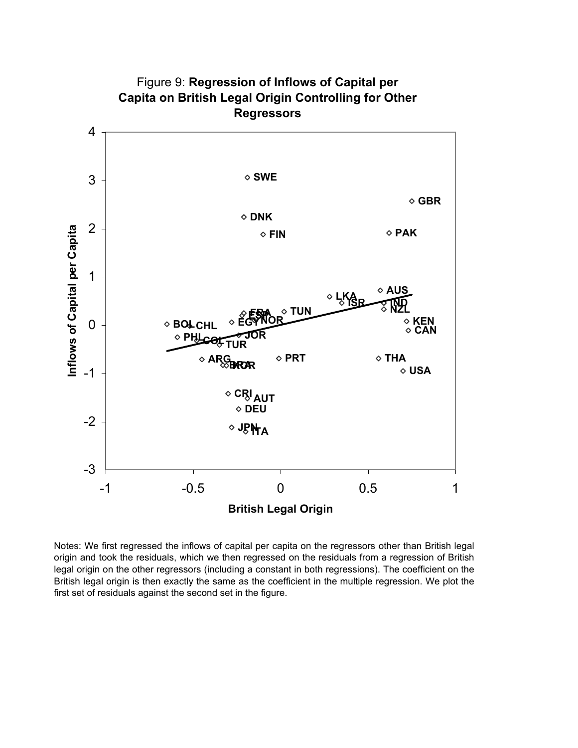Figure 9: **Regression of Inflows of Capital per Capita on British Legal Origin Controlling for Other Regressors**

Notes: We first regressed the inflows of capital per capita on the regressors other than British legal origin and took the residuals, which we then regressed on the residuals from a regression of British legal origin on the other regressors (including a constant in both regressions). The coefficient on the British legal origin is then exactly the same as the coefficient in the multiple regression. We plot the first set of residuals against the second set in the figure.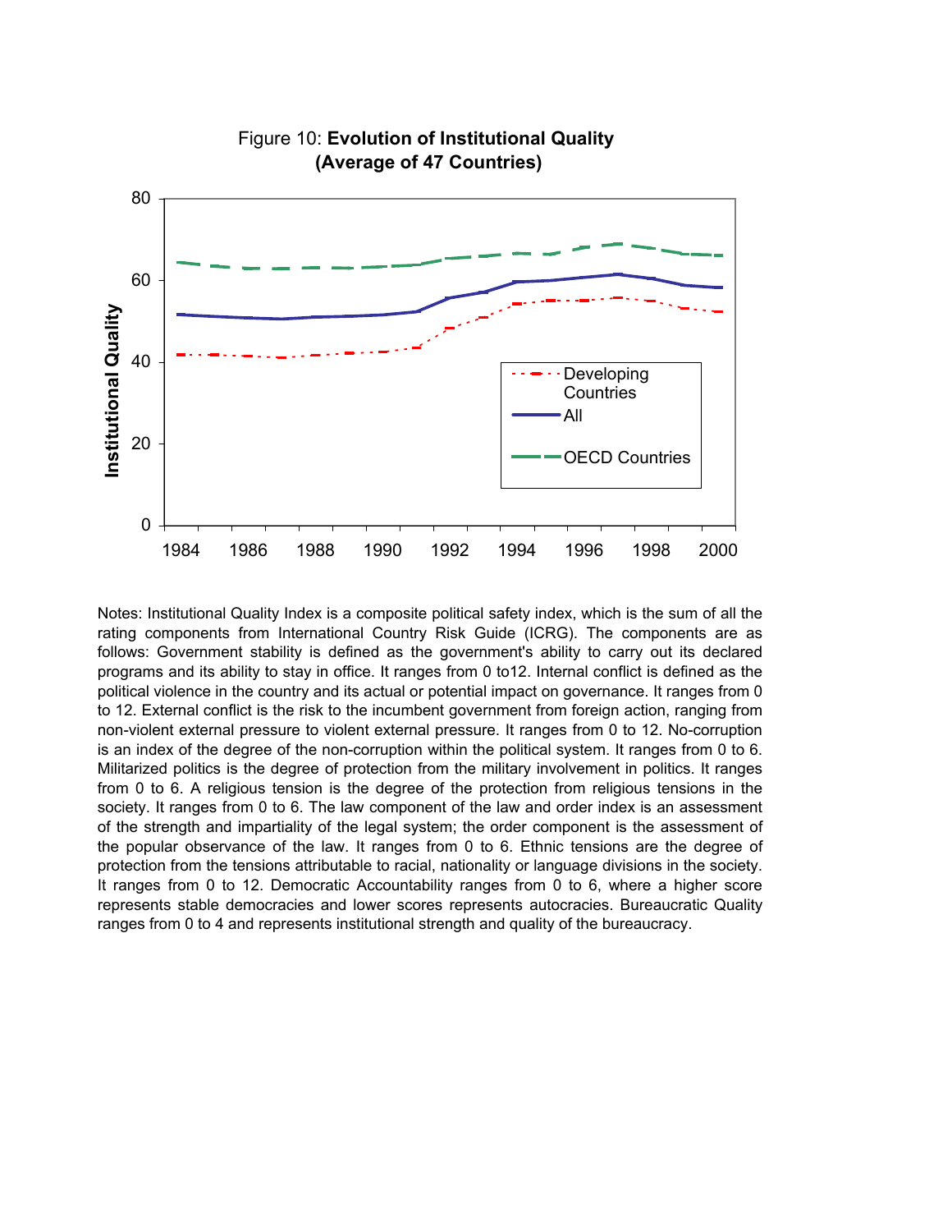Figure 10: **Evolution of Institutional Quality (Average of 47 Countries)**

Notes: Institutional Quality Index is a composite political safety index, which is the sum of all the rating components from International Country Risk Guide (ICRG). The components are as follows: Government stability is defined as the government's ability to carry out its declared programs and its ability to stay in office. It ranges from 0 to12. Internal conflict is defined as the political violence in the country and its actual or potential impact on governance. It ranges from 0 to 12. External conflict is the risk to the incumbent government from foreign action, ranging from non-violent external pressure to violent external pressure. It ranges from 0 to 12. No-corruption is an index of the degree of the non-corruption within the political system. It ranges from 0 to 6. Militarized politics is the degree of protection from the military involvement in politics. It ranges from 0 to 6. A religious tension is the degree of the protection from religious tensions in the society. It ranges from 0 to 6. The law component of the law and order index is an assessment of the strength and impartiality of the legal system; the order component is the assessment of the popular observance of the law. It ranges from 0 to 6. Ethnic tensions are the degree of protection from the tensions attributable to racial, nationality or language divisions in the society. It ranges from 0 to 12. Democratic Accountability ranges from 0 to 6, where a higher score represents stable democracies and lower scores represents autocracies. Bureaucratic Quality ranges from 0 to 4 and represents institutional strength and quality of the bureaucracy.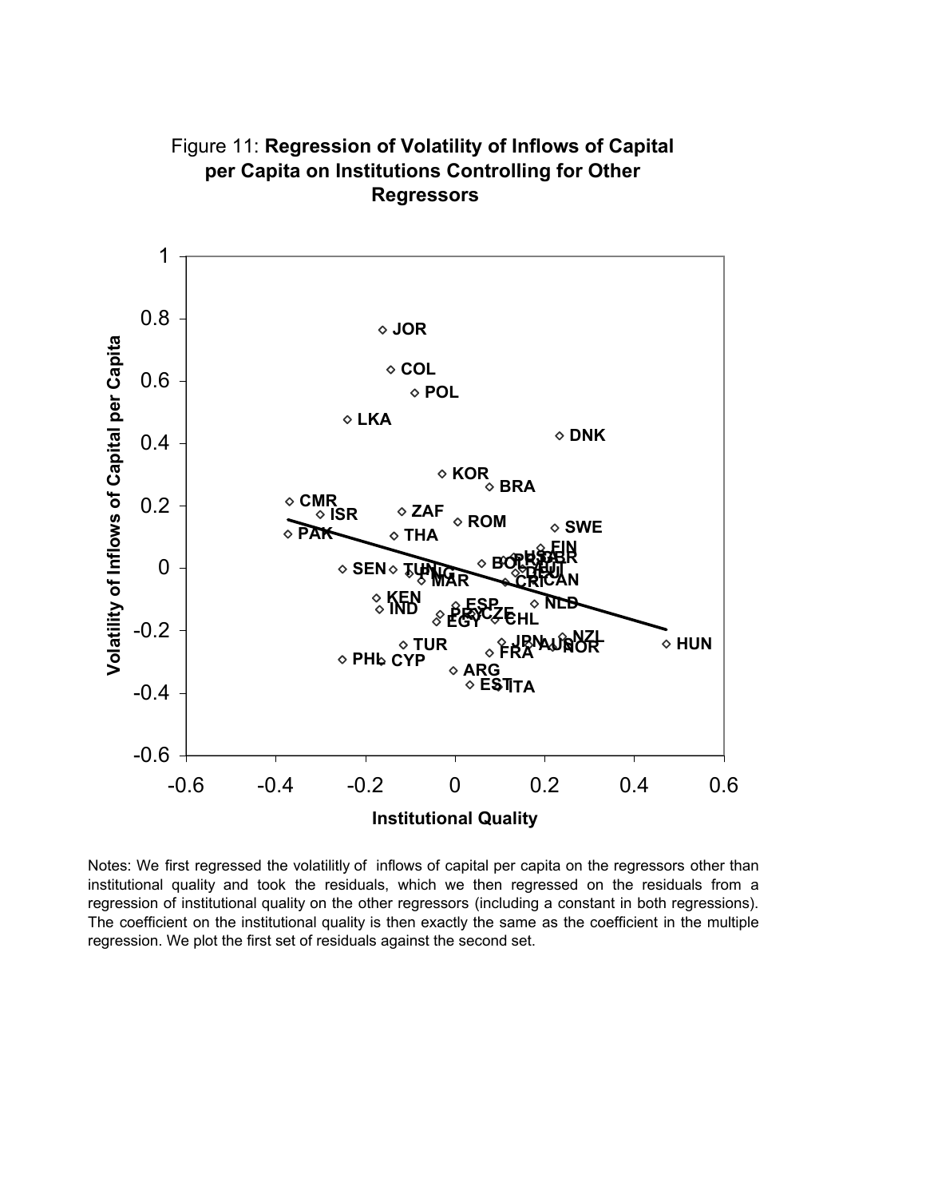Figure 11: **Regression of Volatility of Inflows of Capital per Capita on Institutions Controlling for Other Regressors**

Notes: We first regressed the volatilitly of inflows of capital per capita on the regressors other than institutional quality and took the residuals, which we then regressed on the residuals from a regression of institutional quality on the other regressors (including a constant in both regressions). The coefficient on the institutional quality is then exactly the same as the coefficient in the multiple regression. We plot the first set of residuals against the second set.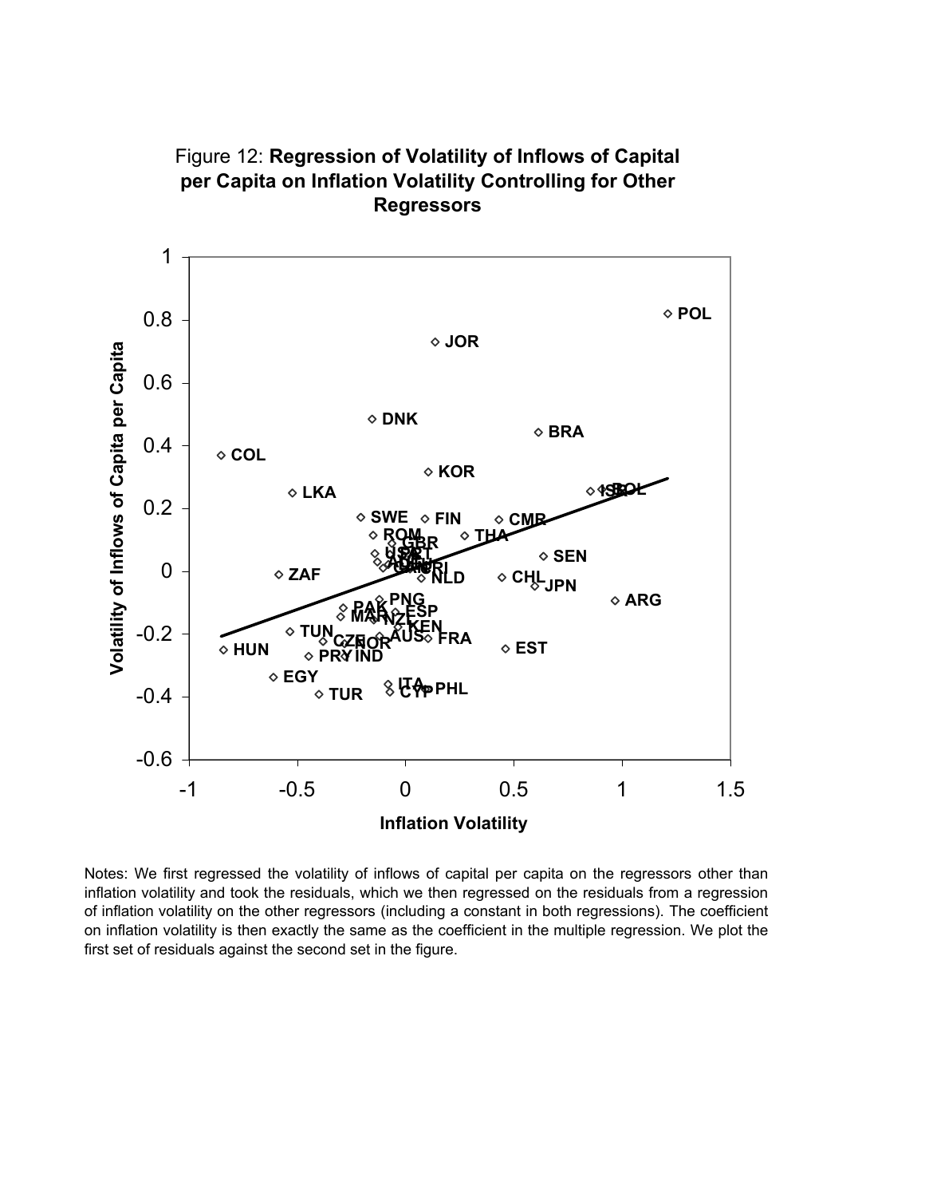Figure 12: **Regression of Volatility of Inflows of Capital per Capita on Inflation Volatility Controlling for Other Regressors**

Notes: We first regressed the volatility of inflows of capital per capita on the regressors other than inflation volatility and took the residuals, which we then regressed on the residuals from a regression of inflation volatility on the other regressors (including a constant in both regressions). The coefficient on inflation volatility is then exactly the same as the coefficient in the multiple regression. We plot the first set of residuals against the second set in the figure.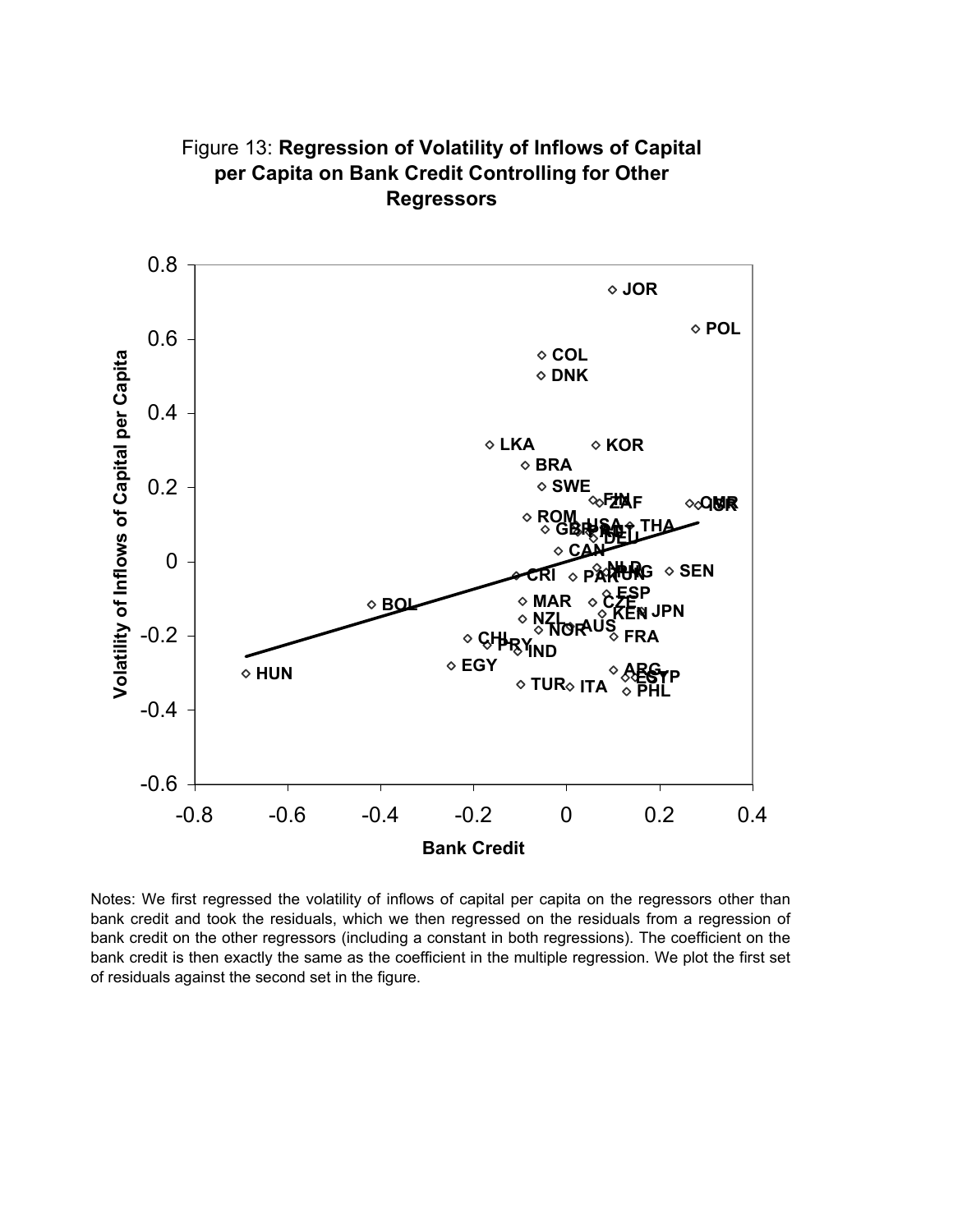Figure 13: **Regression of Volatility of Inflows of Capital per Capita on Bank Credit Controlling for Other Regressors**

Notes: We first regressed the volatility of inflows of capital per capita on the regressors other than bank credit and took the residuals, which we then regressed on the residuals from a regression of bank credit on the other regressors (including a constant in both regressions). The coefficient on the bank credit is then exactly the same as the coefficient in the multiple regression. We plot the first set of residuals against the second set in the figure.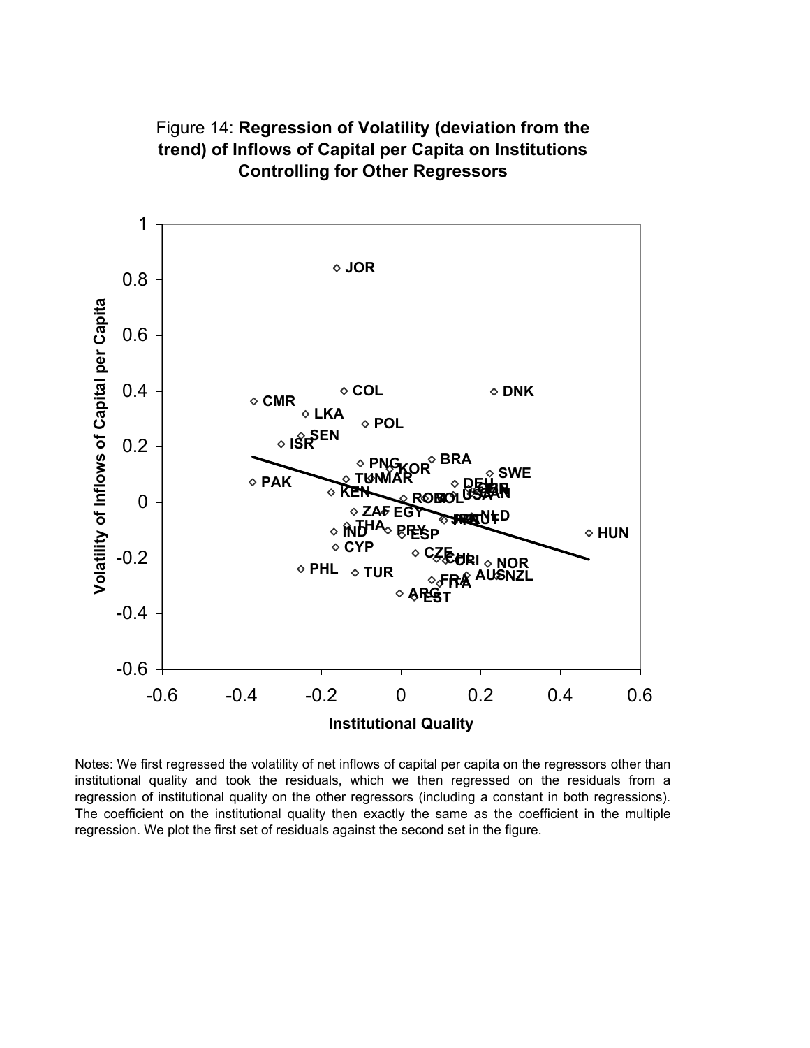Figure 14: **Regression of Volatility (deviation from the trend) of Inflows of Capital per Capita on Institutions Controlling for Other Regressors**

Notes: We first regressed the volatility of net inflows of capital per capita on the regressors other than institutional quality and took the residuals, which we then regressed on the residuals from a regression of institutional quality on the other regressors (including a constant in both regressions). The coefficient on the institutional quality then exactly the same as the coefficient in the multiple regression. We plot the first set of residuals against the second set in the figure.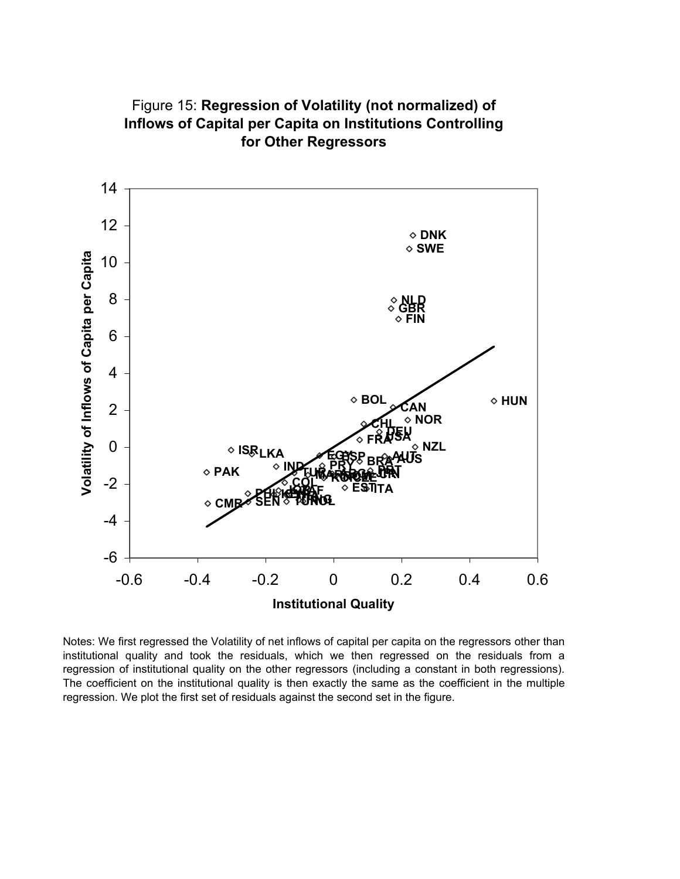Figure 15: **Regression of Volatility (not normalized) of Inflows of Capital per Capita on Institutions Controlling for Other Regressors**

Volatility of Inflows of Capita per Capita

14
12
10
8
6
4
2
0
-2
-4
-6

-0.6 -0.4 -0.2 0 0.2 0.4 0.6

Institutional Quality

DNK
SWE
NLD
GBR
FIN
BOL
CAN
HUN
NOR
CHL
DEU
USA
FRA
NZL
ISR
LKA
EGY
ESP
BRA
AUT
AUS
PAK
IND
PRY
TUR
MAR
ARG
KOR
IRL
PRT
FIN
COL
EST
ITA
PHL
KEN
JOR
ZAF
CMR
SEN
TUN
POL

Notes: We first regressed the Volatility of net inflows of capital per capita on the regressors other than institutional quality and took the residuals, which we then regressed on the residuals from a regression of institutional quality on the other regressors (including a constant in both regressions). The coefficient on the institutional quality is then exactly the same as the coefficient in the multiple regression. We plot the first set of residuals against the second set in the figure.